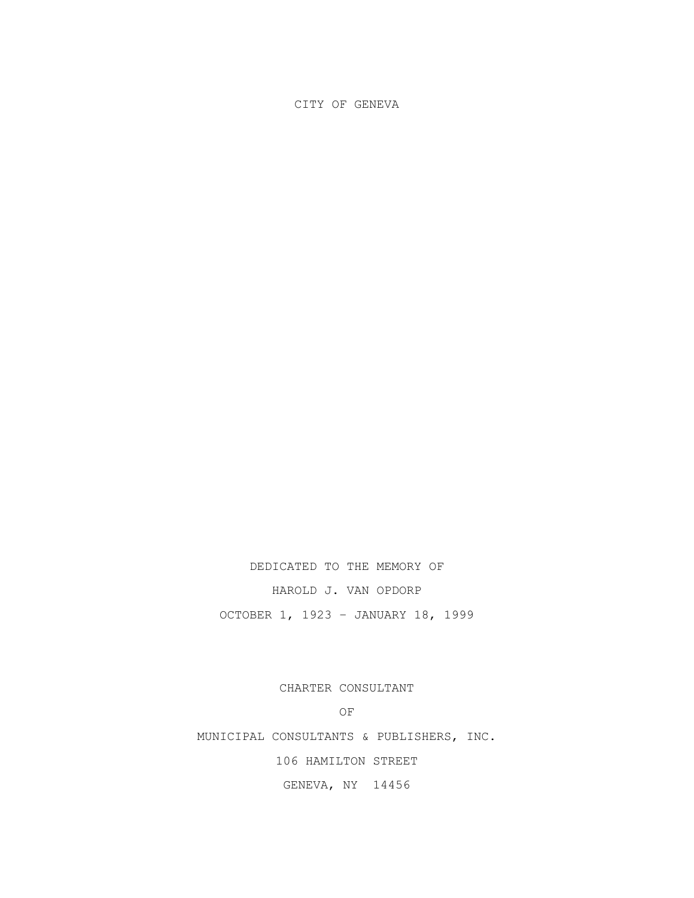# CITY OF GENEVA

DEDICATED TO THE MEMORY OF

HAROLD J. VAN OPDORP

OCTOBER 1, 1923 – JANUARY 18, 1999

CHARTER CONSULTANT

OF

MUNICIPAL CONSULTANTS & PUBLISHERS, INC.

106 HAMILTON STREET

GENEVA, NY 14456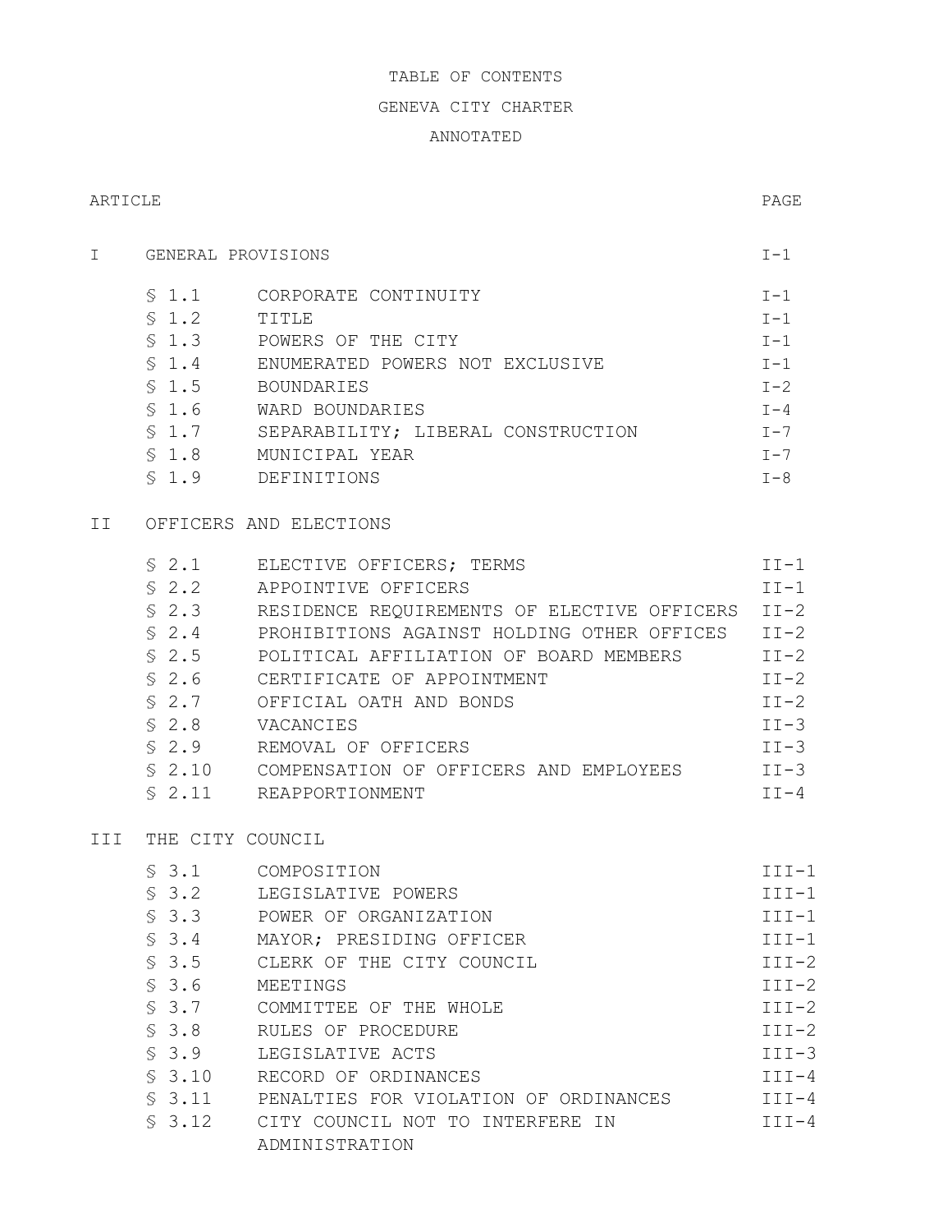# TABLE OF CONTENTS

## GENEVA CITY CHARTER

## ANNOTATED

| ARTICLE | | | PAGE |
|---|---|---|---|
| I | GENERAL PROVISIONS | | I-1 |
| | § 1.1 | CORPORATE CONTINUITY | I-1 |
| | § 1.2 | TITLE | I-1 |
| | § 1.3 | POWERS OF THE CITY | I-1 |
| | § 1.4 | ENUMERATED POWERS NOT EXCLUSIVE | I-1 |
| | § 1.5 | BOUNDARIES | I-2 |
| | § 1.6 | WARD BOUNDARIES | I-4 |
| | § 1.7 | SEPARABILITY; LIBERAL CONSTRUCTION | I-7 |
| | § 1.8 | MUNICIPAL YEAR | I-7 |
| | § 1.9 | DEFINITIONS | I-8 |
| II | OFFICERS AND ELECTIONS | | |
| | § 2.1 | ELECTIVE OFFICERS; TERMS | II-1 |
| | § 2.2 | APPOINTIVE OFFICERS | II-1 |
| | § 2.3 | RESIDENCE REQUIREMENTS OF ELECTIVE OFFICERS | II-2 |
| | § 2.4 | PROHIBITIONS AGAINST HOLDING OTHER OFFICES | II-2 |
| | § 2.5 | POLITICAL AFFILIATION OF BOARD MEMBERS | II-2 |
| | § 2.6 | CERTIFICATE OF APPOINTMENT | II-2 |
| | § 2.7 | OFFICIAL OATH AND BONDS | II-2 |
| | § 2.8 | VACANCIES | II-3 |
| | § 2.9 | REMOVAL OF OFFICERS | II-3 |
| | § 2.10 | COMPENSATION OF OFFICERS AND EMPLOYEES | II-3 |
| | § 2.11 | REAPPORTIONMENT | II-4 |
| III | THE CITY COUNCIL | | |
| | § 3.1 | COMPOSITION | III-1 |
| | § 3.2 | LEGISLATIVE POWERS | III-1 |
| | § 3.3 | POWER OF ORGANIZATION | III-1 |
| | § 3.4 | MAYOR; PRESIDING OFFICER | III-1 |
| | § 3.5 | CLERK OF THE CITY COUNCIL | III-2 |
| | § 3.6 | MEETINGS | III-2 |
| | § 3.7 | COMMITTEE OF THE WHOLE | III-2 |
| | § 3.8 | RULES OF PROCEDURE | III-2 |
| | § 3.9 | LEGISLATIVE ACTS | III-3 |
| | § 3.10 | RECORD OF ORDINANCES | III-4 |
| | § 3.11 | PENALTIES FOR VIOLATION OF ORDINANCES | III-4 |
| | § 3.12 | CITY COUNCIL NOT TO INTERFERE IN ADMINISTRATION | III-4 |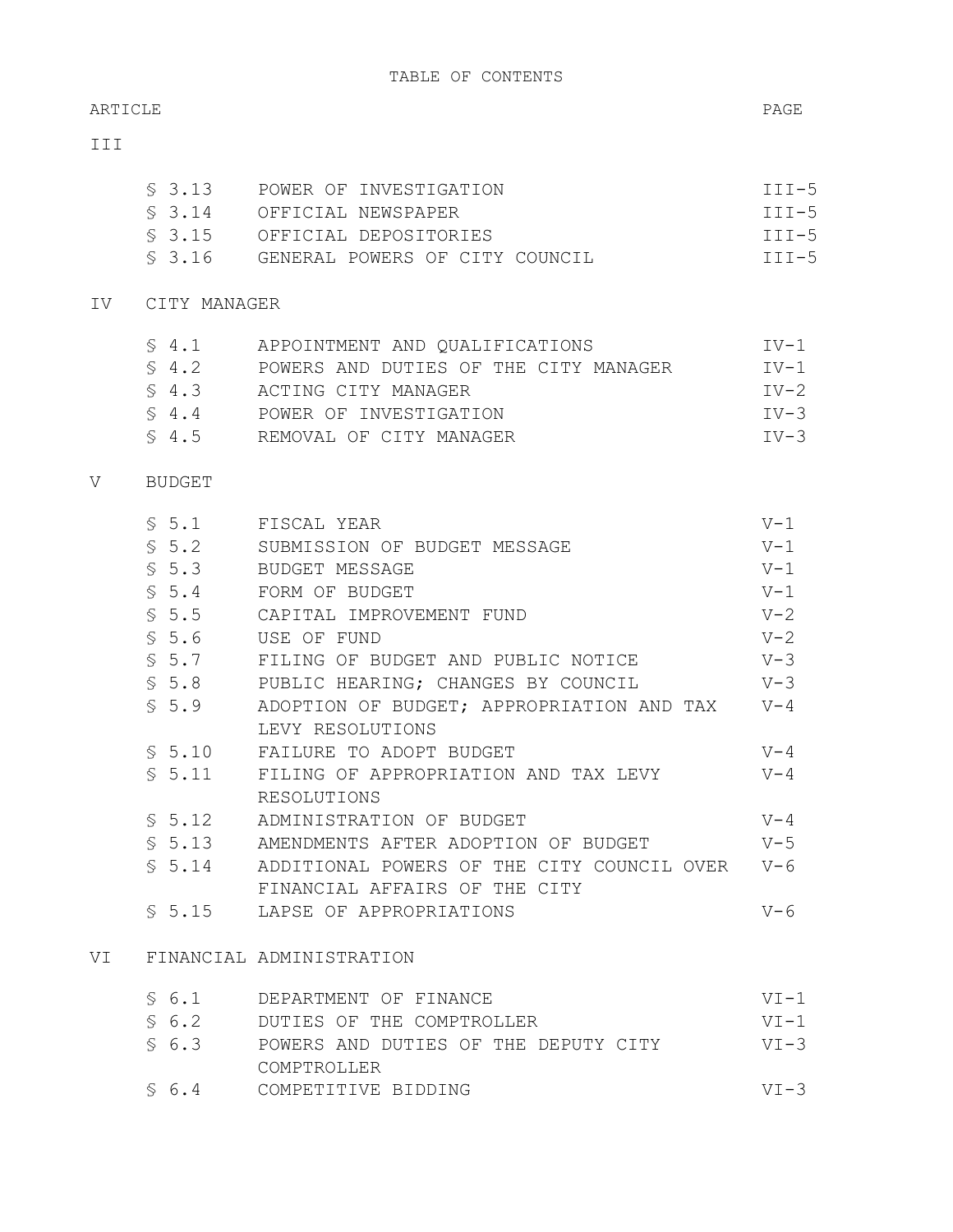# TABLE OF CONTENTS

| ARTICLE | | | PAGE |
|---|---|---|---|
| III | | | |
| | § 3.13 | POWER OF INVESTIGATION | III-5 |
| | § 3.14 | OFFICIAL NEWSPAPER | III-5 |
| | § 3.15 | OFFICIAL DEPOSITORIES | III-5 |
| | § 3.16 | GENERAL POWERS OF CITY COUNCIL | III-5 |
| IV | CITY MANAGER | | |
| | § 4.1 | APPOINTMENT AND QUALIFICATIONS | IV-1 |
| | § 4.2 | POWERS AND DUTIES OF THE CITY MANAGER | IV-1 |
| | § 4.3 | ACTING CITY MANAGER | IV-2 |
| | § 4.4 | POWER OF INVESTIGATION | IV-3 |
| | § 4.5 | REMOVAL OF CITY MANAGER | IV-3 |
| V | BUDGET | | |
| | § 5.1 | FISCAL YEAR | V-1 |
| | § 5.2 | SUBMISSION OF BUDGET MESSAGE | V-1 |
| | § 5.3 | BUDGET MESSAGE | V-1 |
| | § 5.4 | FORM OF BUDGET | V-1 |
| | § 5.5 | CAPITAL IMPROVEMENT FUND | V-2 |
| | § 5.6 | USE OF FUND | V-2 |
| | § 5.7 | FILING OF BUDGET AND PUBLIC NOTICE | V-3 |
| | § 5.8 | PUBLIC HEARING; CHANGES BY COUNCIL | V-3 |
| | § 5.9 | ADOPTION OF BUDGET; APPROPRIATION AND TAX LEVY RESOLUTIONS | V-4 |
| | § 5.10 | FAILURE TO ADOPT BUDGET | V-4 |
| | § 5.11 | FILING OF APPROPRIATION AND TAX LEVY RESOLUTIONS | V-4 |
| | § 5.12 | ADMINISTRATION OF BUDGET | V-4 |
| | § 5.13 | AMENDMENTS AFTER ADOPTION OF BUDGET | V-5 |
| | § 5.14 | ADDITIONAL POWERS OF THE CITY COUNCIL OVER FINANCIAL AFFAIRS OF THE CITY | V-6 |
| | § 5.15 | LAPSE OF APPROPRIATIONS | V-6 |
| VI | FINANCIAL ADMINISTRATION | | |
| | § 6.1 | DEPARTMENT OF FINANCE | VI-1 |
| | § 6.2 | DUTIES OF THE COMPTROLLER | VI-1 |
| | § 6.3 | POWERS AND DUTIES OF THE DEPUTY CITY COMPTROLLER | VI-3 |
| | § 6.4 | COMPETITIVE BIDDING | VI-3 |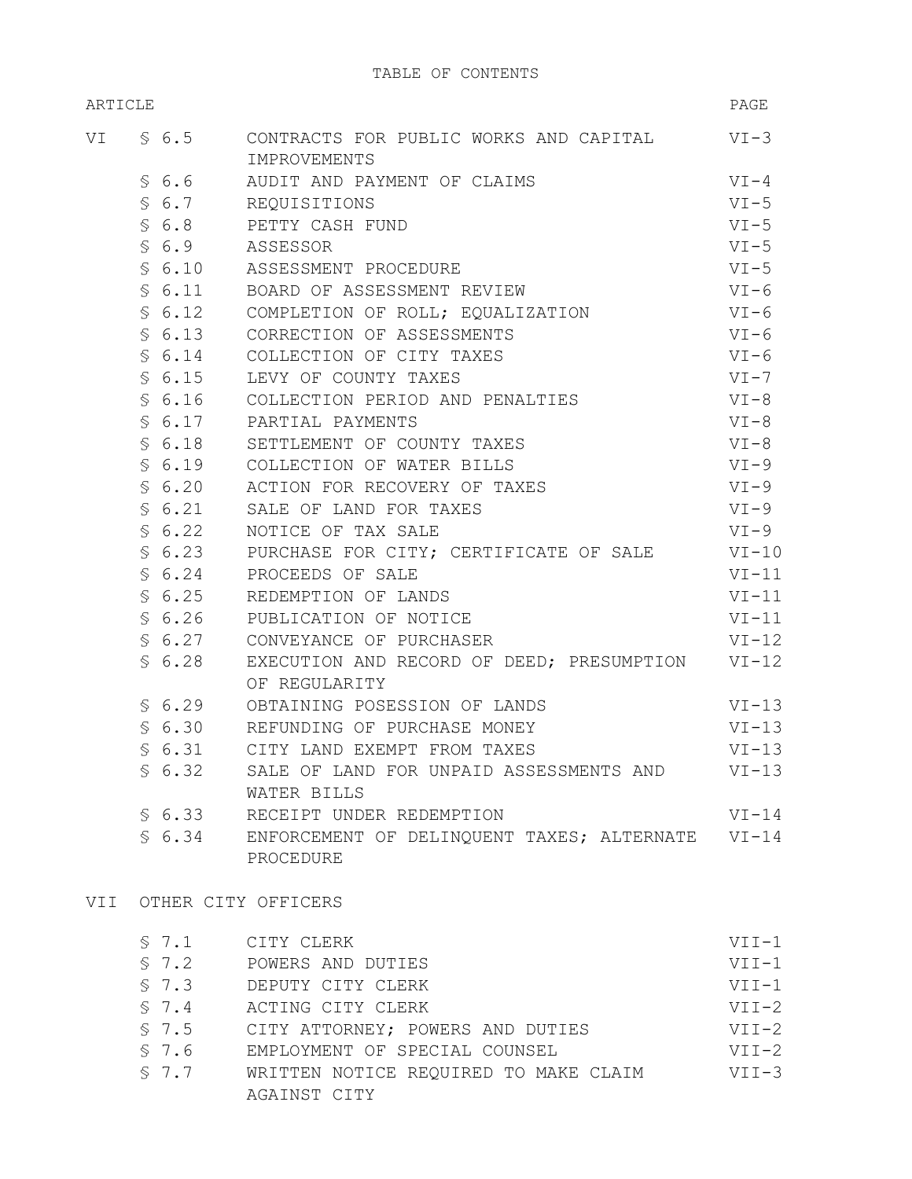TABLE OF CONTENTS

| ARTICLE | | | PAGE |
|---|---|---|---|
| VI | § 6.5 | CONTRACTS FOR PUBLIC WORKS AND CAPITAL IMPROVEMENTS | VI-3 |
| | § 6.6 | AUDIT AND PAYMENT OF CLAIMS | VI-4 |
| | § 6.7 | REQUISITIONS | VI-5 |
| | § 6.8 | PETTY CASH FUND | VI-5 |
| | § 6.9 | ASSESSOR | VI-5 |
| | § 6.10 | ASSESSMENT PROCEDURE | VI-5 |
| | § 6.11 | BOARD OF ASSESSMENT REVIEW | VI-6 |
| | § 6.12 | COMPLETION OF ROLL; EQUALIZATION | VI-6 |
| | § 6.13 | CORRECTION OF ASSESSMENTS | VI-6 |
| | § 6.14 | COLLECTION OF CITY TAXES | VI-6 |
| | § 6.15 | LEVY OF COUNTY TAXES | VI-7 |
| | § 6.16 | COLLECTION PERIOD AND PENALTIES | VI-8 |
| | § 6.17 | PARTIAL PAYMENTS | VI-8 |
| | § 6.18 | SETTLEMENT OF COUNTY TAXES | VI-8 |
| | § 6.19 | COLLECTION OF WATER BILLS | VI-9 |
| | § 6.20 | ACTION FOR RECOVERY OF TAXES | VI-9 |
| | § 6.21 | SALE OF LAND FOR TAXES | VI-9 |
| | § 6.22 | NOTICE OF TAX SALE | VI-9 |
| | § 6.23 | PURCHASE FOR CITY; CERTIFICATE OF SALE | VI-10 |
| | § 6.24 | PROCEEDS OF SALE | VI-11 |
| | § 6.25 | REDEMPTION OF LANDS | VI-11 |
| | § 6.26 | PUBLICATION OF NOTICE | VI-11 |
| | § 6.27 | CONVEYANCE OF PURCHASER | VI-12 |
| | § 6.28 | EXECUTION AND RECORD OF DEED; PRESUMPTION OF REGULARITY | VI-12 |
| | § 6.29 | OBTAINING POSESSION OF LANDS | VI-13 |
| | § 6.30 | REFUNDING OF PURCHASE MONEY | VI-13 |
| | § 6.31 | CITY LAND EXEMPT FROM TAXES | VI-13 |
| | § 6.32 | SALE OF LAND FOR UNPAID ASSESSMENTS AND WATER BILLS | VI-13 |
| | § 6.33 | RECEIPT UNDER REDEMPTION | VI-14 |
| | § 6.34 | ENFORCEMENT OF DELINQUENT TAXES; ALTERNATE PROCEDURE | VI-14 |
| VII | OTHER CITY OFFICERS | | |
| | § 7.1 | CITY CLERK | VII-1 |
| | § 7.2 | POWERS AND DUTIES | VII-1 |
| | § 7.3 | DEPUTY CITY CLERK | VII-1 |
| | § 7.4 | ACTING CITY CLERK | VII-2 |
| | § 7.5 | CITY ATTORNEY; POWERS AND DUTIES | VII-2 |
| | § 7.6 | EMPLOYMENT OF SPECIAL COUNSEL | VII-2 |
| | § 7.7 | WRITTEN NOTICE REQUIRED TO MAKE CLAIM AGAINST CITY | VII-3 |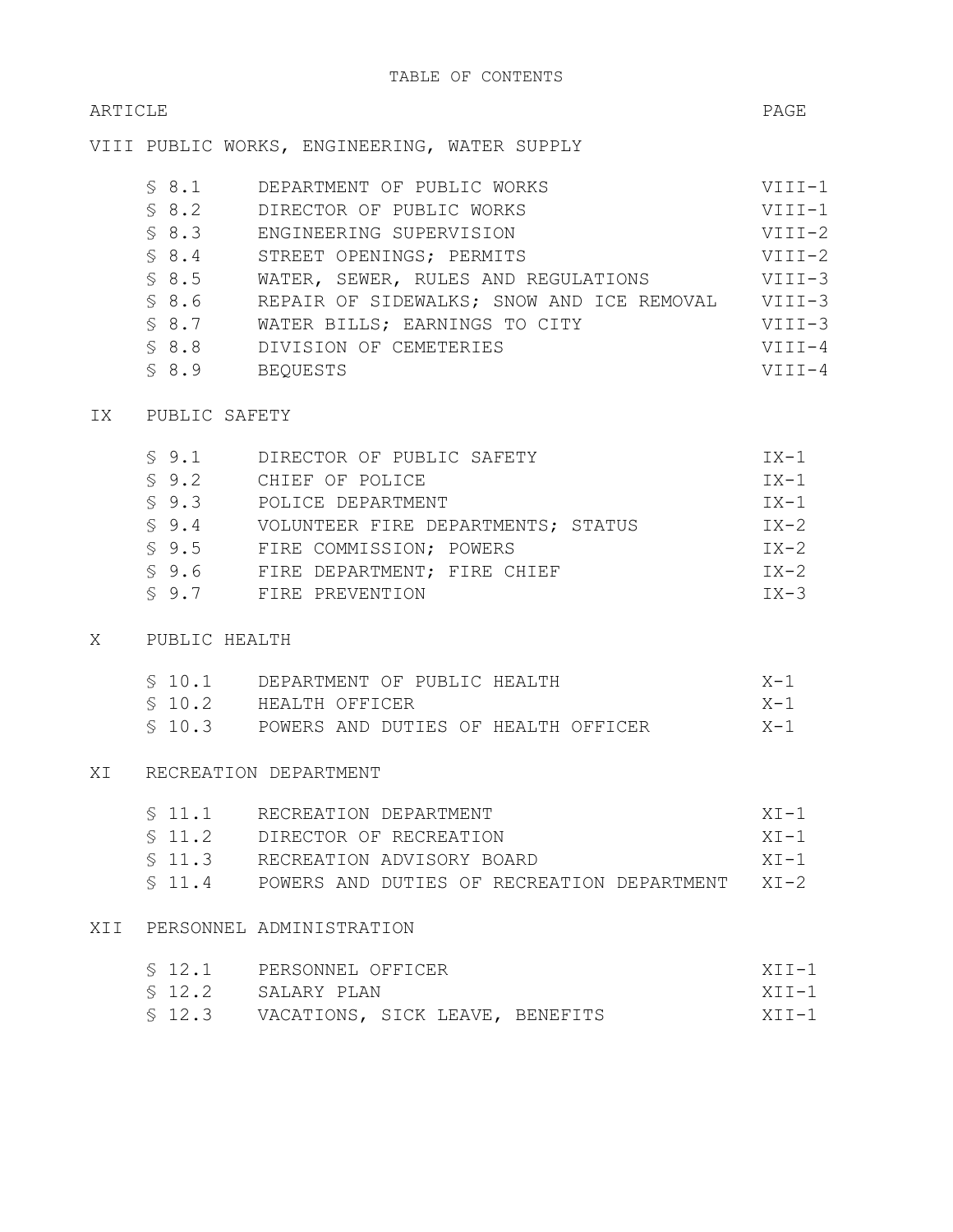# TABLE OF CONTENTS

| ARTICLE | | | PAGE |
|---|---|---|---|
| VIII | PUBLIC WORKS, ENGINEERING, WATER SUPPLY | | |
| | § 8.1 | DEPARTMENT OF PUBLIC WORKS | VIII-1 |
| | § 8.2 | DIRECTOR OF PUBLIC WORKS | VIII-1 |
| | § 8.3 | ENGINEERING SUPERVISION | VIII-2 |
| | § 8.4 | STREET OPENINGS; PERMITS | VIII-2 |
| | § 8.5 | WATER, SEWER, RULES AND REGULATIONS | VIII-3 |
| | § 8.6 | REPAIR OF SIDEWALKS; SNOW AND ICE REMOVAL | VIII-3 |
| | § 8.7 | WATER BILLS; EARNINGS TO CITY | VIII-3 |
| | § 8.8 | DIVISION OF CEMETERIES | VIII-4 |
| | § 8.9 | BEQUESTS | VIII-4 |
| IX | PUBLIC SAFETY | | |
| | § 9.1 | DIRECTOR OF PUBLIC SAFETY | IX-1 |
| | § 9.2 | CHIEF OF POLICE | IX-1 |
| | § 9.3 | POLICE DEPARTMENT | IX-1 |
| | § 9.4 | VOLUNTEER FIRE DEPARTMENTS; STATUS | IX-2 |
| | § 9.5 | FIRE COMMISSION; POWERS | IX-2 |
| | § 9.6 | FIRE DEPARTMENT; FIRE CHIEF | IX-2 |
| | § 9.7 | FIRE PREVENTION | IX-3 |
| X | PUBLIC HEALTH | | |
| | § 10.1 | DEPARTMENT OF PUBLIC HEALTH | X-1 |
| | § 10.2 | HEALTH OFFICER | X-1 |
| | § 10.3 | POWERS AND DUTIES OF HEALTH OFFICER | X-1 |
| XI | RECREATION DEPARTMENT | | |
| | § 11.1 | RECREATION DEPARTMENT | XI-1 |
| | § 11.2 | DIRECTOR OF RECREATION | XI-1 |
| | § 11.3 | RECREATION ADVISORY BOARD | XI-1 |
| | § 11.4 | POWERS AND DUTIES OF RECREATION DEPARTMENT | XI-2 |
| XII | PERSONNEL ADMINISTRATION | | |
| | § 12.1 | PERSONNEL OFFICER | XII-1 |
| | § 12.2 | SALARY PLAN | XII-1 |
| | § 12.3 | VACATIONS, SICK LEAVE, BENEFITS | XII-1 |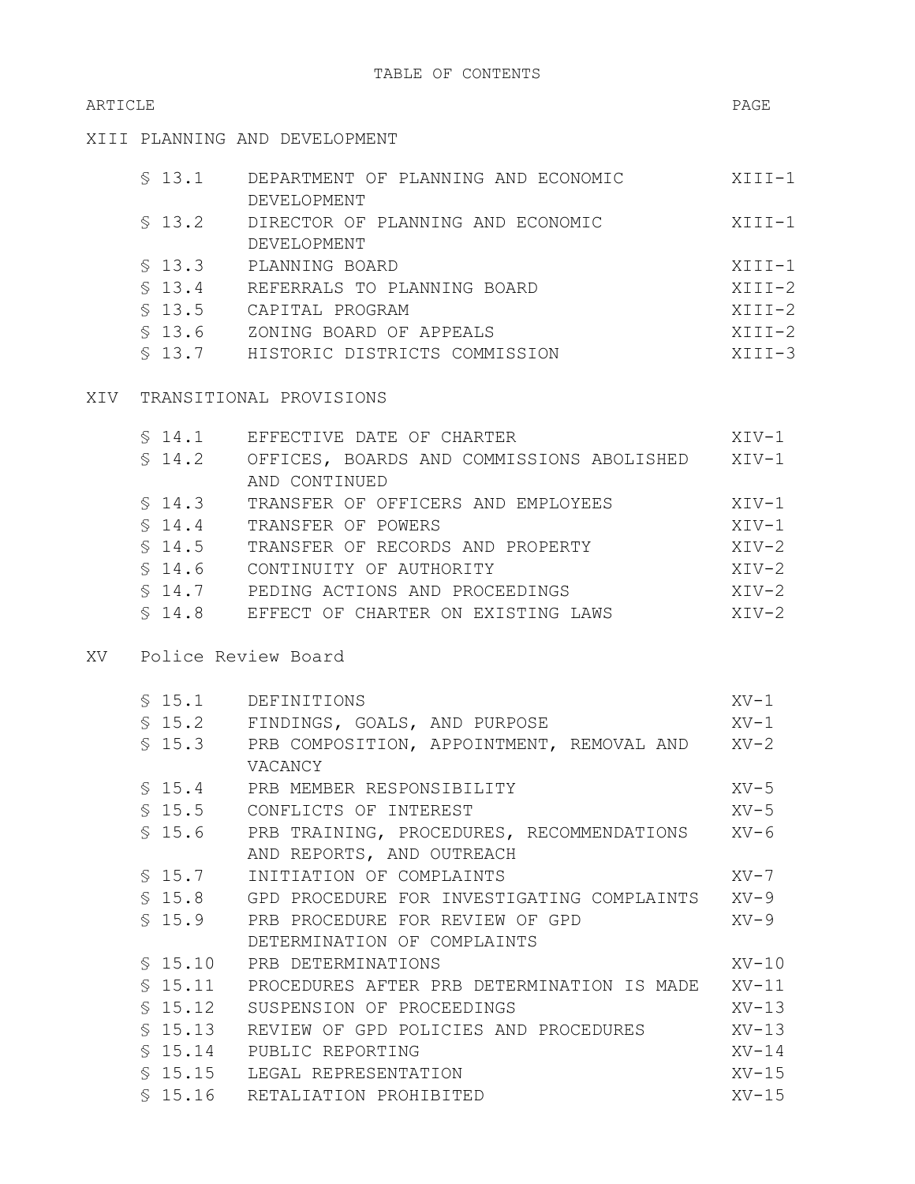# TABLE OF CONTENTS

| ARTICLE | | | PAGE |
|---|---|---|---|
| XIII PLANNING AND DEVELOPMENT | | | |
| | § 13.1 | DEPARTMENT OF PLANNING AND ECONOMIC DEVELOPMENT | XIII-1 |
| | § 13.2 | DIRECTOR OF PLANNING AND ECONOMIC DEVELOPMENT | XIII-1 |
| | § 13.3 | PLANNING BOARD | XIII-1 |
| | § 13.4 | REFERRALS TO PLANNING BOARD | XIII-2 |
| | § 13.5 | CAPITAL PROGRAM | XIII-2 |
| | § 13.6 | ZONING BOARD OF APPEALS | XIII-2 |
| | § 13.7 | HISTORIC DISTRICTS COMMISSION | XIII-3 |
| XIV TRANSITIONAL PROVISIONS | | | |
| | § 14.1 | EFFECTIVE DATE OF CHARTER | XIV-1 |
| | § 14.2 | OFFICES, BOARDS AND COMMISSIONS ABOLISHED AND CONTINUED | XIV-1 |
| | § 14.3 | TRANSFER OF OFFICERS AND EMPLOYEES | XIV-1 |
| | § 14.4 | TRANSFER OF POWERS | XIV-1 |
| | § 14.5 | TRANSFER OF RECORDS AND PROPERTY | XIV-2 |
| | § 14.6 | CONTINUITY OF AUTHORITY | XIV-2 |
| | § 14.7 | PEDING ACTIONS AND PROCEEDINGS | XIV-2 |
| | § 14.8 | EFFECT OF CHARTER ON EXISTING LAWS | XIV-2 |
| XV Police Review Board | | | |
| | § 15.1 | DEFINITIONS | XV-1 |
| | § 15.2 | FINDINGS, GOALS, AND PURPOSE | XV-1 |
| | § 15.3 | PRB COMPOSITION, APPOINTMENT, REMOVAL AND VACANCY | XV-2 |
| | § 15.4 | PRB MEMBER RESPONSIBILITY | XV-5 |
| | § 15.5 | CONFLICTS OF INTEREST | XV-5 |
| | § 15.6 | PRB TRAINING, PROCEDURES, RECOMMENDATIONS AND REPORTS, AND OUTREACH | XV-6 |
| | § 15.7 | INITIATION OF COMPLAINTS | XV-7 |
| | § 15.8 | GPD PROCEDURE FOR INVESTIGATING COMPLAINTS | XV-9 |
| | § 15.9 | PRB PROCEDURE FOR REVIEW OF GPD DETERMINATION OF COMPLAINTS | XV-9 |
| | § 15.10 | PRB DETERMINATIONS | XV-10 |
| | § 15.11 | PROCEDURES AFTER PRB DETERMINATION IS MADE | XV-11 |
| | § 15.12 | SUSPENSION OF PROCEEDINGS | XV-13 |
| | § 15.13 | REVIEW OF GPD POLICIES AND PROCEDURES | XV-13 |
| | § 15.14 | PUBLIC REPORTING | XV-14 |
| | § 15.15 | LEGAL REPRESENTATION | XV-15 |
| | § 15.16 | RETALIATION PROHIBITED | XV-15 |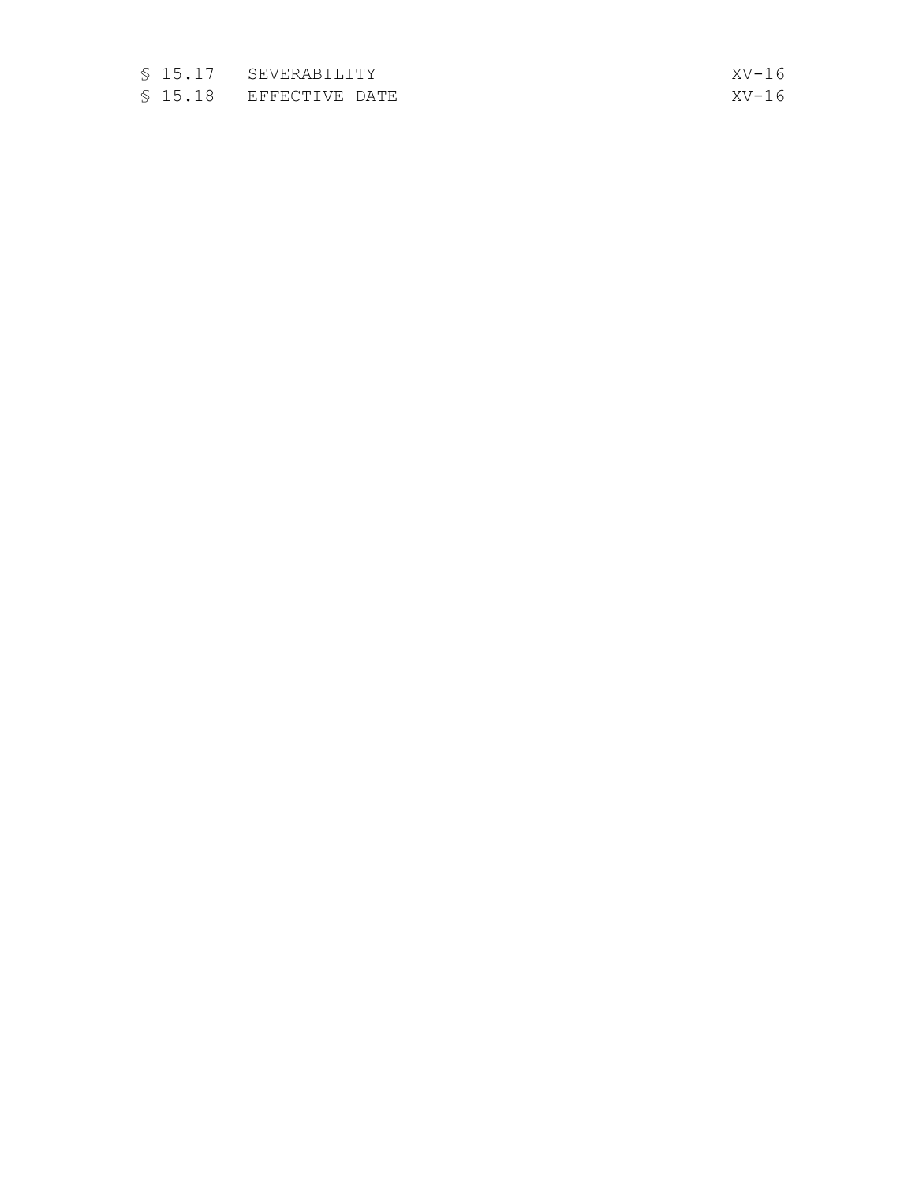| | | |
|---|---|---|
| § 15.17 | SEVERABILITY | XV-16 |
| § 15.18 | EFFECTIVE DATE | XV-16 |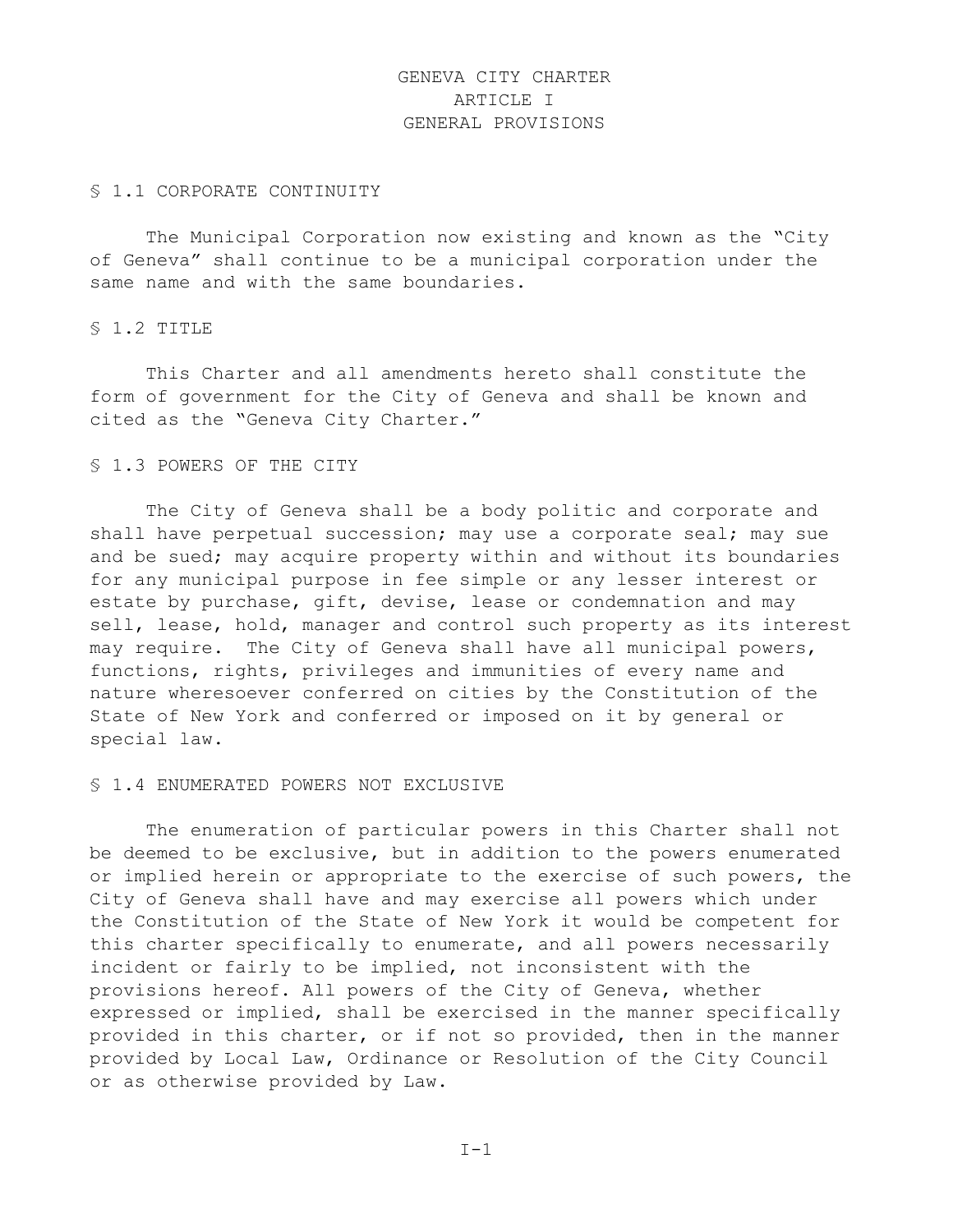# GENEVA CITY CHARTER

## ARTICLE I

## GENERAL PROVISIONS

### § 1.1 CORPORATE CONTINUITY

The Municipal Corporation now existing and known as the "City of Geneva" shall continue to be a municipal corporation under the same name and with the same boundaries.

### § 1.2 TITLE

This Charter and all amendments hereto shall constitute the form of government for the City of Geneva and shall be known and cited as the "Geneva City Charter."

### § 1.3 POWERS OF THE CITY

The City of Geneva shall be a body politic and corporate and shall have perpetual succession; may use a corporate seal; may sue and be sued; may acquire property within and without its boundaries for any municipal purpose in fee simple or any lesser interest or estate by purchase, gift, devise, lease or condemnation and may sell, lease, hold, manager and control such property as its interest may require. The City of Geneva shall have all municipal powers, functions, rights, privileges and immunities of every name and nature wheresoever conferred on cities by the Constitution of the State of New York and conferred or imposed on it by general or special law.

### § 1.4 ENUMERATED POWERS NOT EXCLUSIVE

The enumeration of particular powers in this Charter shall not be deemed to be exclusive, but in addition to the powers enumerated or implied herein or appropriate to the exercise of such powers, the City of Geneva shall have and may exercise all powers which under the Constitution of the State of New York it would be competent for this charter specifically to enumerate, and all powers necessarily incident or fairly to be implied, not inconsistent with the provisions hereof. All powers of the City of Geneva, whether expressed or implied, shall be exercised in the manner specifically provided in this charter, or if not so provided, then in the manner provided by Local Law, Ordinance or Resolution of the City Council or as otherwise provided by Law.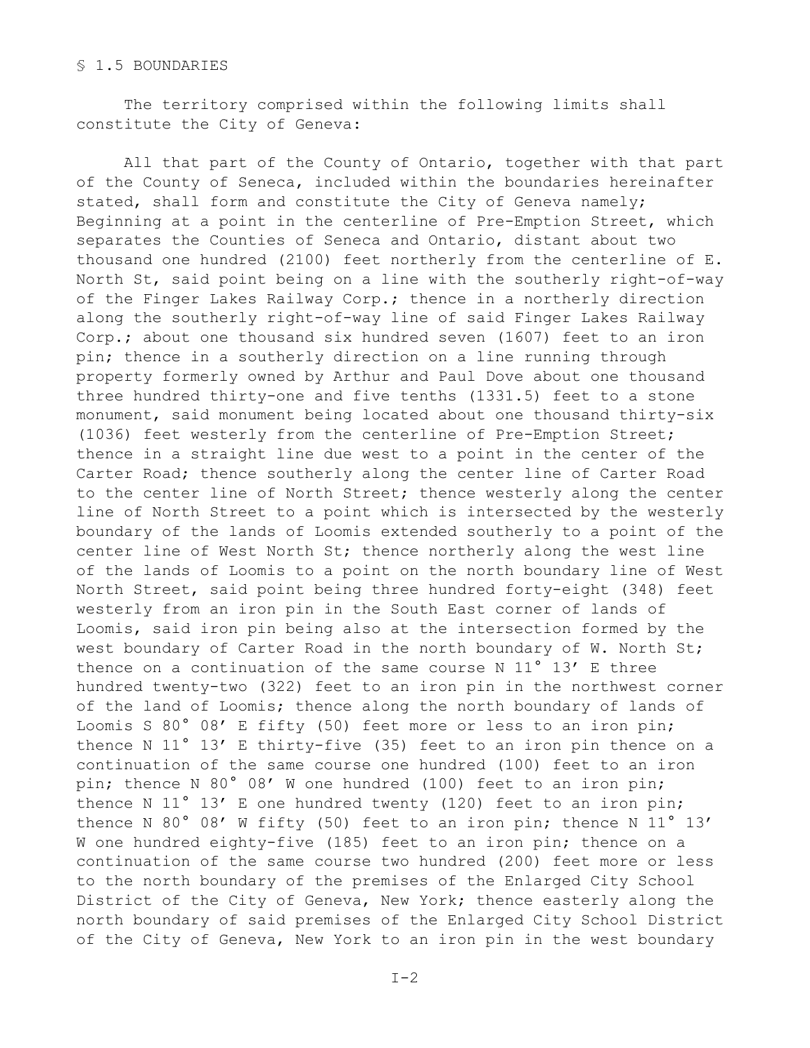§ 1.5 BOUNDARIES

The territory comprised within the following limits shall constitute the City of Geneva:

All that part of the County of Ontario, together with that part of the County of Seneca, included within the boundaries hereinafter stated, shall form and constitute the City of Geneva namely; Beginning at a point in the centerline of Pre-Emption Street, which separates the Counties of Seneca and Ontario, distant about two thousand one hundred (2100) feet northerly from the centerline of E. North St, said point being on a line with the southerly right-of-way of the Finger Lakes Railway Corp.; thence in a northerly direction along the southerly right-of-way line of said Finger Lakes Railway Corp.; about one thousand six hundred seven (1607) feet to an iron pin; thence in a southerly direction on a line running through property formerly owned by Arthur and Paul Dove about one thousand three hundred thirty-one and five tenths (1331.5) feet to a stone monument, said monument being located about one thousand thirty-six (1036) feet westerly from the centerline of Pre-Emption Street; thence in a straight line due west to a point in the center of the Carter Road; thence southerly along the center line of Carter Road to the center line of North Street; thence westerly along the center line of North Street to a point which is intersected by the westerly boundary of the lands of Loomis extended southerly to a point of the center line of West North St; thence northerly along the west line of the lands of Loomis to a point on the north boundary line of West North Street, said point being three hundred forty-eight (348) feet westerly from an iron pin in the South East corner of lands of Loomis, said iron pin being also at the intersection formed by the west boundary of Carter Road in the north boundary of W. North St; thence on a continuation of the same course N 11° 13′ E three hundred twenty-two (322) feet to an iron pin in the northwest corner of the land of Loomis; thence along the north boundary of lands of Loomis S 80° 08′ E fifty (50) feet more or less to an iron pin; thence N 11° 13′ E thirty-five (35) feet to an iron pin thence on a continuation of the same course one hundred (100) feet to an iron pin; thence N 80° 08′ W one hundred (100) feet to an iron pin; thence N 11° 13′ E one hundred twenty (120) feet to an iron pin; thence N 80° 08′ W fifty (50) feet to an iron pin; thence N 11° 13′ W one hundred eighty-five (185) feet to an iron pin; thence on a continuation of the same course two hundred (200) feet more or less to the north boundary of the premises of the Enlarged City School District of the City of Geneva, New York; thence easterly along the north boundary of said premises of the Enlarged City School District of the City of Geneva, New York to an iron pin in the west boundary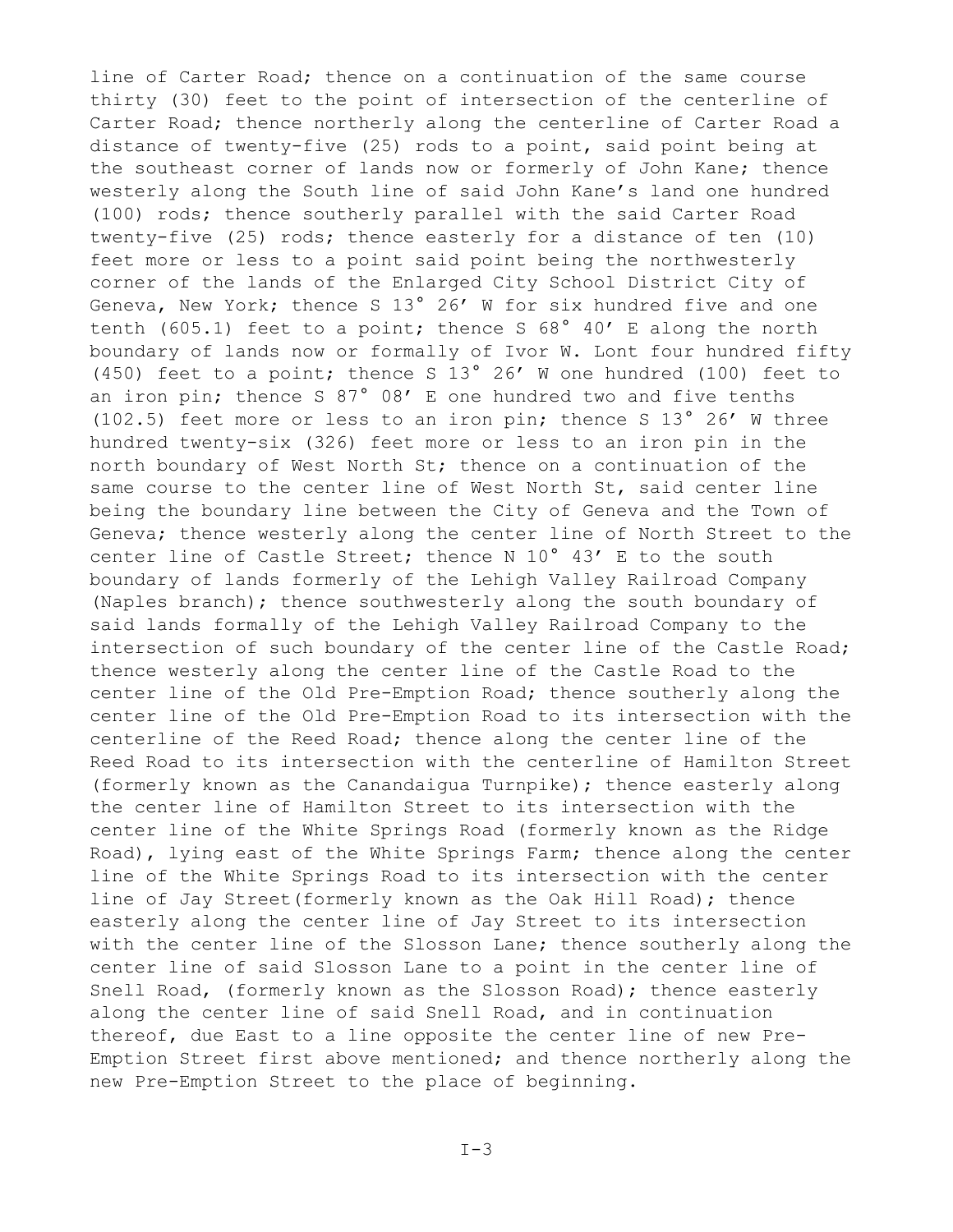line of Carter Road; thence on a continuation of the same course thirty (30) feet to the point of intersection of the centerline of Carter Road; thence northerly along the centerline of Carter Road a distance of twenty-five (25) rods to a point, said point being at the southeast corner of lands now or formerly of John Kane; thence westerly along the South line of said John Kane's land one hundred (100) rods; thence southerly parallel with the said Carter Road twenty-five (25) rods; thence easterly for a distance of ten (10) feet more or less to a point said point being the northwesterly corner of the lands of the Enlarged City School District City of Geneva, New York; thence S 13° 26' W for six hundred five and one tenth (605.1) feet to a point; thence S 68° 40' E along the north boundary of lands now or formally of Ivor W. Lont four hundred fifty (450) feet to a point; thence S 13° 26' W one hundred (100) feet to an iron pin; thence S 87° 08' E one hundred two and five tenths (102.5) feet more or less to an iron pin; thence S 13° 26' W three hundred twenty-six (326) feet more or less to an iron pin in the north boundary of West North St; thence on a continuation of the same course to the center line of West North St, said center line being the boundary line between the City of Geneva and the Town of Geneva; thence westerly along the center line of North Street to the center line of Castle Street; thence N 10° 43' E to the south boundary of lands formerly of the Lehigh Valley Railroad Company (Naples branch); thence southwesterly along the south boundary of said lands formally of the Lehigh Valley Railroad Company to the intersection of such boundary of the center line of the Castle Road; thence westerly along the center line of the Castle Road to the center line of the Old Pre-Emption Road; thence southerly along the center line of the Old Pre-Emption Road to its intersection with the centerline of the Reed Road; thence along the center line of the Reed Road to its intersection with the centerline of Hamilton Street (formerly known as the Canandaigua Turnpike); thence easterly along the center line of Hamilton Street to its intersection with the center line of the White Springs Road (formerly known as the Ridge Road), lying east of the White Springs Farm; thence along the center line of the White Springs Road to its intersection with the center line of Jay Street(formerly known as the Oak Hill Road); thence easterly along the center line of Jay Street to its intersection with the center line of the Slosson Lane; thence southerly along the center line of said Slosson Lane to a point in the center line of Snell Road, (formerly known as the Slosson Road); thence easterly along the center line of said Snell Road, and in continuation thereof, due East to a line opposite the center line of new Pre-Emption Street first above mentioned; and thence northerly along the new Pre-Emption Street to the place of beginning.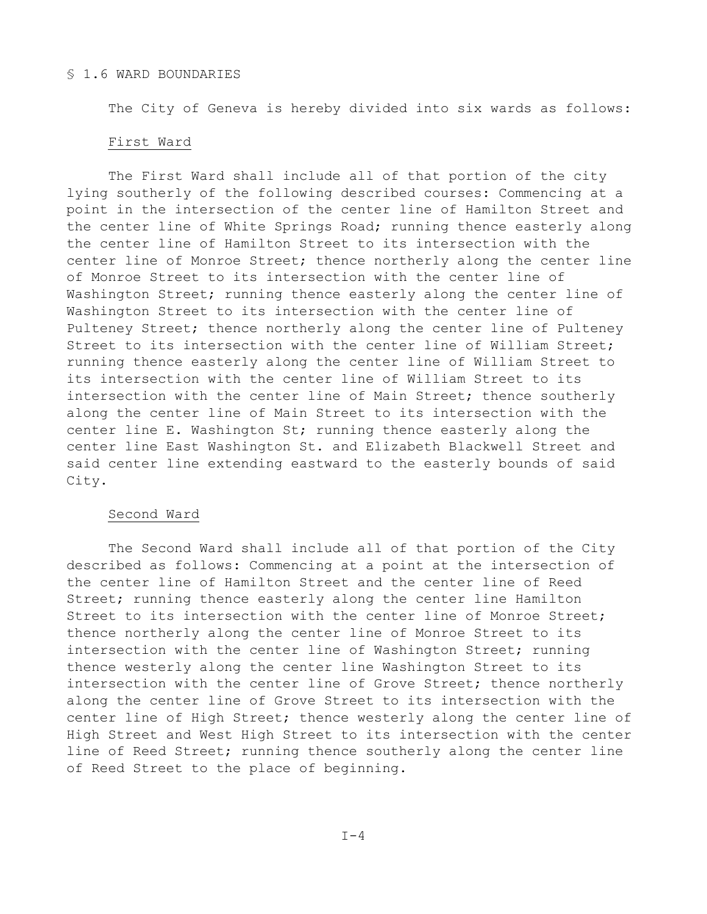## § 1.6 WARD BOUNDARIES

The City of Geneva is hereby divided into six wards as follows:

### First Ward

The First Ward shall include all of that portion of the city lying southerly of the following described courses: Commencing at a point in the intersection of the center line of Hamilton Street and the center line of White Springs Road; running thence easterly along the center line of Hamilton Street to its intersection with the center line of Monroe Street; thence northerly along the center line of Monroe Street to its intersection with the center line of Washington Street; running thence easterly along the center line of Washington Street to its intersection with the center line of Pulteney Street; thence northerly along the center line of Pulteney Street to its intersection with the center line of William Street; running thence easterly along the center line of William Street to its intersection with the center line of William Street to its intersection with the center line of Main Street; thence southerly along the center line of Main Street to its intersection with the center line E. Washington St; running thence easterly along the center line East Washington St. and Elizabeth Blackwell Street and said center line extending eastward to the easterly bounds of said City.

### Second Ward

The Second Ward shall include all of that portion of the City described as follows: Commencing at a point at the intersection of the center line of Hamilton Street and the center line of Reed Street; running thence easterly along the center line Hamilton Street to its intersection with the center line of Monroe Street; thence northerly along the center line of Monroe Street to its intersection with the center line of Washington Street; running thence westerly along the center line Washington Street to its intersection with the center line of Grove Street; thence northerly along the center line of Grove Street to its intersection with the center line of High Street; thence westerly along the center line of High Street and West High Street to its intersection with the center line of Reed Street; running thence southerly along the center line of Reed Street to the place of beginning.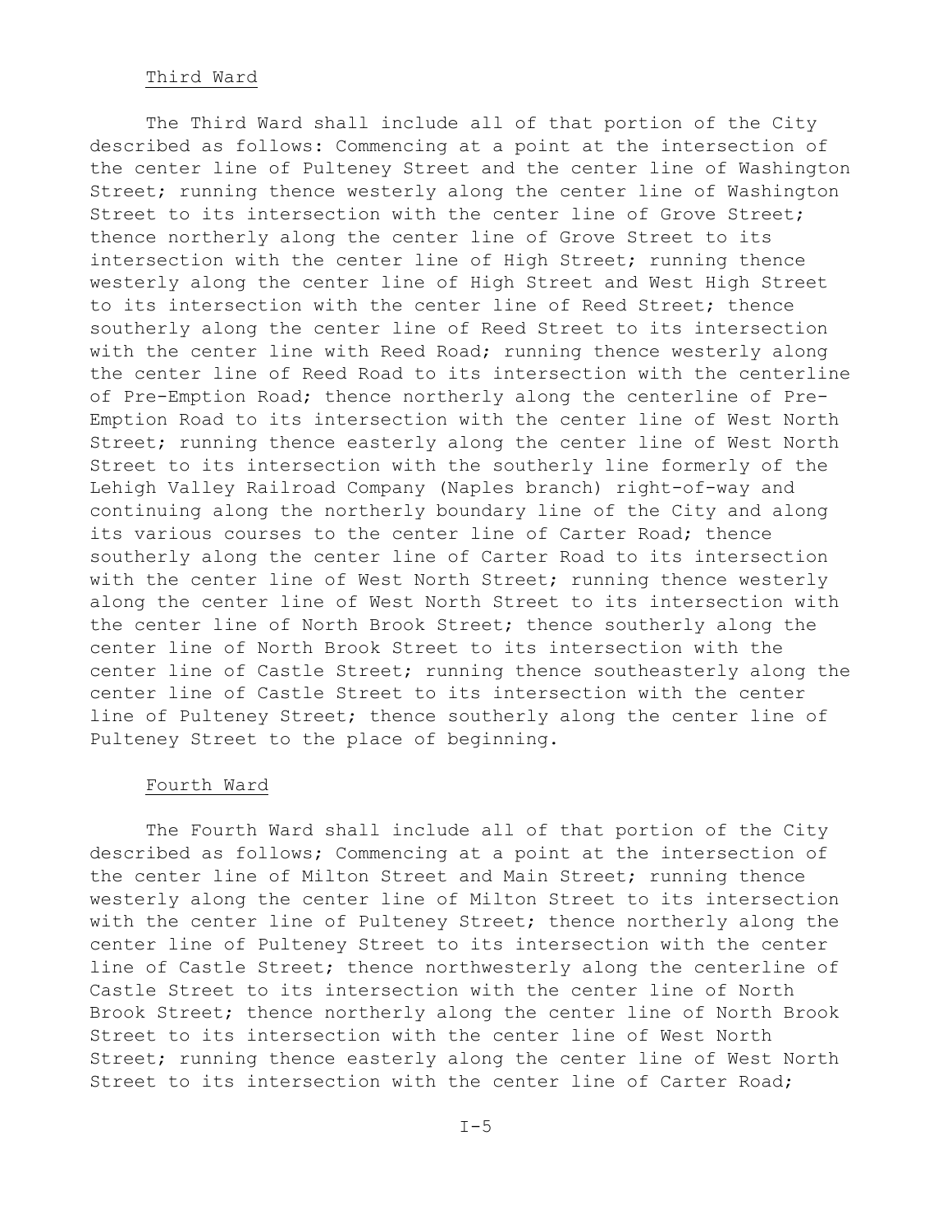### Third Ward

The Third Ward shall include all of that portion of the City described as follows: Commencing at a point at the intersection of the center line of Pulteney Street and the center line of Washington Street; running thence westerly along the center line of Washington Street to its intersection with the center line of Grove Street; thence northerly along the center line of Grove Street to its intersection with the center line of High Street; running thence westerly along the center line of High Street and West High Street to its intersection with the center line of Reed Street; thence southerly along the center line of Reed Street to its intersection with the center line with Reed Road; running thence westerly along the center line of Reed Road to its intersection with the centerline of Pre-Emption Road; thence northerly along the centerline of Pre-Emption Road to its intersection with the center line of West North Street; running thence easterly along the center line of West North Street to its intersection with the southerly line formerly of the Lehigh Valley Railroad Company (Naples branch) right-of-way and continuing along the northerly boundary line of the City and along its various courses to the center line of Carter Road; thence southerly along the center line of Carter Road to its intersection with the center line of West North Street; running thence westerly along the center line of West North Street to its intersection with the center line of North Brook Street; thence southerly along the center line of North Brook Street to its intersection with the center line of Castle Street; running thence southeasterly along the center line of Castle Street to its intersection with the center line of Pulteney Street; thence southerly along the center line of Pulteney Street to the place of beginning.

### Fourth Ward

The Fourth Ward shall include all of that portion of the City described as follows; Commencing at a point at the intersection of the center line of Milton Street and Main Street; running thence westerly along the center line of Milton Street to its intersection with the center line of Pulteney Street; thence northerly along the center line of Pulteney Street to its intersection with the center line of Castle Street; thence northwesterly along the centerline of Castle Street to its intersection with the center line of North Brook Street; thence northerly along the center line of North Brook Street to its intersection with the center line of West North Street; running thence easterly along the center line of West North Street to its intersection with the center line of Carter Road;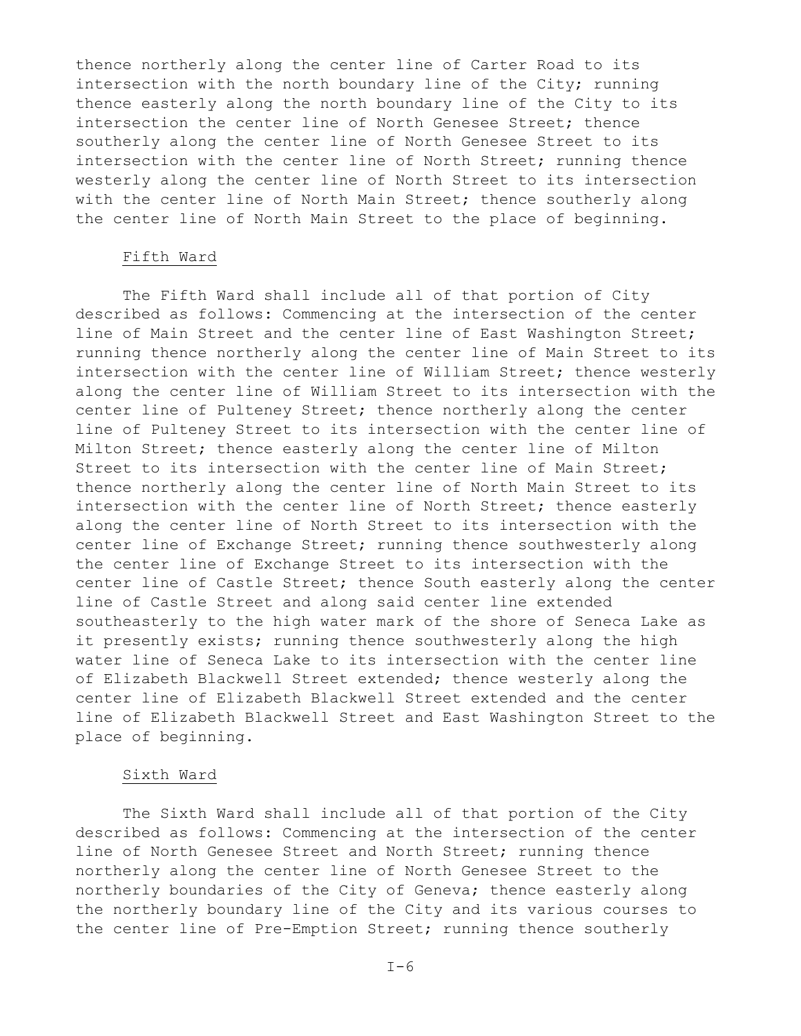thence northerly along the center line of Carter Road to its intersection with the north boundary line of the City; running thence easterly along the north boundary line of the City to its intersection the center line of North Genesee Street; thence southerly along the center line of North Genesee Street to its intersection with the center line of North Street; running thence westerly along the center line of North Street to its intersection with the center line of North Main Street; thence southerly along the center line of North Main Street to the place of beginning.

Fifth Ward

The Fifth Ward shall include all of that portion of City described as follows: Commencing at the intersection of the center line of Main Street and the center line of East Washington Street; running thence northerly along the center line of Main Street to its intersection with the center line of William Street; thence westerly along the center line of William Street to its intersection with the center line of Pulteney Street; thence northerly along the center line of Pulteney Street to its intersection with the center line of Milton Street; thence easterly along the center line of Milton Street to its intersection with the center line of Main Street; thence northerly along the center line of North Main Street to its intersection with the center line of North Street; thence easterly along the center line of North Street to its intersection with the center line of Exchange Street; running thence southwesterly along the center line of Exchange Street to its intersection with the center line of Castle Street; thence South easterly along the center line of Castle Street and along said center line extended southeasterly to the high water mark of the shore of Seneca Lake as it presently exists; running thence southwesterly along the high water line of Seneca Lake to its intersection with the center line of Elizabeth Blackwell Street extended; thence westerly along the center line of Elizabeth Blackwell Street extended and the center line of Elizabeth Blackwell Street and East Washington Street to the place of beginning.

Sixth Ward

The Sixth Ward shall include all of that portion of the City described as follows: Commencing at the intersection of the center line of North Genesee Street and North Street; running thence northerly along the center line of North Genesee Street to the northerly boundaries of the City of Geneva; thence easterly along the northerly boundary line of the City and its various courses to the center line of Pre-Emption Street; running thence southerly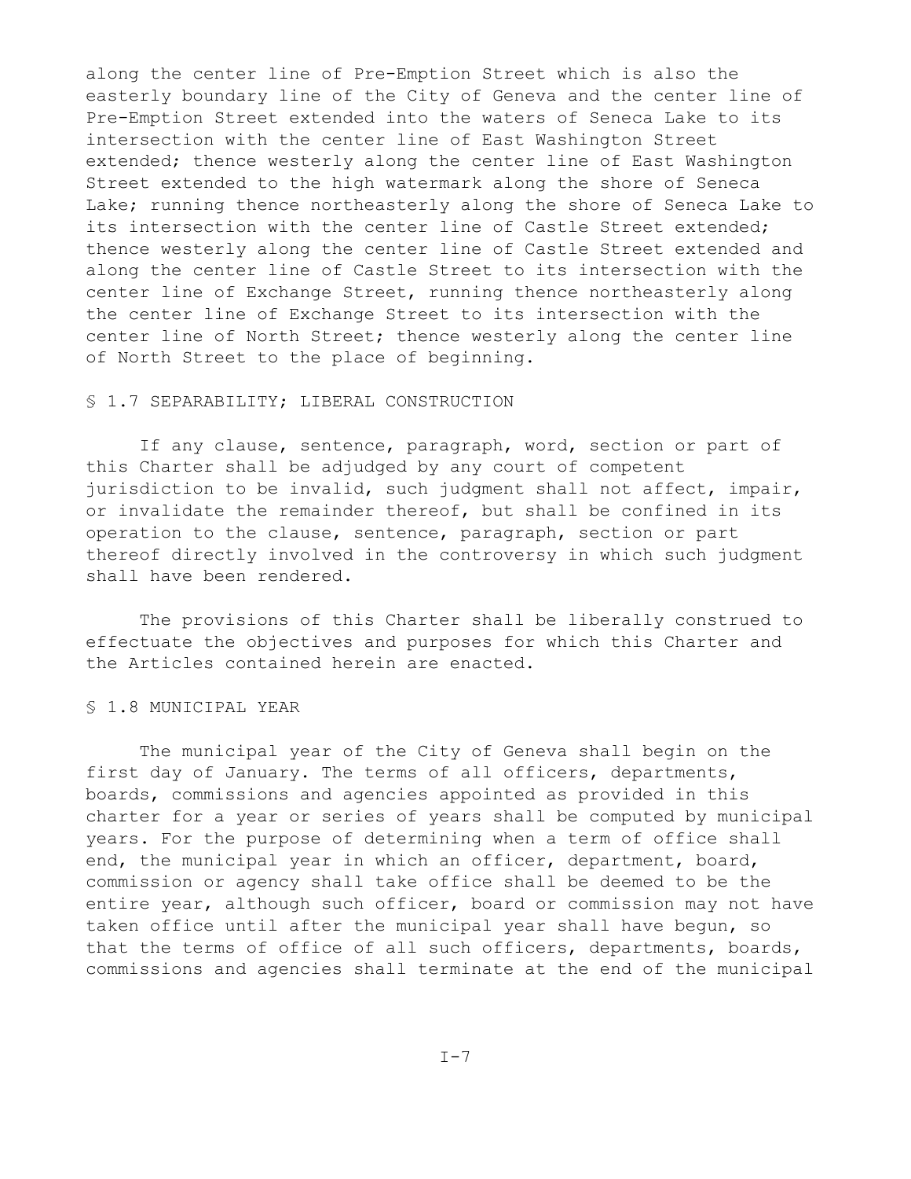along the center line of Pre-Emption Street which is also the easterly boundary line of the City of Geneva and the center line of Pre-Emption Street extended into the waters of Seneca Lake to its intersection with the center line of East Washington Street extended; thence westerly along the center line of East Washington Street extended to the high watermark along the shore of Seneca Lake; running thence northeasterly along the shore of Seneca Lake to its intersection with the center line of Castle Street extended; thence westerly along the center line of Castle Street extended and along the center line of Castle Street to its intersection with the center line of Exchange Street, running thence northeasterly along the center line of Exchange Street to its intersection with the center line of North Street; thence westerly along the center line of North Street to the place of beginning.

§ 1.7 SEPARABILITY; LIBERAL CONSTRUCTION

If any clause, sentence, paragraph, word, section or part of this Charter shall be adjudged by any court of competent jurisdiction to be invalid, such judgment shall not affect, impair, or invalidate the remainder thereof, but shall be confined in its operation to the clause, sentence, paragraph, section or part thereof directly involved in the controversy in which such judgment shall have been rendered.

The provisions of this Charter shall be liberally construed to effectuate the objectives and purposes for which this Charter and the Articles contained herein are enacted.

§ 1.8 MUNICIPAL YEAR

The municipal year of the City of Geneva shall begin on the first day of January. The terms of all officers, departments, boards, commissions and agencies appointed as provided in this charter for a year or series of years shall be computed by municipal years. For the purpose of determining when a term of office shall end, the municipal year in which an officer, department, board, commission or agency shall take office shall be deemed to be the entire year, although such officer, board or commission may not have taken office until after the municipal year shall have begun, so that the terms of office of all such officers, departments, boards, commissions and agencies shall terminate at the end of the municipal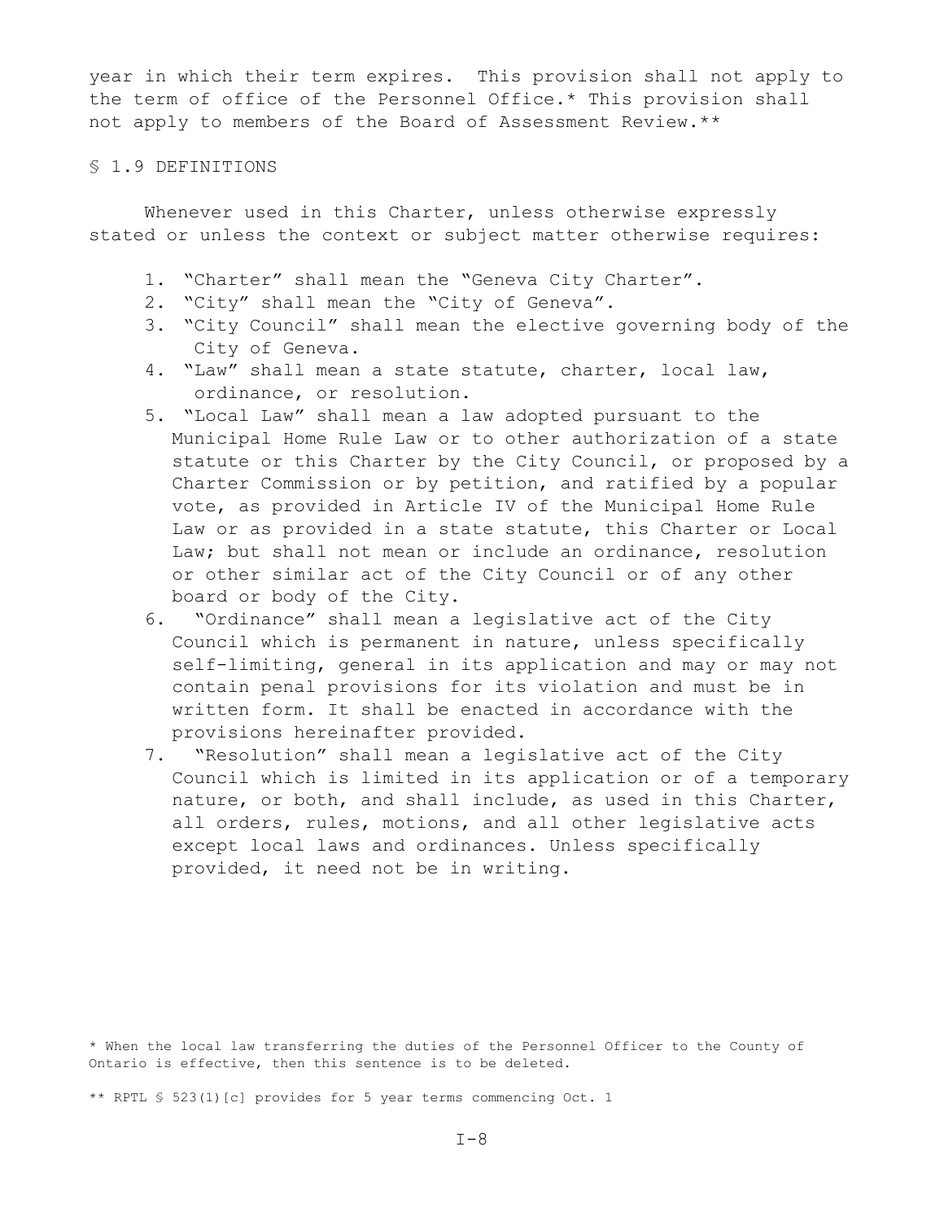year in which their term expires. This provision shall not apply to the term of office of the Personnel Office.* This provision shall not apply to members of the Board of Assessment Review.**

## § 1.9 DEFINITIONS

Whenever used in this Charter, unless otherwise expressly stated or unless the context or subject matter otherwise requires:

1. "Charter" shall mean the "Geneva City Charter".
2. "City" shall mean the "City of Geneva".
3. "City Council" shall mean the elective governing body of the City of Geneva.
4. "Law" shall mean a state statute, charter, local law, ordinance, or resolution.
5. "Local Law" shall mean a law adopted pursuant to the Municipal Home Rule Law or to other authorization of a state statute or this Charter by the City Council, or proposed by a Charter Commission or by petition, and ratified by a popular vote, as provided in Article IV of the Municipal Home Rule Law or as provided in a state statute, this Charter or Local Law; but shall not mean or include an ordinance, resolution or other similar act of the City Council or of any other board or body of the City.
6. "Ordinance" shall mean a legislative act of the City Council which is permanent in nature, unless specifically self-limiting, general in its application and may or may not contain penal provisions for its violation and must be in written form. It shall be enacted in accordance with the provisions hereinafter provided.
7. "Resolution" shall mean a legislative act of the City Council which is limited in its application or of a temporary nature, or both, and shall include, as used in this Charter, all orders, rules, motions, and all other legislative acts except local laws and ordinances. Unless specifically provided, it need not be in writing.

* When the local law transferring the duties of the Personnel Officer to the County of Ontario is effective, then this sentence is to be deleted.

** RPTL § 523(1)[c] provides for 5 year terms commencing Oct. 1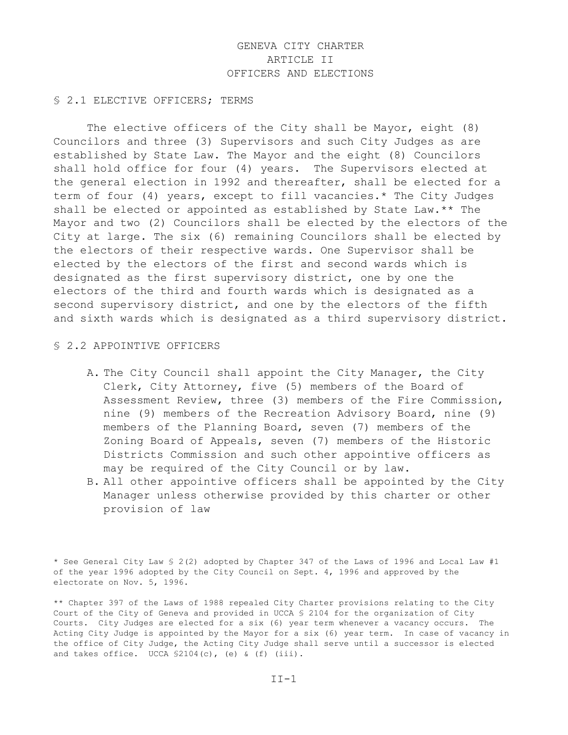# GENEVA CITY CHARTER
# ARTICLE II
# OFFICERS AND ELECTIONS

## § 2.1 ELECTIVE OFFICERS; TERMS

The elective officers of the City shall be Mayor, eight (8) Councilors and three (3) Supervisors and such City Judges as are established by State Law. The Mayor and the eight (8) Councilors shall hold office for four (4) years. The Supervisors elected at the general election in 1992 and thereafter, shall be elected for a term of four (4) years, except to fill vacancies.* The City Judges shall be elected or appointed as established by State Law.** The Mayor and two (2) Councilors shall be elected by the electors of the City at large. The six (6) remaining Councilors shall be elected by the electors of their respective wards. One Supervisor shall be elected by the electors of the first and second wards which is designated as the first supervisory district, one by one the electors of the third and fourth wards which is designated as a second supervisory district, and one by the electors of the fifth and sixth wards which is designated as a third supervisory district.

## § 2.2 APPOINTIVE OFFICERS

A. The City Council shall appoint the City Manager, the City Clerk, City Attorney, five (5) members of the Board of Assessment Review, three (3) members of the Fire Commission, nine (9) members of the Recreation Advisory Board, nine (9) members of the Planning Board, seven (7) members of the Zoning Board of Appeals, seven (7) members of the Historic Districts Commission and such other appointive officers as may be required of the City Council or by law.

B. All other appointive officers shall be appointed by the City Manager unless otherwise provided by this charter or other provision of law

* See General City Law § 2(2) adopted by Chapter 347 of the Laws of 1996 and Local Law #1 of the year 1996 adopted by the City Council on Sept. 4, 1996 and approved by the electorate on Nov. 5, 1996.

** Chapter 397 of the Laws of 1988 repealed City Charter provisions relating to the City Court of the City of Geneva and provided in UCCA § 2104 for the organization of City Courts. City Judges are elected for a six (6) year term whenever a vacancy occurs. The Acting City Judge is appointed by the Mayor for a six (6) year term. In case of vacancy in the office of City Judge, the Acting City Judge shall serve until a successor is elected and takes office. UCCA §2104(c), (e) & (f) (iii).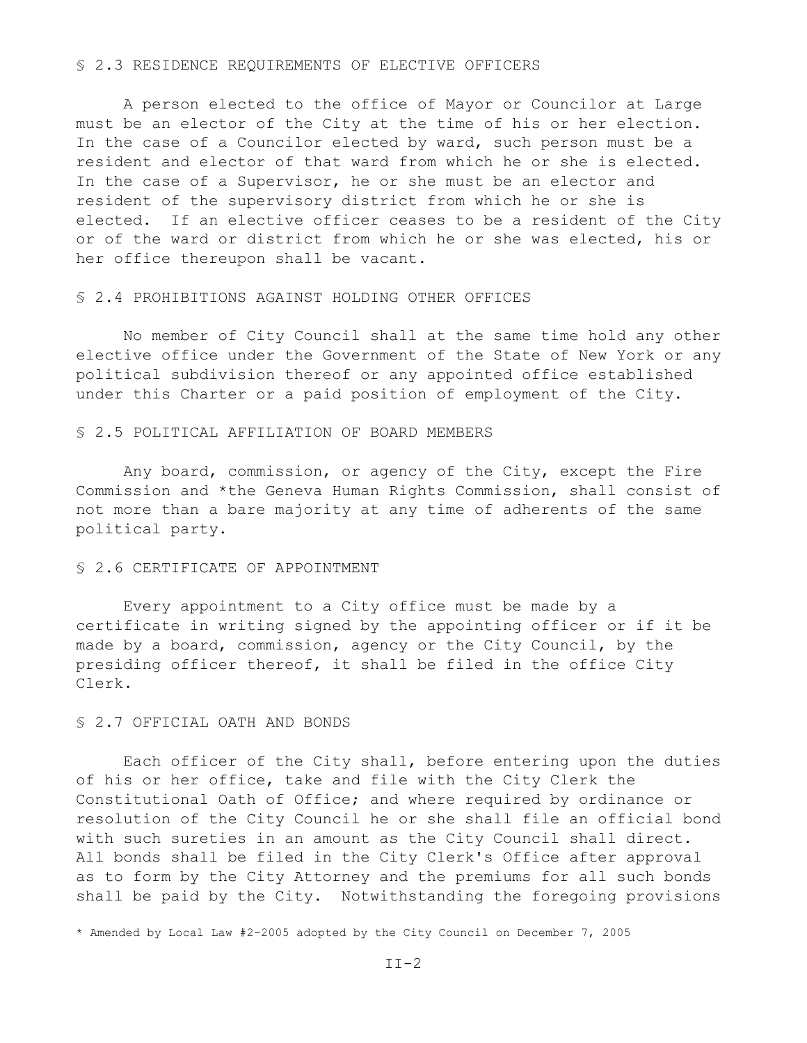## § 2.3 RESIDENCE REQUIREMENTS OF ELECTIVE OFFICERS

A person elected to the office of Mayor or Councilor at Large must be an elector of the City at the time of his or her election. In the case of a Councilor elected by ward, such person must be a resident and elector of that ward from which he or she is elected. In the case of a Supervisor, he or she must be an elector and resident of the supervisory district from which he or she is elected. If an elective officer ceases to be a resident of the City or of the ward or district from which he or she was elected, his or her office thereupon shall be vacant.

## § 2.4 PROHIBITIONS AGAINST HOLDING OTHER OFFICES

No member of City Council shall at the same time hold any other elective office under the Government of the State of New York or any political subdivision thereof or any appointed office established under this Charter or a paid position of employment of the City.

## § 2.5 POLITICAL AFFILIATION OF BOARD MEMBERS

Any board, commission, or agency of the City, except the Fire Commission and *the Geneva Human Rights Commission, shall consist of not more than a bare majority at any time of adherents of the same political party.

## § 2.6 CERTIFICATE OF APPOINTMENT

Every appointment to a City office must be made by a certificate in writing signed by the appointing officer or if it be made by a board, commission, agency or the City Council, by the presiding officer thereof, it shall be filed in the office City Clerk.

## § 2.7 OFFICIAL OATH AND BONDS

Each officer of the City shall, before entering upon the duties of his or her office, take and file with the City Clerk the Constitutional Oath of Office; and where required by ordinance or resolution of the City Council he or she shall file an official bond with such sureties in an amount as the City Council shall direct. All bonds shall be filed in the City Clerk's Office after approval as to form by the City Attorney and the premiums for all such bonds shall be paid by the City. Notwithstanding the foregoing provisions

* Amended by Local Law #2-2005 adopted by the City Council on December 7, 2005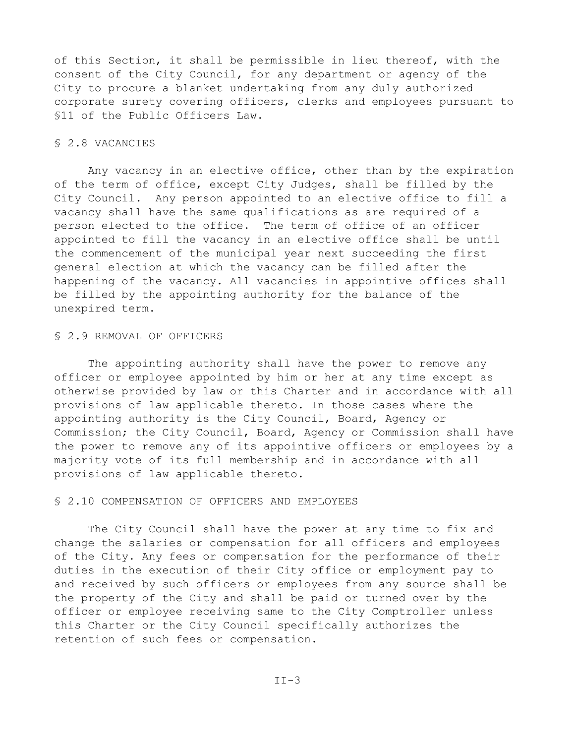of this Section, it shall be permissible in lieu thereof, with the consent of the City Council, for any department or agency of the City to procure a blanket undertaking from any duly authorized corporate surety covering officers, clerks and employees pursuant to §11 of the Public Officers Law.

## § 2.8 VACANCIES

Any vacancy in an elective office, other than by the expiration of the term of office, except City Judges, shall be filled by the City Council. Any person appointed to an elective office to fill a vacancy shall have the same qualifications as are required of a person elected to the office. The term of office of an officer appointed to fill the vacancy in an elective office shall be until the commencement of the municipal year next succeeding the first general election at which the vacancy can be filled after the happening of the vacancy. All vacancies in appointive offices shall be filled by the appointing authority for the balance of the unexpired term.

## § 2.9 REMOVAL OF OFFICERS

The appointing authority shall have the power to remove any officer or employee appointed by him or her at any time except as otherwise provided by law or this Charter and in accordance with all provisions of law applicable thereto. In those cases where the appointing authority is the City Council, Board, Agency or Commission; the City Council, Board, Agency or Commission shall have the power to remove any of its appointive officers or employees by a majority vote of its full membership and in accordance with all provisions of law applicable thereto.

## § 2.10 COMPENSATION OF OFFICERS AND EMPLOYEES

The City Council shall have the power at any time to fix and change the salaries or compensation for all officers and employees of the City. Any fees or compensation for the performance of their duties in the execution of their City office or employment pay to and received by such officers or employees from any source shall be the property of the City and shall be paid or turned over by the officer or employee receiving same to the City Comptroller unless this Charter or the City Council specifically authorizes the retention of such fees or compensation.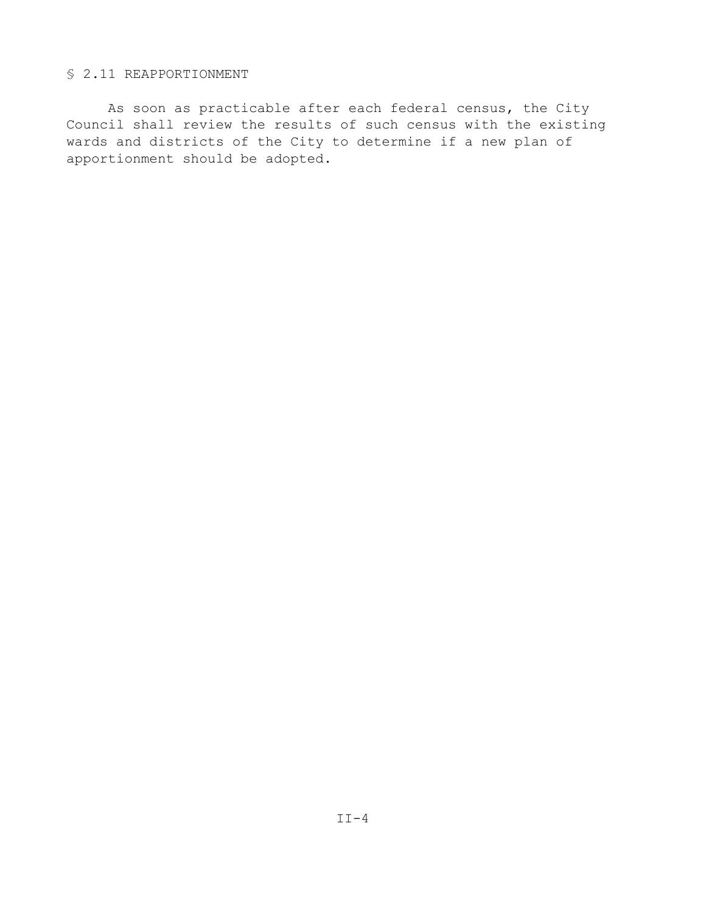## § 2.11 REAPPORTIONMENT

As soon as practicable after each federal census, the City Council shall review the results of such census with the existing wards and districts of the City to determine if a new plan of apportionment should be adopted.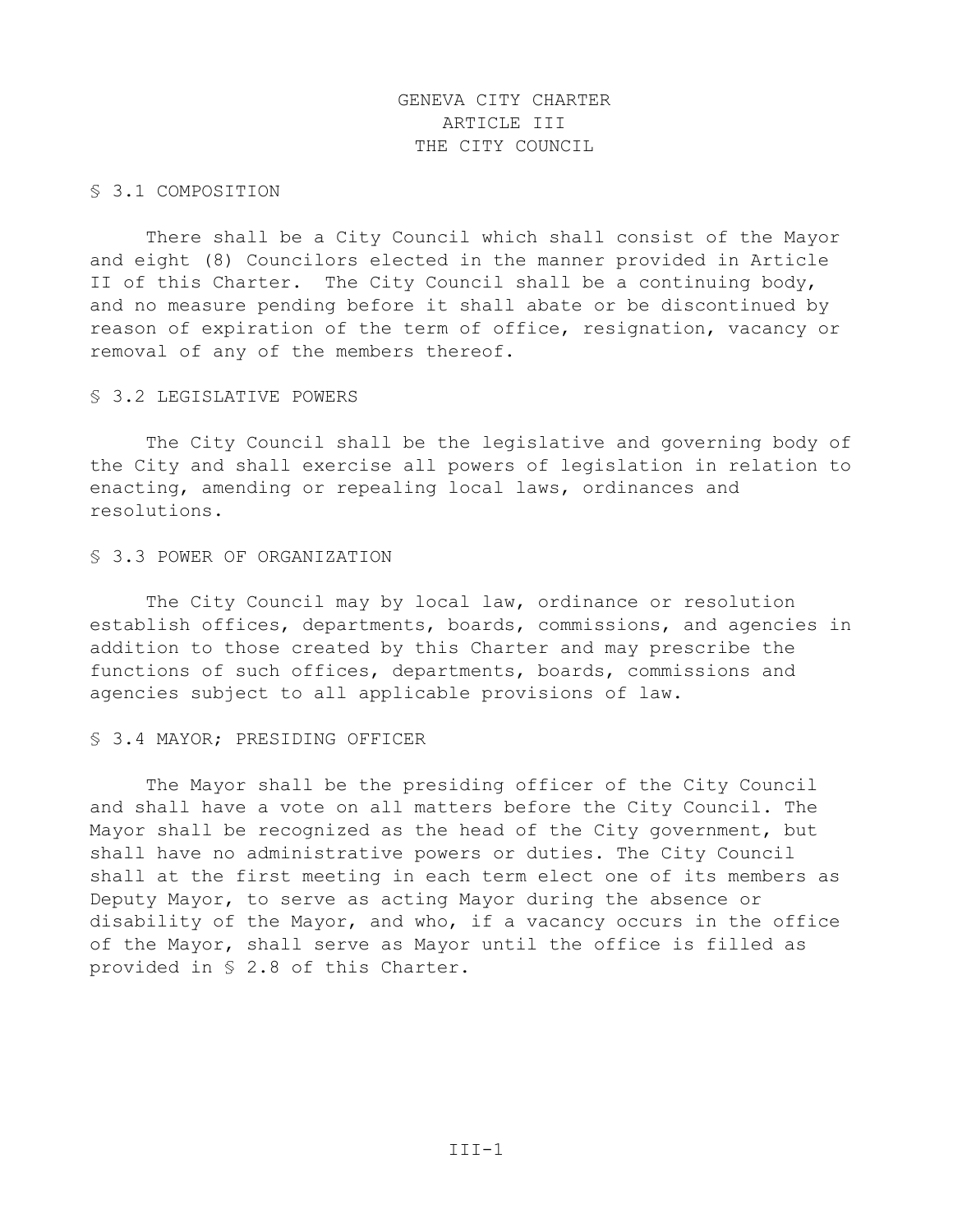# GENEVA CITY CHARTER
# ARTICLE III
# THE CITY COUNCIL

## § 3.1 COMPOSITION

There shall be a City Council which shall consist of the Mayor and eight (8) Councilors elected in the manner provided in Article II of this Charter. The City Council shall be a continuing body, and no measure pending before it shall abate or be discontinued by reason of expiration of the term of office, resignation, vacancy or removal of any of the members thereof.

## § 3.2 LEGISLATIVE POWERS

The City Council shall be the legislative and governing body of the City and shall exercise all powers of legislation in relation to enacting, amending or repealing local laws, ordinances and resolutions.

## § 3.3 POWER OF ORGANIZATION

The City Council may by local law, ordinance or resolution establish offices, departments, boards, commissions, and agencies in addition to those created by this Charter and may prescribe the functions of such offices, departments, boards, commissions and agencies subject to all applicable provisions of law.

## § 3.4 MAYOR; PRESIDING OFFICER

The Mayor shall be the presiding officer of the City Council and shall have a vote on all matters before the City Council. The Mayor shall be recognized as the head of the City government, but shall have no administrative powers or duties. The City Council shall at the first meeting in each term elect one of its members as Deputy Mayor, to serve as acting Mayor during the absence or disability of the Mayor, and who, if a vacancy occurs in the office of the Mayor, shall serve as Mayor until the office is filled as provided in § 2.8 of this Charter.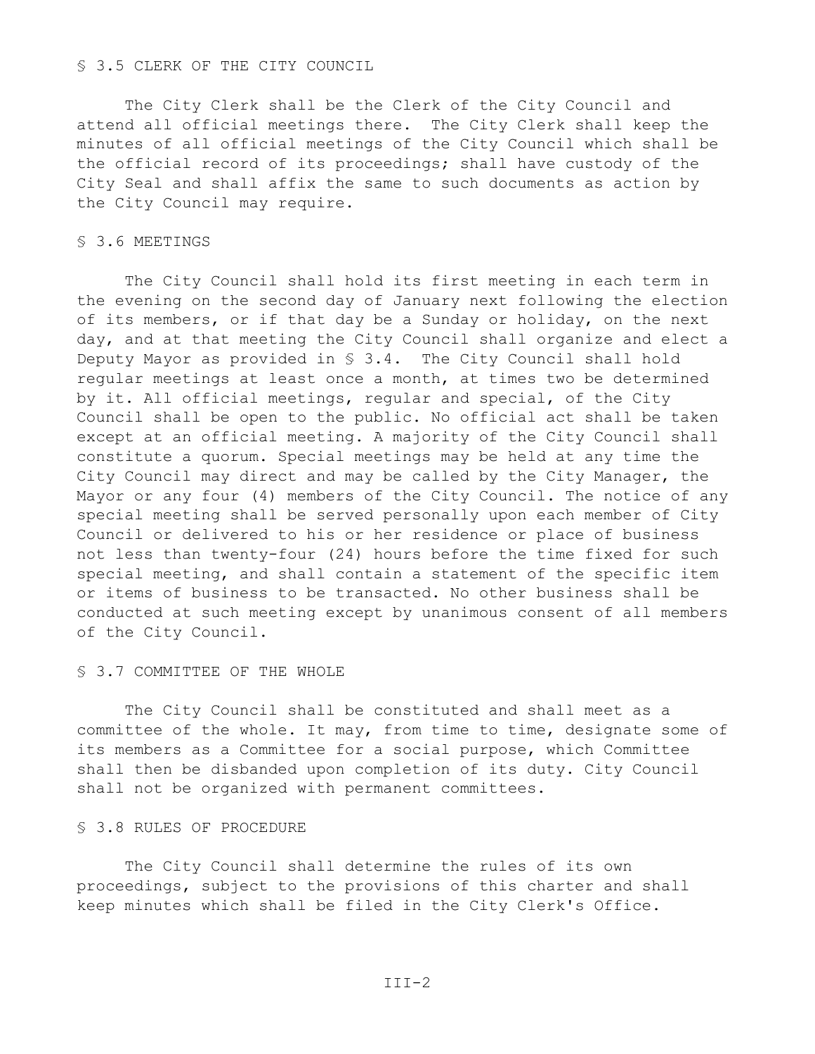## § 3.5 CLERK OF THE CITY COUNCIL

The City Clerk shall be the Clerk of the City Council and attend all official meetings there. The City Clerk shall keep the minutes of all official meetings of the City Council which shall be the official record of its proceedings; shall have custody of the City Seal and shall affix the same to such documents as action by the City Council may require.

## § 3.6 MEETINGS

The City Council shall hold its first meeting in each term in the evening on the second day of January next following the election of its members, or if that day be a Sunday or holiday, on the next day, and at that meeting the City Council shall organize and elect a Deputy Mayor as provided in § 3.4. The City Council shall hold regular meetings at least once a month, at times two be determined by it. All official meetings, regular and special, of the City Council shall be open to the public. No official act shall be taken except at an official meeting. A majority of the City Council shall constitute a quorum. Special meetings may be held at any time the City Council may direct and may be called by the City Manager, the Mayor or any four (4) members of the City Council. The notice of any special meeting shall be served personally upon each member of City Council or delivered to his or her residence or place of business not less than twenty-four (24) hours before the time fixed for such special meeting, and shall contain a statement of the specific item or items of business to be transacted. No other business shall be conducted at such meeting except by unanimous consent of all members of the City Council.

## § 3.7 COMMITTEE OF THE WHOLE

The City Council shall be constituted and shall meet as a committee of the whole. It may, from time to time, designate some of its members as a Committee for a social purpose, which Committee shall then be disbanded upon completion of its duty. City Council shall not be organized with permanent committees.

## § 3.8 RULES OF PROCEDURE

The City Council shall determine the rules of its own proceedings, subject to the provisions of this charter and shall keep minutes which shall be filed in the City Clerk's Office.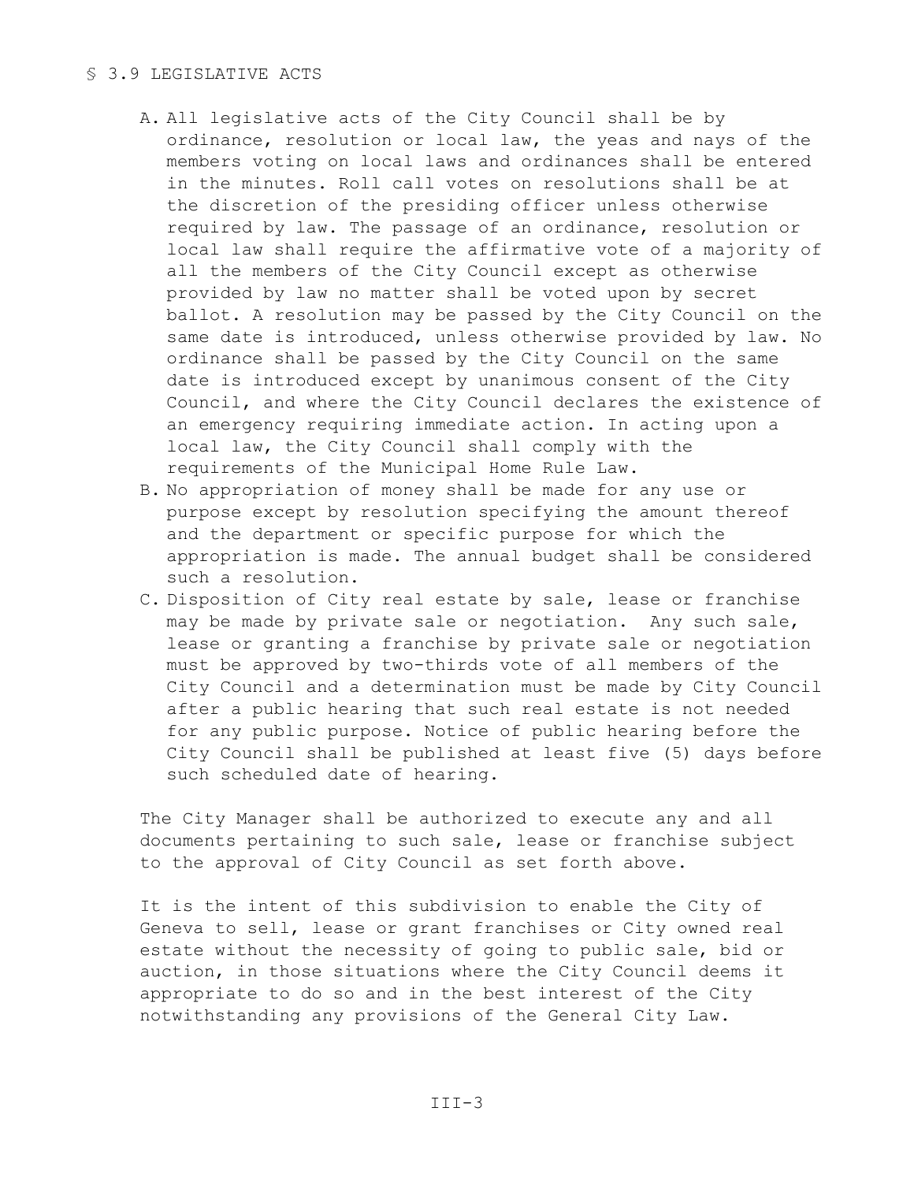## § 3.9 LEGISLATIVE ACTS

A. All legislative acts of the City Council shall be by ordinance, resolution or local law, the yeas and nays of the members voting on local laws and ordinances shall be entered in the minutes. Roll call votes on resolutions shall be at the discretion of the presiding officer unless otherwise required by law. The passage of an ordinance, resolution or local law shall require the affirmative vote of a majority of all the members of the City Council except as otherwise provided by law no matter shall be voted upon by secret ballot. A resolution may be passed by the City Council on the same date is introduced, unless otherwise provided by law. No ordinance shall be passed by the City Council on the same date is introduced except by unanimous consent of the City Council, and where the City Council declares the existence of an emergency requiring immediate action. In acting upon a local law, the City Council shall comply with the requirements of the Municipal Home Rule Law.

B. No appropriation of money shall be made for any use or purpose except by resolution specifying the amount thereof and the department or specific purpose for which the appropriation is made. The annual budget shall be considered such a resolution.

C. Disposition of City real estate by sale, lease or franchise may be made by private sale or negotiation. Any such sale, lease or granting a franchise by private sale or negotiation must be approved by two-thirds vote of all members of the City Council and a determination must be made by City Council after a public hearing that such real estate is not needed for any public purpose. Notice of public hearing before the City Council shall be published at least five (5) days before such scheduled date of hearing.

The City Manager shall be authorized to execute any and all documents pertaining to such sale, lease or franchise subject to the approval of City Council as set forth above.

It is the intent of this subdivision to enable the City of Geneva to sell, lease or grant franchises or City owned real estate without the necessity of going to public sale, bid or auction, in those situations where the City Council deems it appropriate to do so and in the best interest of the City notwithstanding any provisions of the General City Law.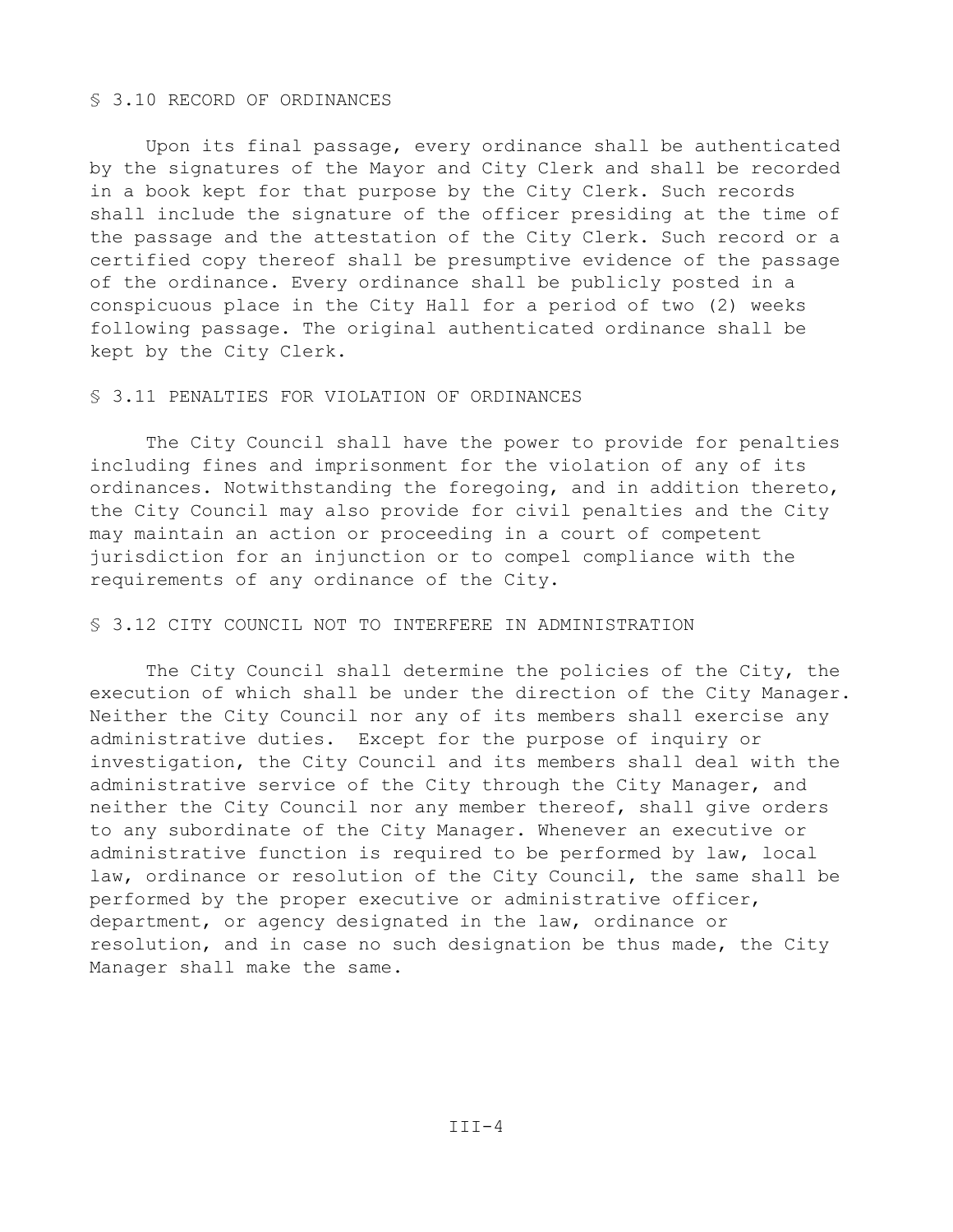## § 3.10 RECORD OF ORDINANCES

Upon its final passage, every ordinance shall be authenticated by the signatures of the Mayor and City Clerk and shall be recorded in a book kept for that purpose by the City Clerk. Such records shall include the signature of the officer presiding at the time of the passage and the attestation of the City Clerk. Such record or a certified copy thereof shall be presumptive evidence of the passage of the ordinance. Every ordinance shall be publicly posted in a conspicuous place in the City Hall for a period of two (2) weeks following passage. The original authenticated ordinance shall be kept by the City Clerk.

## § 3.11 PENALTIES FOR VIOLATION OF ORDINANCES

The City Council shall have the power to provide for penalties including fines and imprisonment for the violation of any of its ordinances. Notwithstanding the foregoing, and in addition thereto, the City Council may also provide for civil penalties and the City may maintain an action or proceeding in a court of competent jurisdiction for an injunction or to compel compliance with the requirements of any ordinance of the City.

## § 3.12 CITY COUNCIL NOT TO INTERFERE IN ADMINISTRATION

The City Council shall determine the policies of the City, the execution of which shall be under the direction of the City Manager. Neither the City Council nor any of its members shall exercise any administrative duties. Except for the purpose of inquiry or investigation, the City Council and its members shall deal with the administrative service of the City through the City Manager, and neither the City Council nor any member thereof, shall give orders to any subordinate of the City Manager. Whenever an executive or administrative function is required to be performed by law, local law, ordinance or resolution of the City Council, the same shall be performed by the proper executive or administrative officer, department, or agency designated in the law, ordinance or resolution, and in case no such designation be thus made, the City Manager shall make the same.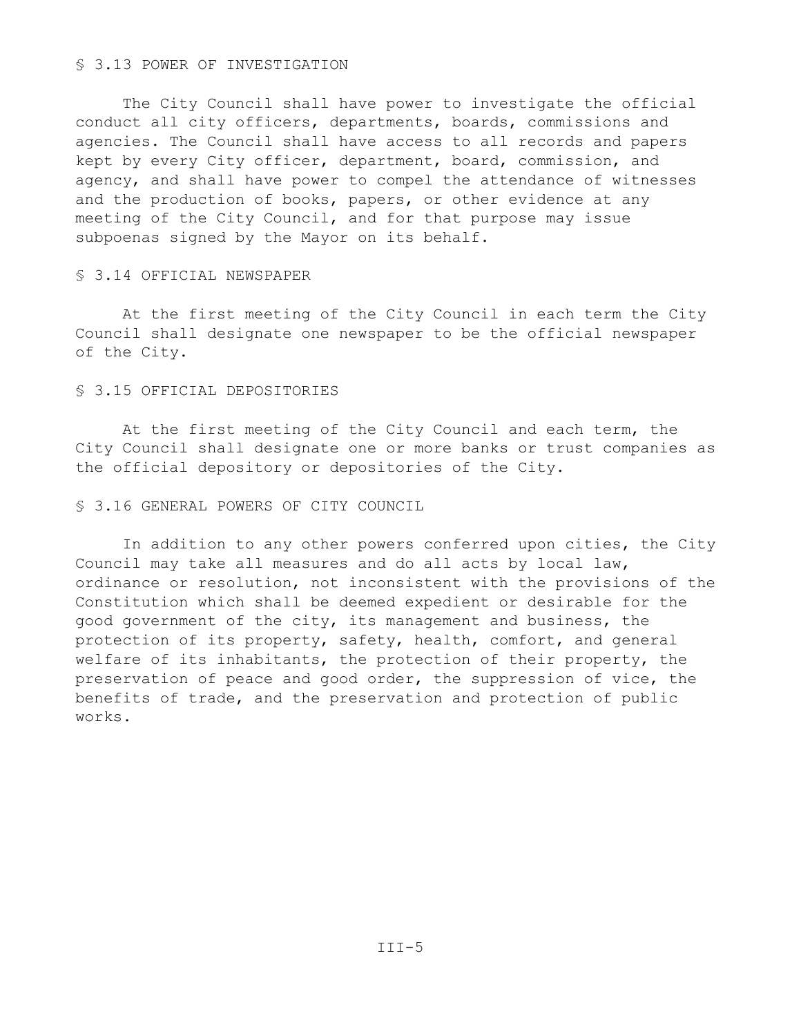## § 3.13 POWER OF INVESTIGATION

The City Council shall have power to investigate the official conduct all city officers, departments, boards, commissions and agencies. The Council shall have access to all records and papers kept by every City officer, department, board, commission, and agency, and shall have power to compel the attendance of witnesses and the production of books, papers, or other evidence at any meeting of the City Council, and for that purpose may issue subpoenas signed by the Mayor on its behalf.

## § 3.14 OFFICIAL NEWSPAPER

At the first meeting of the City Council in each term the City Council shall designate one newspaper to be the official newspaper of the City.

## § 3.15 OFFICIAL DEPOSITORIES

At the first meeting of the City Council and each term, the City Council shall designate one or more banks or trust companies as the official depository or depositories of the City.

## § 3.16 GENERAL POWERS OF CITY COUNCIL

In addition to any other powers conferred upon cities, the City Council may take all measures and do all acts by local law, ordinance or resolution, not inconsistent with the provisions of the Constitution which shall be deemed expedient or desirable for the good government of the city, its management and business, the protection of its property, safety, health, comfort, and general welfare of its inhabitants, the protection of their property, the preservation of peace and good order, the suppression of vice, the benefits of trade, and the preservation and protection of public works.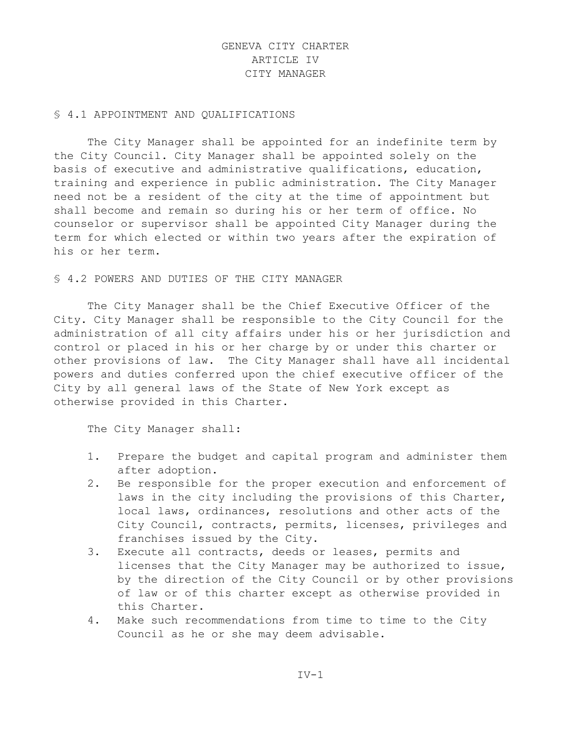# GENEVA CITY CHARTER
# ARTICLE IV
# CITY MANAGER

## § 4.1 APPOINTMENT AND QUALIFICATIONS

The City Manager shall be appointed for an indefinite term by the City Council. City Manager shall be appointed solely on the basis of executive and administrative qualifications, education, training and experience in public administration. The City Manager need not be a resident of the city at the time of appointment but shall become and remain so during his or her term of office. No counselor or supervisor shall be appointed City Manager during the term for which elected or within two years after the expiration of his or her term.

## § 4.2 POWERS AND DUTIES OF THE CITY MANAGER

The City Manager shall be the Chief Executive Officer of the City. City Manager shall be responsible to the City Council for the administration of all city affairs under his or her jurisdiction and control or placed in his or her charge by or under this charter or other provisions of law. The City Manager shall have all incidental powers and duties conferred upon the chief executive officer of the City by all general laws of the State of New York except as otherwise provided in this Charter.

The City Manager shall:

1. Prepare the budget and capital program and administer them after adoption.
2. Be responsible for the proper execution and enforcement of laws in the city including the provisions of this Charter, local laws, ordinances, resolutions and other acts of the City Council, contracts, permits, licenses, privileges and franchises issued by the City.
3. Execute all contracts, deeds or leases, permits and licenses that the City Manager may be authorized to issue, by the direction of the City Council or by other provisions of law or of this charter except as otherwise provided in this Charter.
4. Make such recommendations from time to time to the City Council as he or she may deem advisable.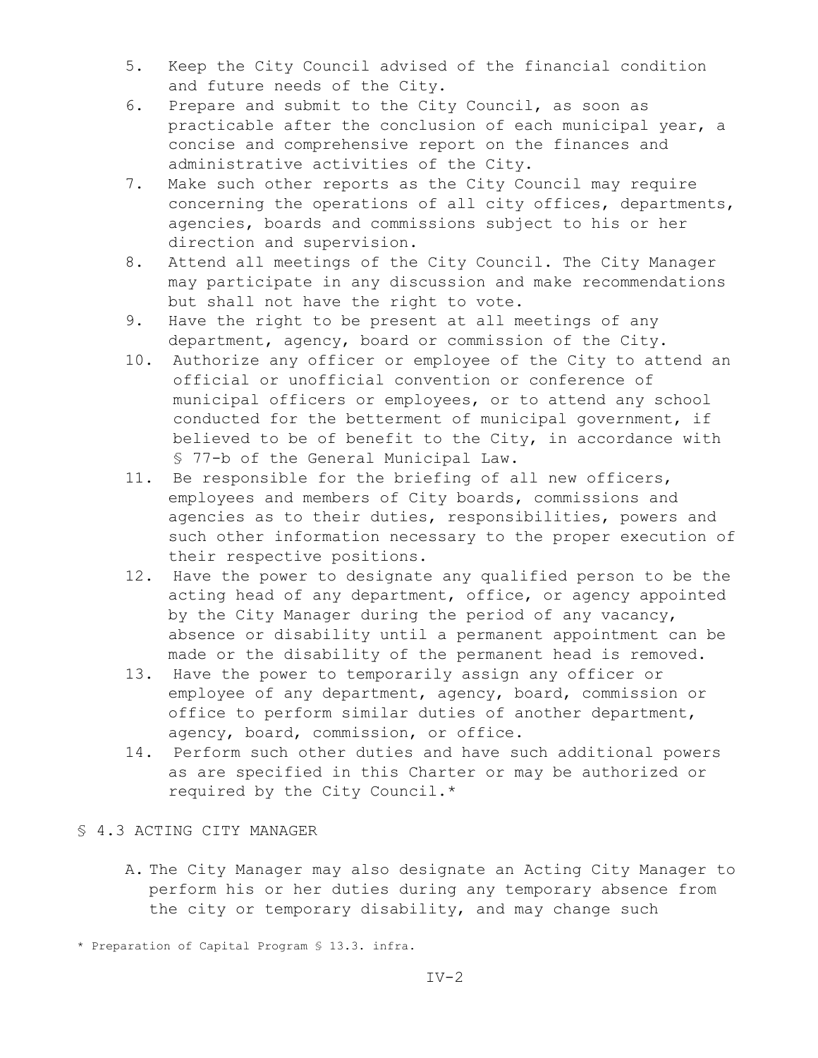5. Keep the City Council advised of the financial condition and future needs of the City.
6. Prepare and submit to the City Council, as soon as practicable after the conclusion of each municipal year, a concise and comprehensive report on the finances and administrative activities of the City.
7. Make such other reports as the City Council may require concerning the operations of all city offices, departments, agencies, boards and commissions subject to his or her direction and supervision.
8. Attend all meetings of the City Council. The City Manager may participate in any discussion and make recommendations but shall not have the right to vote.
9. Have the right to be present at all meetings of any department, agency, board or commission of the City.
10. Authorize any officer or employee of the City to attend an official or unofficial convention or conference of municipal officers or employees, or to attend any school conducted for the betterment of municipal government, if believed to be of benefit to the City, in accordance with § 77-b of the General Municipal Law.
11. Be responsible for the briefing of all new officers, employees and members of City boards, commissions and agencies as to their duties, responsibilities, powers and such other information necessary to the proper execution of their respective positions.
12. Have the power to designate any qualified person to be the acting head of any department, office, or agency appointed by the City Manager during the period of any vacancy, absence or disability until a permanent appointment can be made or the disability of the permanent head is removed.
13. Have the power to temporarily assign any officer or employee of any department, agency, board, commission or office to perform similar duties of another department, agency, board, commission, or office.
14. Perform such other duties and have such additional powers as are specified in this Charter or may be authorized or required by the City Council.*

## § 4.3 ACTING CITY MANAGER

A. The City Manager may also designate an Acting City Manager to perform his or her duties during any temporary absence from the city or temporary disability, and may change such

* Preparation of Capital Program § 13.3. infra.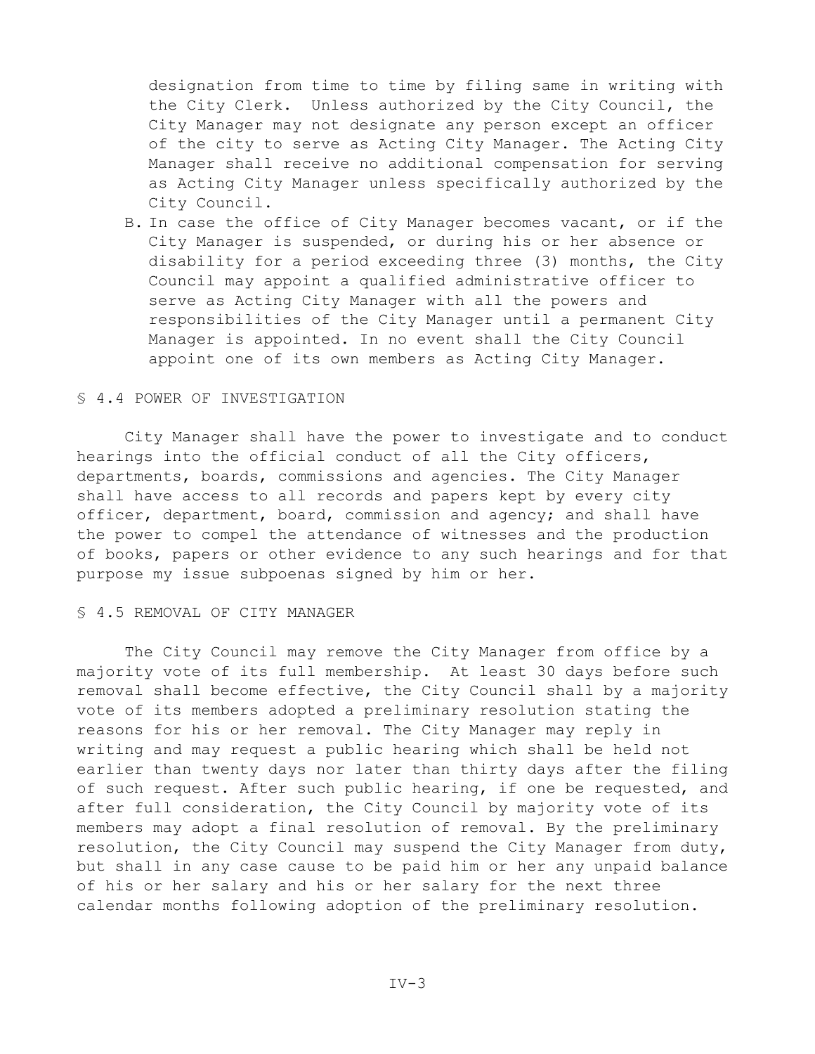designation from time to time by filing same in writing with the City Clerk. Unless authorized by the City Council, the City Manager may not designate any person except an officer of the city to serve as Acting City Manager. The Acting City Manager shall receive no additional compensation for serving as Acting City Manager unless specifically authorized by the City Council.

B. In case the office of City Manager becomes vacant, or if the City Manager is suspended, or during his or her absence or disability for a period exceeding three (3) months, the City Council may appoint a qualified administrative officer to serve as Acting City Manager with all the powers and responsibilities of the City Manager until a permanent City Manager is appointed. In no event shall the City Council appoint one of its own members as Acting City Manager.

## § 4.4 POWER OF INVESTIGATION

City Manager shall have the power to investigate and to conduct hearings into the official conduct of all the City officers, departments, boards, commissions and agencies. The City Manager shall have access to all records and papers kept by every city officer, department, board, commission and agency; and shall have the power to compel the attendance of witnesses and the production of books, papers or other evidence to any such hearings and for that purpose my issue subpoenas signed by him or her.

## § 4.5 REMOVAL OF CITY MANAGER

The City Council may remove the City Manager from office by a majority vote of its full membership. At least 30 days before such removal shall become effective, the City Council shall by a majority vote of its members adopted a preliminary resolution stating the reasons for his or her removal. The City Manager may reply in writing and may request a public hearing which shall be held not earlier than twenty days nor later than thirty days after the filing of such request. After such public hearing, if one be requested, and after full consideration, the City Council by majority vote of its members may adopt a final resolution of removal. By the preliminary resolution, the City Council may suspend the City Manager from duty, but shall in any case cause to be paid him or her any unpaid balance of his or her salary and his or her salary for the next three calendar months following adoption of the preliminary resolution.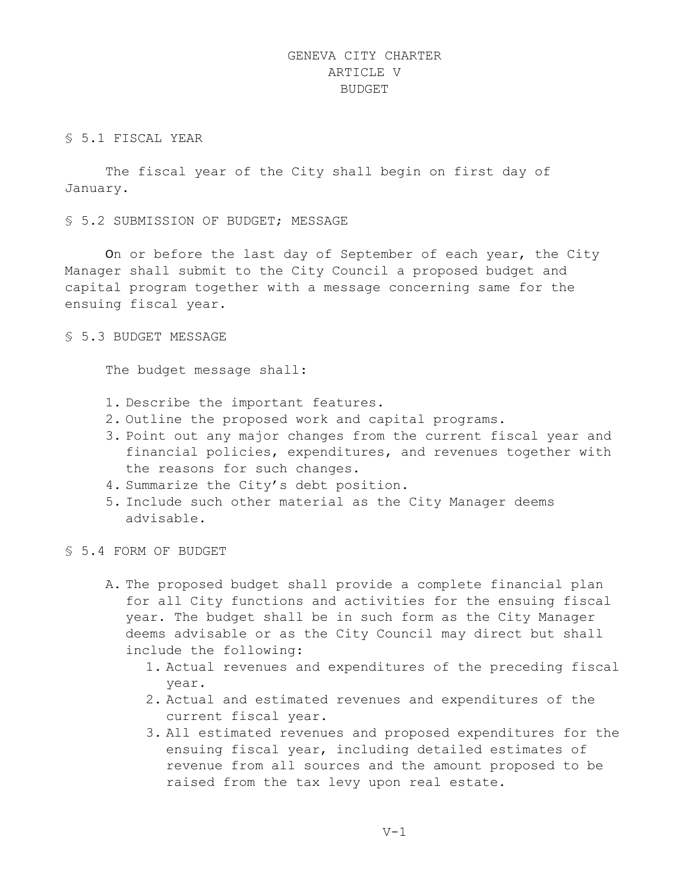# GENEVA CITY CHARTER
## ARTICLE V
## BUDGET

### § 5.1 FISCAL YEAR

The fiscal year of the City shall begin on first day of January.

### § 5.2 SUBMISSION OF BUDGET; MESSAGE

On or before the last day of September of each year, the City Manager shall submit to the City Council a proposed budget and capital program together with a message concerning same for the ensuing fiscal year.

### § 5.3 BUDGET MESSAGE

The budget message shall:

1. Describe the important features.
2. Outline the proposed work and capital programs.
3. Point out any major changes from the current fiscal year and financial policies, expenditures, and revenues together with the reasons for such changes.
4. Summarize the City's debt position.
5. Include such other material as the City Manager deems advisable.

### § 5.4 FORM OF BUDGET

A. The proposed budget shall provide a complete financial plan for all City functions and activities for the ensuing fiscal year. The budget shall be in such form as the City Manager deems advisable or as the City Council may direct but shall include the following:
   1. Actual revenues and expenditures of the preceding fiscal year.
   2. Actual and estimated revenues and expenditures of the current fiscal year.
   3. All estimated revenues and proposed expenditures for the ensuing fiscal year, including detailed estimates of revenue from all sources and the amount proposed to be raised from the tax levy upon real estate.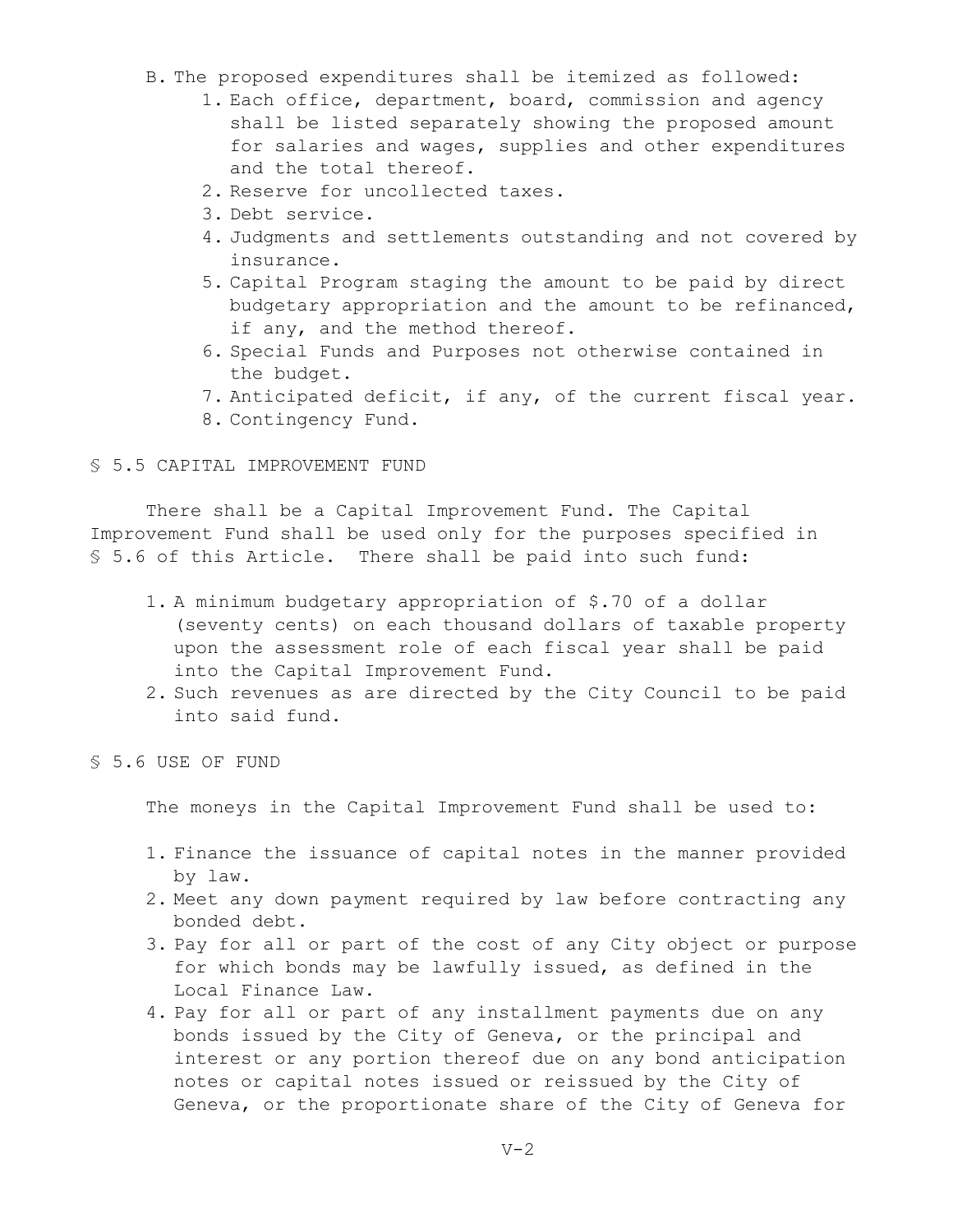B. The proposed expenditures shall be itemized as followed:
   1. Each office, department, board, commission and agency shall be listed separately showing the proposed amount for salaries and wages, supplies and other expenditures and the total thereof.
   2. Reserve for uncollected taxes.
   3. Debt service.
   4. Judgments and settlements outstanding and not covered by insurance.
   5. Capital Program staging the amount to be paid by direct budgetary appropriation and the amount to be refinanced, if any, and the method thereof.
   6. Special Funds and Purposes not otherwise contained in the budget.
   7. Anticipated deficit, if any, of the current fiscal year.
   8. Contingency Fund.

## § 5.5 CAPITAL IMPROVEMENT FUND

There shall be a Capital Improvement Fund. The Capital Improvement Fund shall be used only for the purposes specified in § 5.6 of this Article. There shall be paid into such fund:

1. A minimum budgetary appropriation of $.70 of a dollar (seventy cents) on each thousand dollars of taxable property upon the assessment role of each fiscal year shall be paid into the Capital Improvement Fund.
2. Such revenues as are directed by the City Council to be paid into said fund.

## § 5.6 USE OF FUND

The moneys in the Capital Improvement Fund shall be used to:

1. Finance the issuance of capital notes in the manner provided by law.
2. Meet any down payment required by law before contracting any bonded debt.
3. Pay for all or part of the cost of any City object or purpose for which bonds may be lawfully issued, as defined in the Local Finance Law.
4. Pay for all or part of any installment payments due on any bonds issued by the City of Geneva, or the principal and interest or any portion thereof due on any bond anticipation notes or capital notes issued or reissued by the City of Geneva, or the proportionate share of the City of Geneva for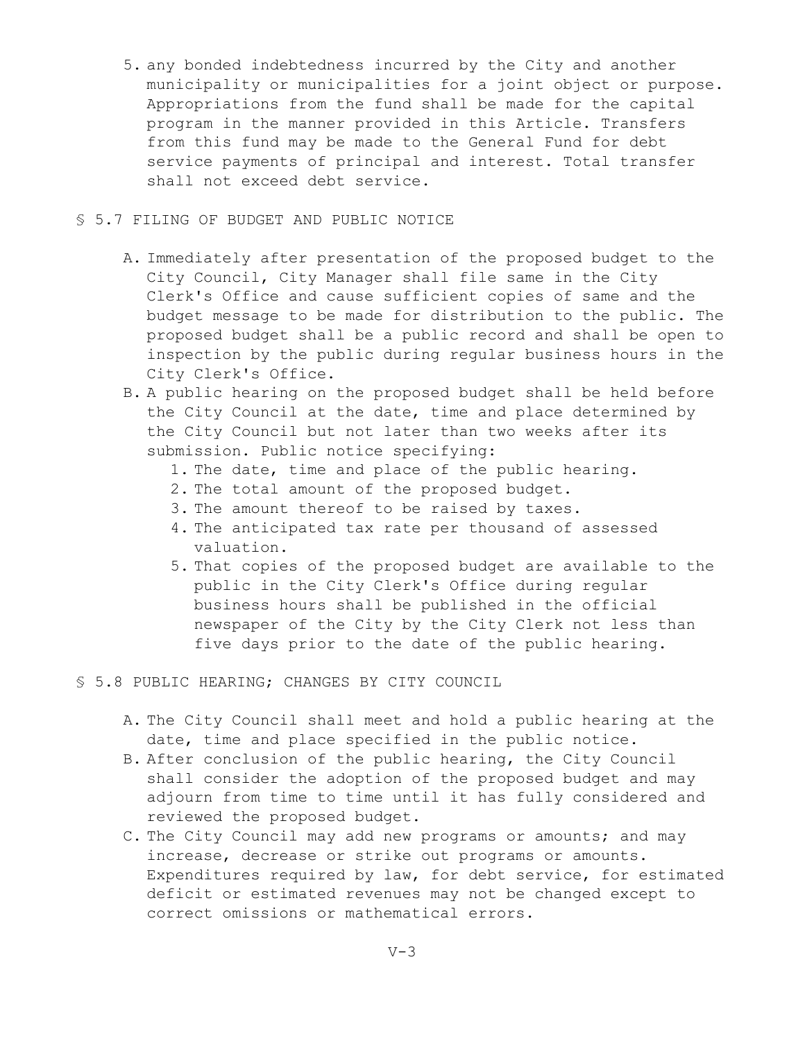5. any bonded indebtedness incurred by the City and another municipality or municipalities for a joint object or purpose. Appropriations from the fund shall be made for the capital program in the manner provided in this Article. Transfers from this fund may be made to the General Fund for debt service payments of principal and interest. Total transfer shall not exceed debt service.

## § 5.7 FILING OF BUDGET AND PUBLIC NOTICE

A. Immediately after presentation of the proposed budget to the City Council, City Manager shall file same in the City Clerk's Office and cause sufficient copies of same and the budget message to be made for distribution to the public. The proposed budget shall be a public record and shall be open to inspection by the public during regular business hours in the City Clerk's Office.

B. A public hearing on the proposed budget shall be held before the City Council at the date, time and place determined by the City Council but not later than two weeks after its submission. Public notice specifying:
   1. The date, time and place of the public hearing.
   2. The total amount of the proposed budget.
   3. The amount thereof to be raised by taxes.
   4. The anticipated tax rate per thousand of assessed valuation.
   5. That copies of the proposed budget are available to the public in the City Clerk's Office during regular business hours shall be published in the official newspaper of the City by the City Clerk not less than five days prior to the date of the public hearing.

## § 5.8 PUBLIC HEARING; CHANGES BY CITY COUNCIL

A. The City Council shall meet and hold a public hearing at the date, time and place specified in the public notice.

B. After conclusion of the public hearing, the City Council shall consider the adoption of the proposed budget and may adjourn from time to time until it has fully considered and reviewed the proposed budget.

C. The City Council may add new programs or amounts; and may increase, decrease or strike out programs or amounts. Expenditures required by law, for debt service, for estimated deficit or estimated revenues may not be changed except to correct omissions or mathematical errors.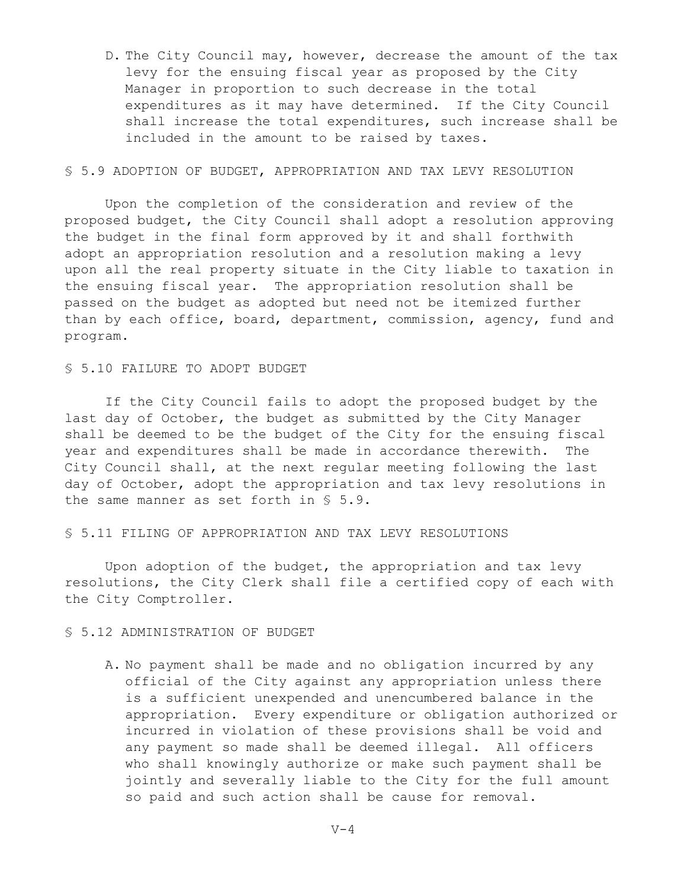D. The City Council may, however, decrease the amount of the tax levy for the ensuing fiscal year as proposed by the City Manager in proportion to such decrease in the total expenditures as it may have determined. If the City Council shall increase the total expenditures, such increase shall be included in the amount to be raised by taxes.

## § 5.9 ADOPTION OF BUDGET, APPROPRIATION AND TAX LEVY RESOLUTION

Upon the completion of the consideration and review of the proposed budget, the City Council shall adopt a resolution approving the budget in the final form approved by it and shall forthwith adopt an appropriation resolution and a resolution making a levy upon all the real property situate in the City liable to taxation in the ensuing fiscal year. The appropriation resolution shall be passed on the budget as adopted but need not be itemized further than by each office, board, department, commission, agency, fund and program.

## § 5.10 FAILURE TO ADOPT BUDGET

If the City Council fails to adopt the proposed budget by the last day of October, the budget as submitted by the City Manager shall be deemed to be the budget of the City for the ensuing fiscal year and expenditures shall be made in accordance therewith. The City Council shall, at the next regular meeting following the last day of October, adopt the appropriation and tax levy resolutions in the same manner as set forth in § 5.9.

## § 5.11 FILING OF APPROPRIATION AND TAX LEVY RESOLUTIONS

Upon adoption of the budget, the appropriation and tax levy resolutions, the City Clerk shall file a certified copy of each with the City Comptroller.

## § 5.12 ADMINISTRATION OF BUDGET

A. No payment shall be made and no obligation incurred by any official of the City against any appropriation unless there is a sufficient unexpended and unencumbered balance in the appropriation. Every expenditure or obligation authorized or incurred in violation of these provisions shall be void and any payment so made shall be deemed illegal. All officers who shall knowingly authorize or make such payment shall be jointly and severally liable to the City for the full amount so paid and such action shall be cause for removal.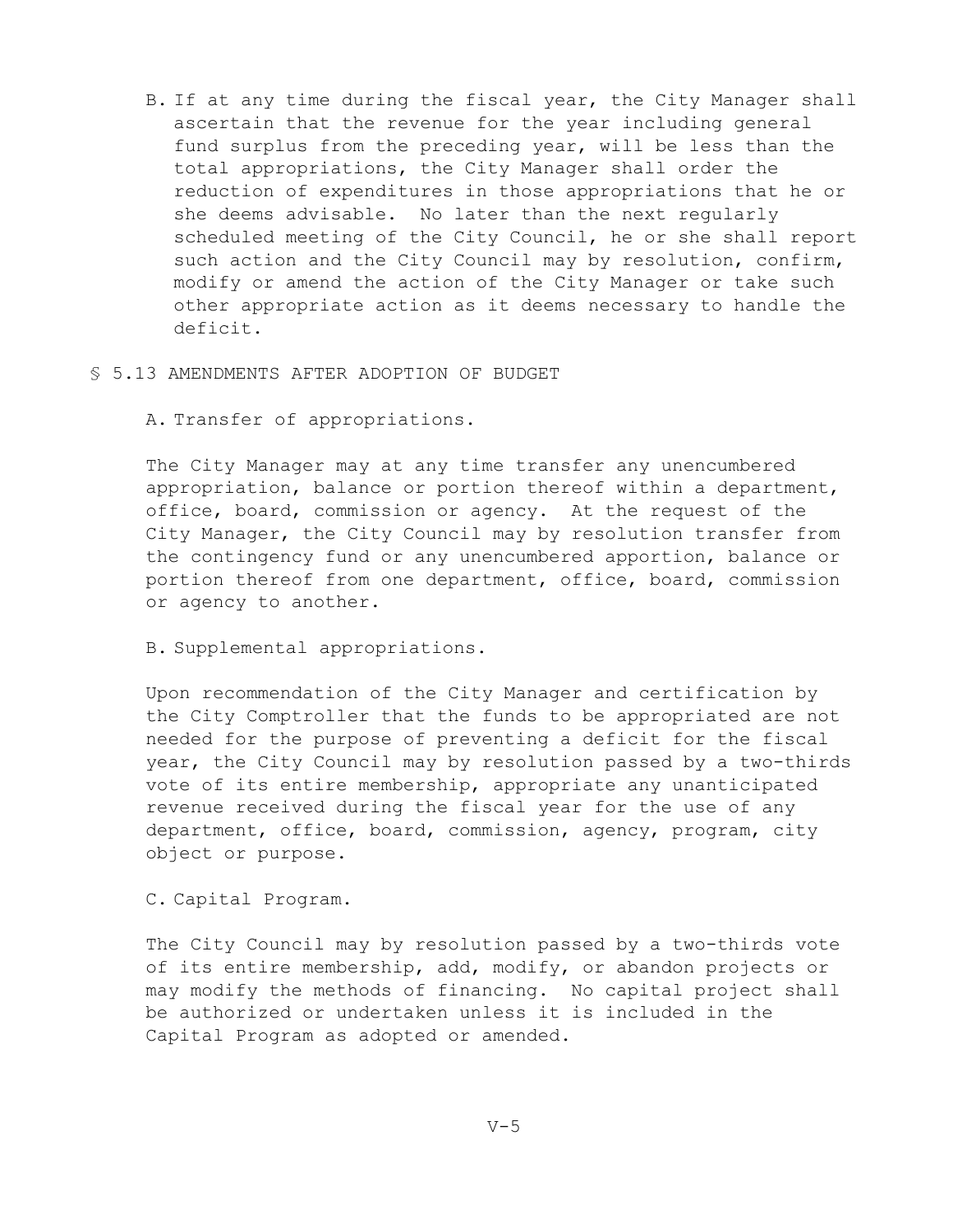B. If at any time during the fiscal year, the City Manager shall ascertain that the revenue for the year including general fund surplus from the preceding year, will be less than the total appropriations, the City Manager shall order the reduction of expenditures in those appropriations that he or she deems advisable. No later than the next regularly scheduled meeting of the City Council, he or she shall report such action and the City Council may by resolution, confirm, modify or amend the action of the City Manager or take such other appropriate action as it deems necessary to handle the deficit.

## § 5.13 AMENDMENTS AFTER ADOPTION OF BUDGET

A. Transfer of appropriations.

The City Manager may at any time transfer any unencumbered appropriation, balance or portion thereof within a department, office, board, commission or agency. At the request of the City Manager, the City Council may by resolution transfer from the contingency fund or any unencumbered apportion, balance or portion thereof from one department, office, board, commission or agency to another.

B. Supplemental appropriations.

Upon recommendation of the City Manager and certification by the City Comptroller that the funds to be appropriated are not needed for the purpose of preventing a deficit for the fiscal year, the City Council may by resolution passed by a two-thirds vote of its entire membership, appropriate any unanticipated revenue received during the fiscal year for the use of any department, office, board, commission, agency, program, city object or purpose.

C. Capital Program.

The City Council may by resolution passed by a two-thirds vote of its entire membership, add, modify, or abandon projects or may modify the methods of financing. No capital project shall be authorized or undertaken unless it is included in the Capital Program as adopted or amended.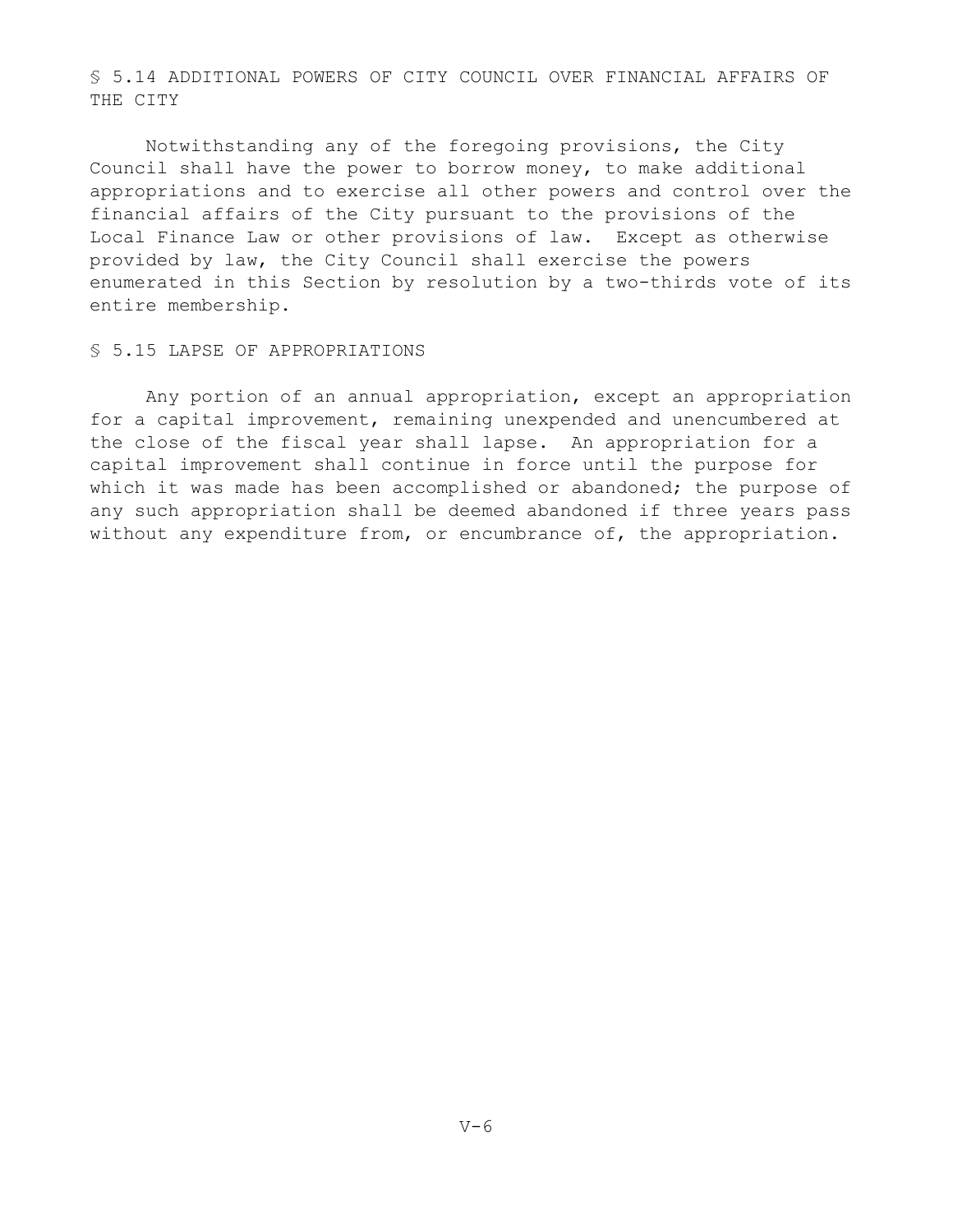## § 5.14 ADDITIONAL POWERS OF CITY COUNCIL OVER FINANCIAL AFFAIRS OF THE CITY

Notwithstanding any of the foregoing provisions, the City Council shall have the power to borrow money, to make additional appropriations and to exercise all other powers and control over the financial affairs of the City pursuant to the provisions of the Local Finance Law or other provisions of law. Except as otherwise provided by law, the City Council shall exercise the powers enumerated in this Section by resolution by a two-thirds vote of its entire membership.

## § 5.15 LAPSE OF APPROPRIATIONS

Any portion of an annual appropriation, except an appropriation for a capital improvement, remaining unexpended and unencumbered at the close of the fiscal year shall lapse. An appropriation for a capital improvement shall continue in force until the purpose for which it was made has been accomplished or abandoned; the purpose of any such appropriation shall be deemed abandoned if three years pass without any expenditure from, or encumbrance of, the appropriation.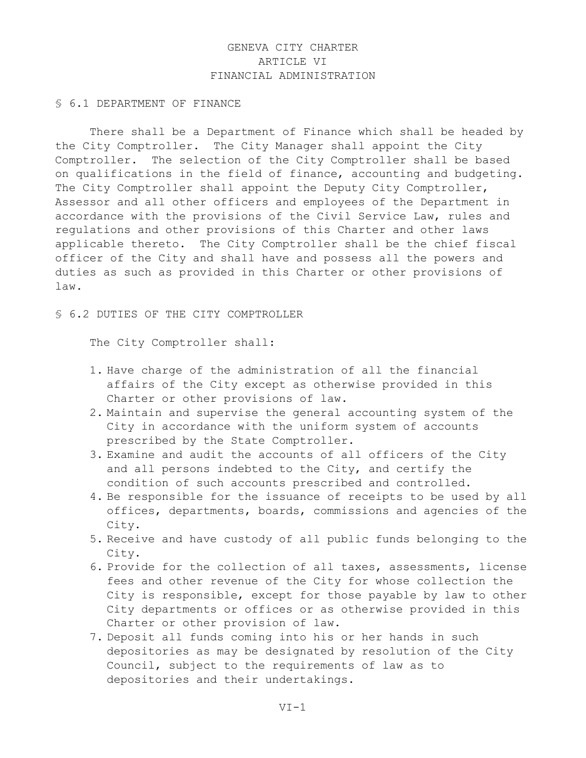# GENEVA CITY CHARTER
## ARTICLE VI
## FINANCIAL ADMINISTRATION

### § 6.1 DEPARTMENT OF FINANCE

There shall be a Department of Finance which shall be headed by the City Comptroller. The City Manager shall appoint the City Comptroller. The selection of the City Comptroller shall be based on qualifications in the field of finance, accounting and budgeting. The City Comptroller shall appoint the Deputy City Comptroller, Assessor and all other officers and employees of the Department in accordance with the provisions of the Civil Service Law, rules and regulations and other provisions of this Charter and other laws applicable thereto. The City Comptroller shall be the chief fiscal officer of the City and shall have and possess all the powers and duties as such as provided in this Charter or other provisions of law.

### § 6.2 DUTIES OF THE CITY COMPTROLLER

The City Comptroller shall:

1. Have charge of the administration of all the financial affairs of the City except as otherwise provided in this Charter or other provisions of law.
2. Maintain and supervise the general accounting system of the City in accordance with the uniform system of accounts prescribed by the State Comptroller.
3. Examine and audit the accounts of all officers of the City and all persons indebted to the City, and certify the condition of such accounts prescribed and controlled.
4. Be responsible for the issuance of receipts to be used by all offices, departments, boards, commissions and agencies of the City.
5. Receive and have custody of all public funds belonging to the City.
6. Provide for the collection of all taxes, assessments, license fees and other revenue of the City for whose collection the City is responsible, except for those payable by law to other City departments or offices or as otherwise provided in this Charter or other provision of law.
7. Deposit all funds coming into his or her hands in such depositories as may be designated by resolution of the City Council, subject to the requirements of law as to depositories and their undertakings.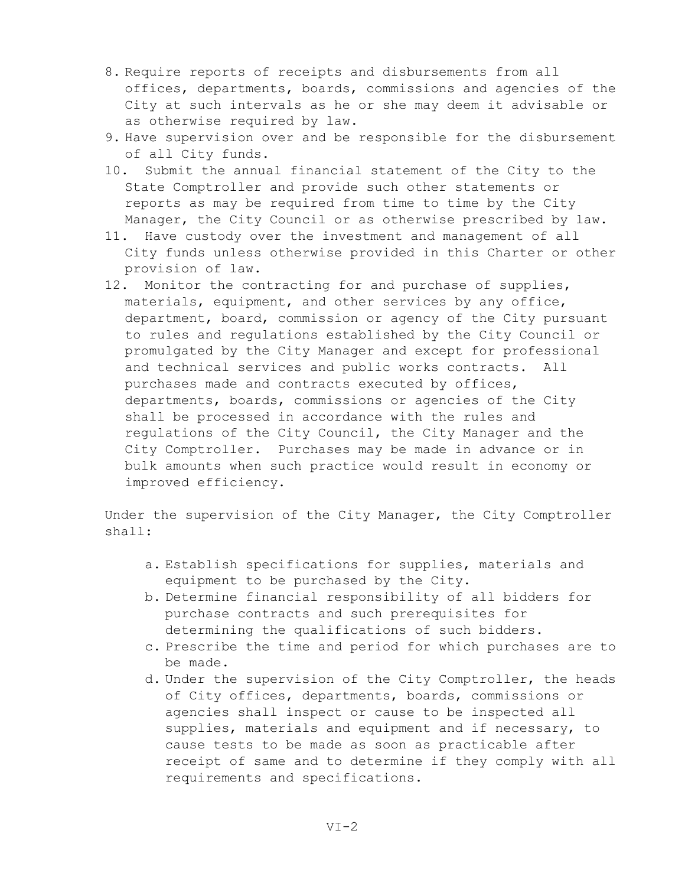8. Require reports of receipts and disbursements from all offices, departments, boards, commissions and agencies of the City at such intervals as he or she may deem it advisable or as otherwise required by law.
9. Have supervision over and be responsible for the disbursement of all City funds.
10. Submit the annual financial statement of the City to the State Comptroller and provide such other statements or reports as may be required from time to time by the City Manager, the City Council or as otherwise prescribed by law.
11. Have custody over the investment and management of all City funds unless otherwise provided in this Charter or other provision of law.
12. Monitor the contracting for and purchase of supplies, materials, equipment, and other services by any office, department, board, commission or agency of the City pursuant to rules and regulations established by the City Council or promulgated by the City Manager and except for professional and technical services and public works contracts. All purchases made and contracts executed by offices, departments, boards, commissions or agencies of the City shall be processed in accordance with the rules and regulations of the City Council, the City Manager and the City Comptroller. Purchases may be made in advance or in bulk amounts when such practice would result in economy or improved efficiency.

Under the supervision of the City Manager, the City Comptroller shall:

a. Establish specifications for supplies, materials and equipment to be purchased by the City.
b. Determine financial responsibility of all bidders for purchase contracts and such prerequisites for determining the qualifications of such bidders.
c. Prescribe the time and period for which purchases are to be made.
d. Under the supervision of the City Comptroller, the heads of City offices, departments, boards, commissions or agencies shall inspect or cause to be inspected all supplies, materials and equipment and if necessary, to cause tests to be made as soon as practicable after receipt of same and to determine if they comply with all requirements and specifications.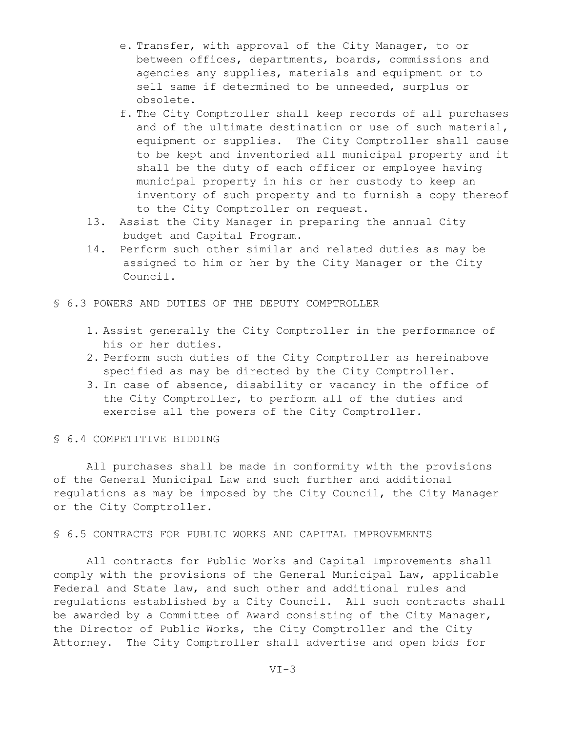e. Transfer, with approval of the City Manager, to or between offices, departments, boards, commissions and agencies any supplies, materials and equipment or to sell same if determined to be unneeded, surplus or obsolete.

f. The City Comptroller shall keep records of all purchases and of the ultimate destination or use of such material, equipment or supplies. The City Comptroller shall cause to be kept and inventoried all municipal property and it shall be the duty of each officer or employee having municipal property in his or her custody to keep an inventory of such property and to furnish a copy thereof to the City Comptroller on request.

13. Assist the City Manager in preparing the annual City budget and Capital Program.
14. Perform such other similar and related duties as may be assigned to him or her by the City Manager or the City Council.

§ 6.3 POWERS AND DUTIES OF THE DEPUTY COMPTROLLER

1. Assist generally the City Comptroller in the performance of his or her duties.
2. Perform such duties of the City Comptroller as hereinabove specified as may be directed by the City Comptroller.
3. In case of absence, disability or vacancy in the office of the City Comptroller, to perform all of the duties and exercise all the powers of the City Comptroller.

§ 6.4 COMPETITIVE BIDDING

All purchases shall be made in conformity with the provisions of the General Municipal Law and such further and additional regulations as may be imposed by the City Council, the City Manager or the City Comptroller.

§ 6.5 CONTRACTS FOR PUBLIC WORKS AND CAPITAL IMPROVEMENTS

All contracts for Public Works and Capital Improvements shall comply with the provisions of the General Municipal Law, applicable Federal and State law, and such other and additional rules and regulations established by a City Council. All such contracts shall be awarded by a Committee of Award consisting of the City Manager, the Director of Public Works, the City Comptroller and the City Attorney. The City Comptroller shall advertise and open bids for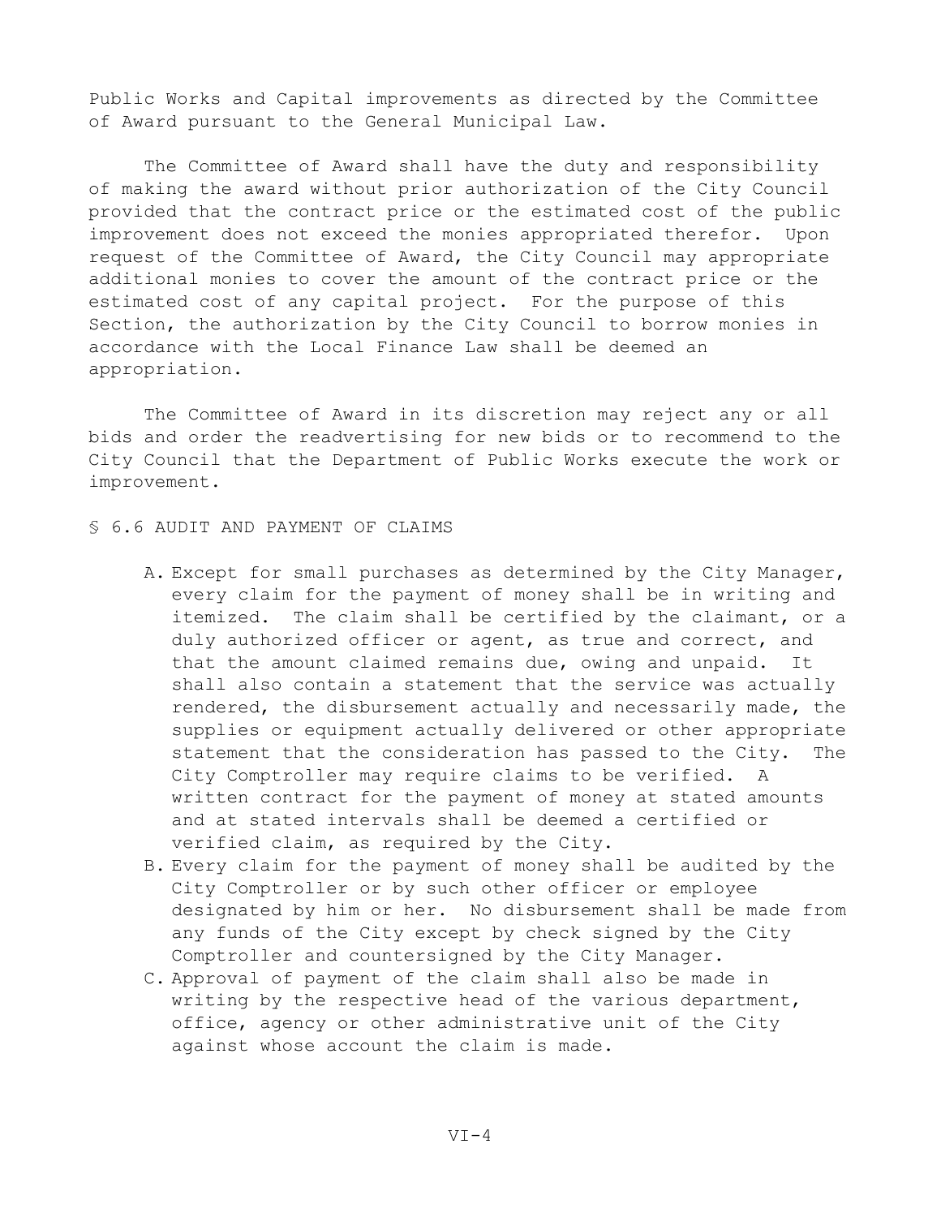Public Works and Capital improvements as directed by the Committee of Award pursuant to the General Municipal Law.

The Committee of Award shall have the duty and responsibility of making the award without prior authorization of the City Council provided that the contract price or the estimated cost of the public improvement does not exceed the monies appropriated therefor. Upon request of the Committee of Award, the City Council may appropriate additional monies to cover the amount of the contract price or the estimated cost of any capital project. For the purpose of this Section, the authorization by the City Council to borrow monies in accordance with the Local Finance Law shall be deemed an appropriation.

The Committee of Award in its discretion may reject any or all bids and order the readvertising for new bids or to recommend to the City Council that the Department of Public Works execute the work or improvement.

§ 6.6 AUDIT AND PAYMENT OF CLAIMS

A. Except for small purchases as determined by the City Manager, every claim for the payment of money shall be in writing and itemized. The claim shall be certified by the claimant, or a duly authorized officer or agent, as true and correct, and that the amount claimed remains due, owing and unpaid. It shall also contain a statement that the service was actually rendered, the disbursement actually and necessarily made, the supplies or equipment actually delivered or other appropriate statement that the consideration has passed to the City. The City Comptroller may require claims to be verified. A written contract for the payment of money at stated amounts and at stated intervals shall be deemed a certified or verified claim, as required by the City.
B. Every claim for the payment of money shall be audited by the City Comptroller or by such other officer or employee designated by him or her. No disbursement shall be made from any funds of the City except by check signed by the City Comptroller and countersigned by the City Manager.
C. Approval of payment of the claim shall also be made in writing by the respective head of the various department, office, agency or other administrative unit of the City against whose account the claim is made.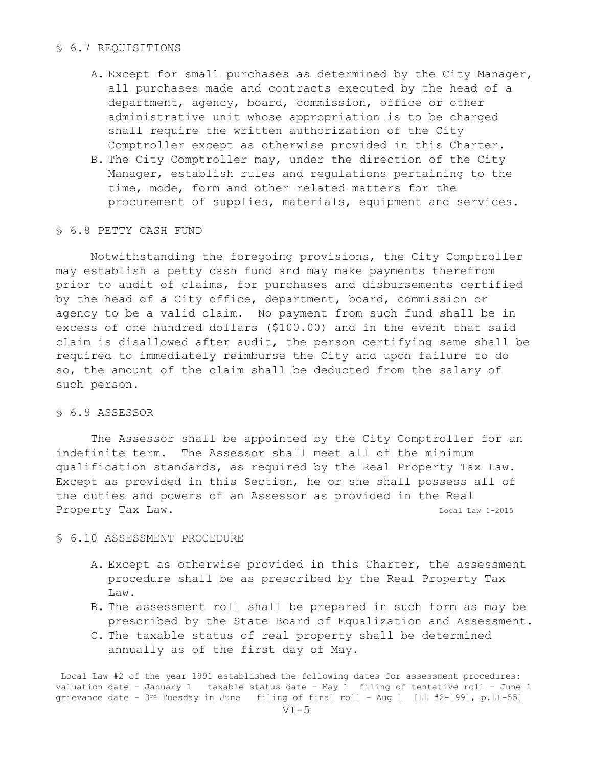## § 6.7 REQUISITIONS

A. Except for small purchases as determined by the City Manager, all purchases made and contracts executed by the head of a department, agency, board, commission, office or other administrative unit whose appropriation is to be charged shall require the written authorization of the City Comptroller except as otherwise provided in this Charter.

B. The City Comptroller may, under the direction of the City Manager, establish rules and regulations pertaining to the time, mode, form and other related matters for the procurement of supplies, materials, equipment and services.

## § 6.8 PETTY CASH FUND

Notwithstanding the foregoing provisions, the City Comptroller may establish a petty cash fund and may make payments therefrom prior to audit of claims, for purchases and disbursements certified by the head of a City office, department, board, commission or agency to be a valid claim. No payment from such fund shall be in excess of one hundred dollars ($100.00) and in the event that said claim is disallowed after audit, the person certifying same shall be required to immediately reimburse the City and upon failure to do so, the amount of the claim shall be deducted from the salary of such person.

## § 6.9 ASSESSOR

The Assessor shall be appointed by the City Comptroller for an indefinite term. The Assessor shall meet all of the minimum qualification standards, as required by the Real Property Tax Law. Except as provided in this Section, he or she shall possess all of the duties and powers of an Assessor as provided in the Real Property Tax Law. Local Law 1-2015

## § 6.10 ASSESSMENT PROCEDURE

A. Except as otherwise provided in this Charter, the assessment procedure shall be as prescribed by the Real Property Tax Law.

B. The assessment roll shall be prepared in such form as may be prescribed by the State Board of Equalization and Assessment.

C. The taxable status of real property shall be determined annually as of the first day of May.

Local Law #2 of the year 1991 established the following dates for assessment procedures: valuation date – January 1 taxable status date – May 1 filing of tentative roll – June 1 grievance date – 3rd Tuesday in June filing of final roll – Aug 1 [LL #2-1991, p.LL-55]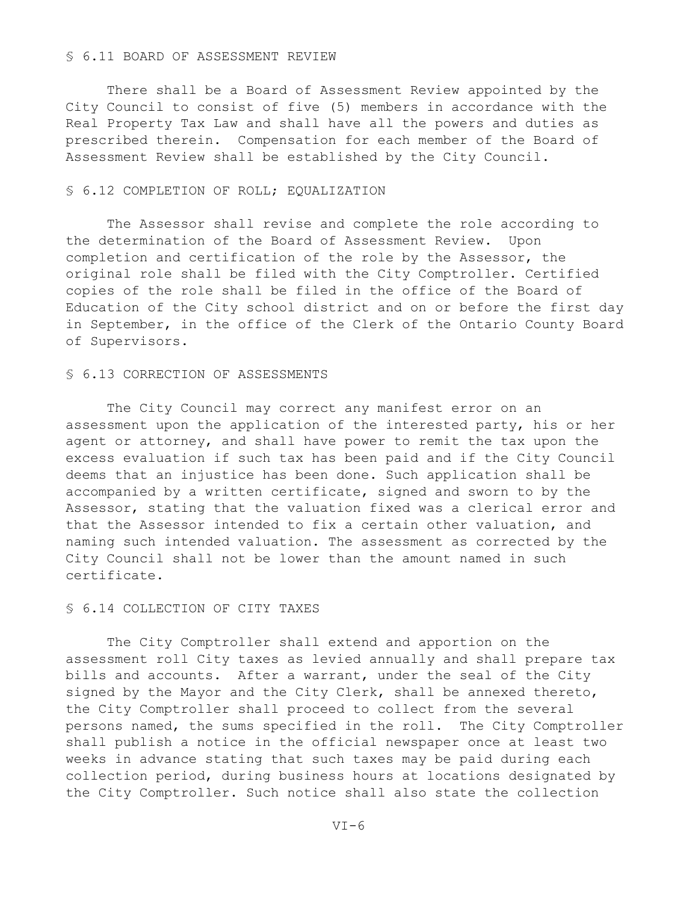## § 6.11 BOARD OF ASSESSMENT REVIEW

There shall be a Board of Assessment Review appointed by the City Council to consist of five (5) members in accordance with the Real Property Tax Law and shall have all the powers and duties as prescribed therein. Compensation for each member of the Board of Assessment Review shall be established by the City Council.

## § 6.12 COMPLETION OF ROLL; EQUALIZATION

The Assessor shall revise and complete the role according to the determination of the Board of Assessment Review. Upon completion and certification of the role by the Assessor, the original role shall be filed with the City Comptroller. Certified copies of the role shall be filed in the office of the Board of Education of the City school district and on or before the first day in September, in the office of the Clerk of the Ontario County Board of Supervisors.

## § 6.13 CORRECTION OF ASSESSMENTS

The City Council may correct any manifest error on an assessment upon the application of the interested party, his or her agent or attorney, and shall have power to remit the tax upon the excess evaluation if such tax has been paid and if the City Council deems that an injustice has been done. Such application shall be accompanied by a written certificate, signed and sworn to by the Assessor, stating that the valuation fixed was a clerical error and that the Assessor intended to fix a certain other valuation, and naming such intended valuation. The assessment as corrected by the City Council shall not be lower than the amount named in such certificate.

## § 6.14 COLLECTION OF CITY TAXES

The City Comptroller shall extend and apportion on the assessment roll City taxes as levied annually and shall prepare tax bills and accounts. After a warrant, under the seal of the City signed by the Mayor and the City Clerk, shall be annexed thereto, the City Comptroller shall proceed to collect from the several persons named, the sums specified in the roll. The City Comptroller shall publish a notice in the official newspaper once at least two weeks in advance stating that such taxes may be paid during each collection period, during business hours at locations designated by the City Comptroller. Such notice shall also state the collection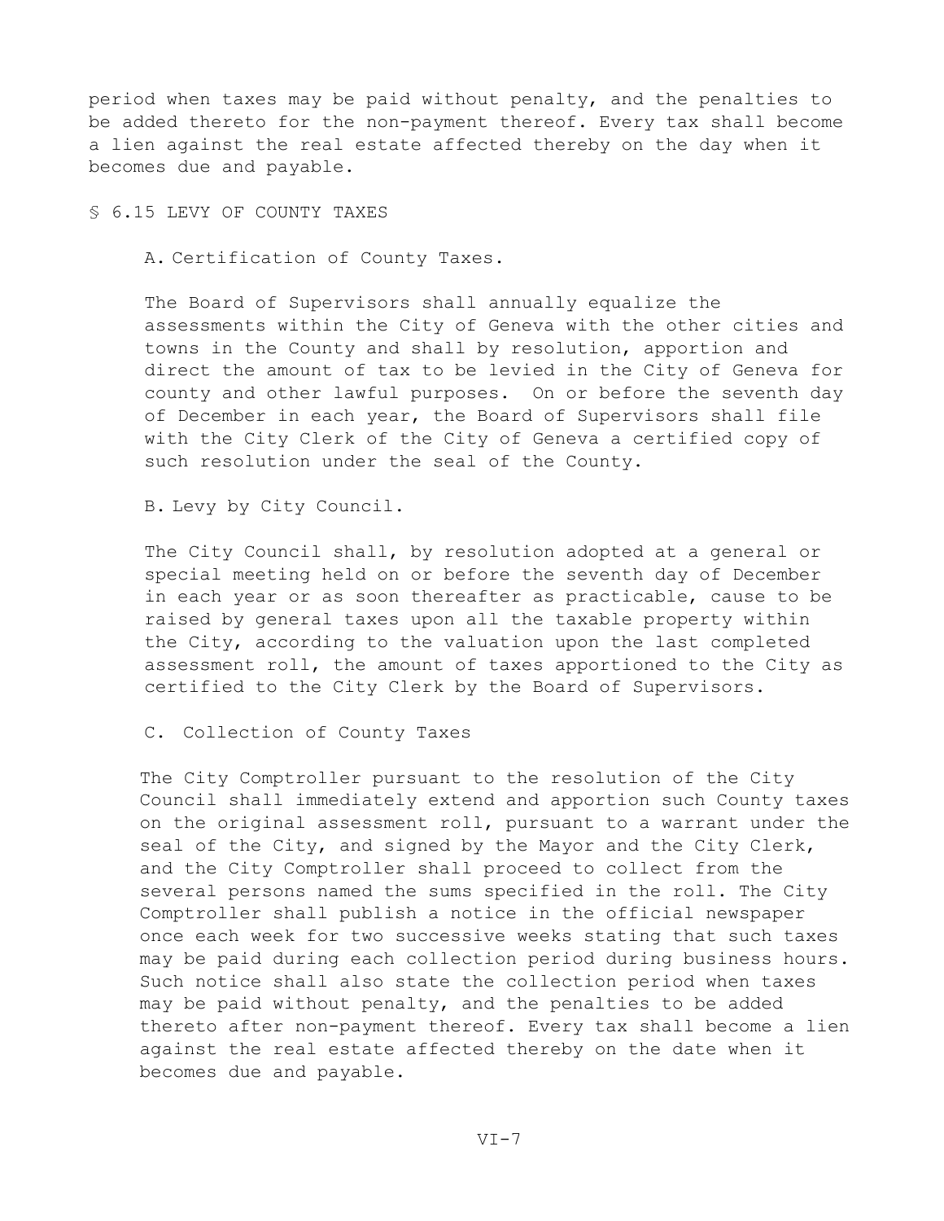period when taxes may be paid without penalty, and the penalties to be added thereto for the non-payment thereof. Every tax shall become a lien against the real estate affected thereby on the day when it becomes due and payable.

## § 6.15 LEVY OF COUNTY TAXES

A. Certification of County Taxes.

The Board of Supervisors shall annually equalize the assessments within the City of Geneva with the other cities and towns in the County and shall by resolution, apportion and direct the amount of tax to be levied in the City of Geneva for county and other lawful purposes. On or before the seventh day of December in each year, the Board of Supervisors shall file with the City Clerk of the City of Geneva a certified copy of such resolution under the seal of the County.

B. Levy by City Council.

The City Council shall, by resolution adopted at a general or special meeting held on or before the seventh day of December in each year or as soon thereafter as practicable, cause to be raised by general taxes upon all the taxable property within the City, according to the valuation upon the last completed assessment roll, the amount of taxes apportioned to the City as certified to the City Clerk by the Board of Supervisors.

C. Collection of County Taxes

The City Comptroller pursuant to the resolution of the City Council shall immediately extend and apportion such County taxes on the original assessment roll, pursuant to a warrant under the seal of the City, and signed by the Mayor and the City Clerk, and the City Comptroller shall proceed to collect from the several persons named the sums specified in the roll. The City Comptroller shall publish a notice in the official newspaper once each week for two successive weeks stating that such taxes may be paid during each collection period during business hours. Such notice shall also state the collection period when taxes may be paid without penalty, and the penalties to be added thereto after non-payment thereof. Every tax shall become a lien against the real estate affected thereby on the date when it becomes due and payable.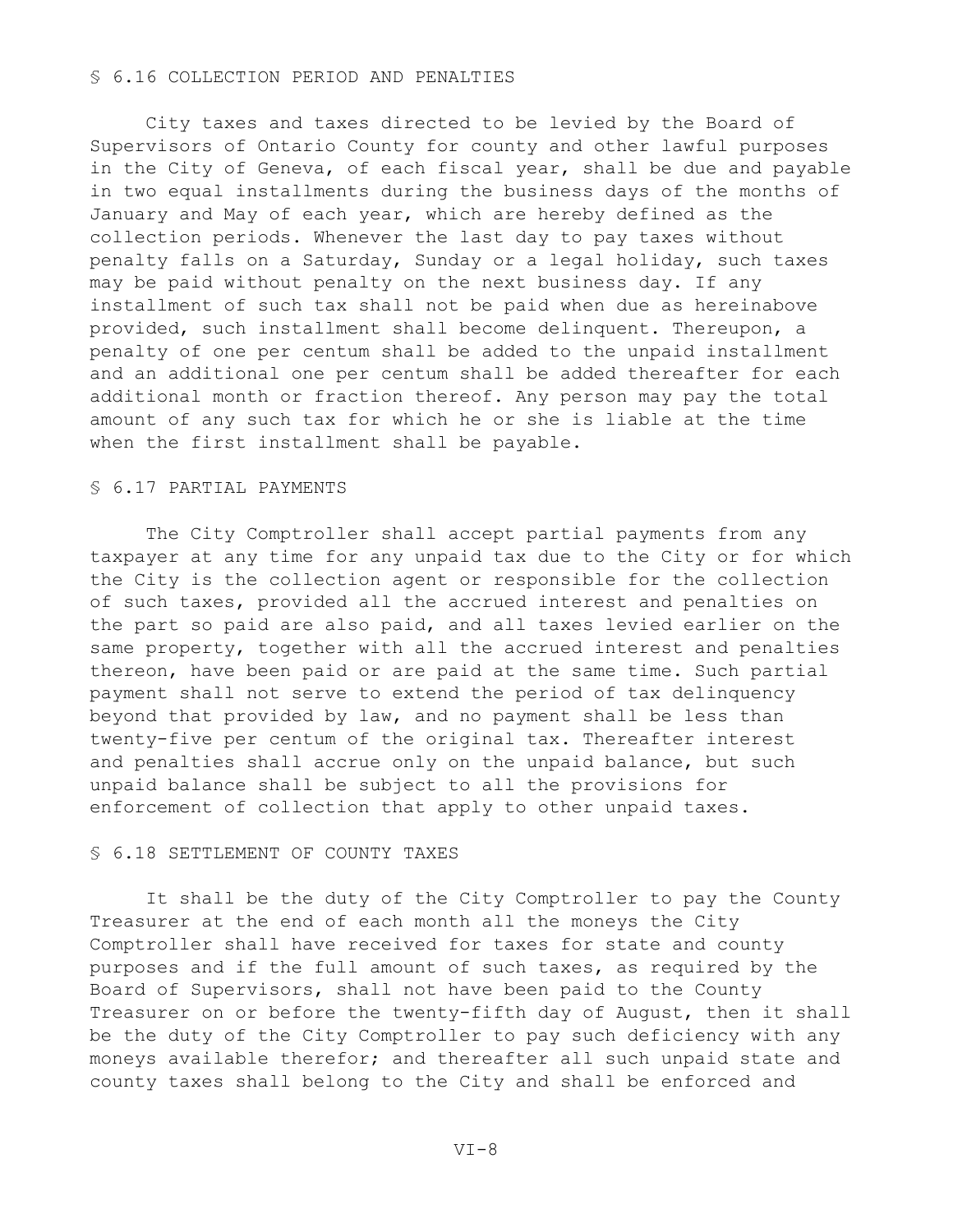## § 6.16 COLLECTION PERIOD AND PENALTIES

City taxes and taxes directed to be levied by the Board of Supervisors of Ontario County for county and other lawful purposes in the City of Geneva, of each fiscal year, shall be due and payable in two equal installments during the business days of the months of January and May of each year, which are hereby defined as the collection periods. Whenever the last day to pay taxes without penalty falls on a Saturday, Sunday or a legal holiday, such taxes may be paid without penalty on the next business day. If any installment of such tax shall not be paid when due as hereinabove provided, such installment shall become delinquent. Thereupon, a penalty of one per centum shall be added to the unpaid installment and an additional one per centum shall be added thereafter for each additional month or fraction thereof. Any person may pay the total amount of any such tax for which he or she is liable at the time when the first installment shall be payable.

## § 6.17 PARTIAL PAYMENTS

The City Comptroller shall accept partial payments from any taxpayer at any time for any unpaid tax due to the City or for which the City is the collection agent or responsible for the collection of such taxes, provided all the accrued interest and penalties on the part so paid are also paid, and all taxes levied earlier on the same property, together with all the accrued interest and penalties thereon, have been paid or are paid at the same time. Such partial payment shall not serve to extend the period of tax delinquency beyond that provided by law, and no payment shall be less than twenty-five per centum of the original tax. Thereafter interest and penalties shall accrue only on the unpaid balance, but such unpaid balance shall be subject to all the provisions for enforcement of collection that apply to other unpaid taxes.

## § 6.18 SETTLEMENT OF COUNTY TAXES

It shall be the duty of the City Comptroller to pay the County Treasurer at the end of each month all the moneys the City Comptroller shall have received for taxes for state and county purposes and if the full amount of such taxes, as required by the Board of Supervisors, shall not have been paid to the County Treasurer on or before the twenty-fifth day of August, then it shall be the duty of the City Comptroller to pay such deficiency with any moneys available therefor; and thereafter all such unpaid state and county taxes shall belong to the City and shall be enforced and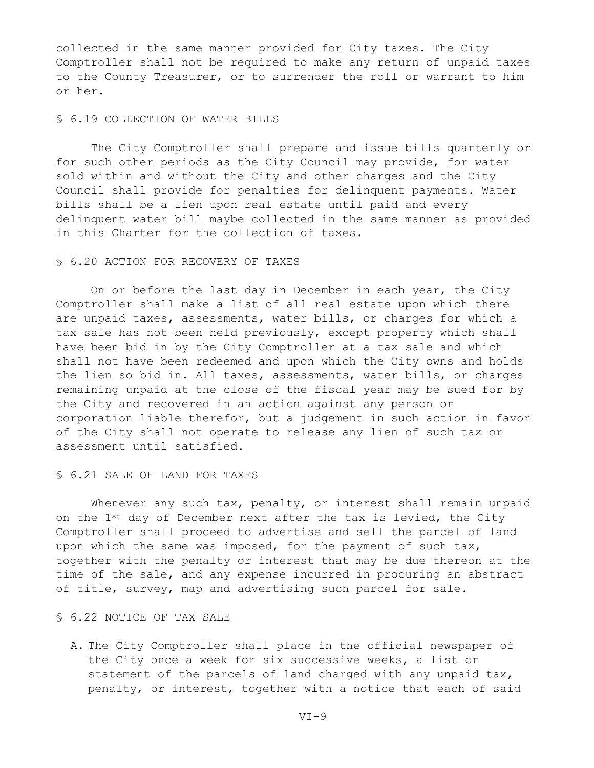collected in the same manner provided for City taxes. The City Comptroller shall not be required to make any return of unpaid taxes to the County Treasurer, or to surrender the roll or warrant to him or her.

### § 6.19 COLLECTION OF WATER BILLS

The City Comptroller shall prepare and issue bills quarterly or for such other periods as the City Council may provide, for water sold within and without the City and other charges and the City Council shall provide for penalties for delinquent payments. Water bills shall be a lien upon real estate until paid and every delinquent water bill maybe collected in the same manner as provided in this Charter for the collection of taxes.

### § 6.20 ACTION FOR RECOVERY OF TAXES

On or before the last day in December in each year, the City Comptroller shall make a list of all real estate upon which there are unpaid taxes, assessments, water bills, or charges for which a tax sale has not been held previously, except property which shall have been bid in by the City Comptroller at a tax sale and which shall not have been redeemed and upon which the City owns and holds the lien so bid in. All taxes, assessments, water bills, or charges remaining unpaid at the close of the fiscal year may be sued for by the City and recovered in an action against any person or corporation liable therefor, but a judgement in such action in favor of the City shall not operate to release any lien of such tax or assessment until satisfied.

### § 6.21 SALE OF LAND FOR TAXES

Whenever any such tax, penalty, or interest shall remain unpaid on the 1st day of December next after the tax is levied, the City Comptroller shall proceed to advertise and sell the parcel of land upon which the same was imposed, for the payment of such tax, together with the penalty or interest that may be due thereon at the time of the sale, and any expense incurred in procuring an abstract of title, survey, map and advertising such parcel for sale.

### § 6.22 NOTICE OF TAX SALE

A. The City Comptroller shall place in the official newspaper of the City once a week for six successive weeks, a list or statement of the parcels of land charged with any unpaid tax, penalty, or interest, together with a notice that each of said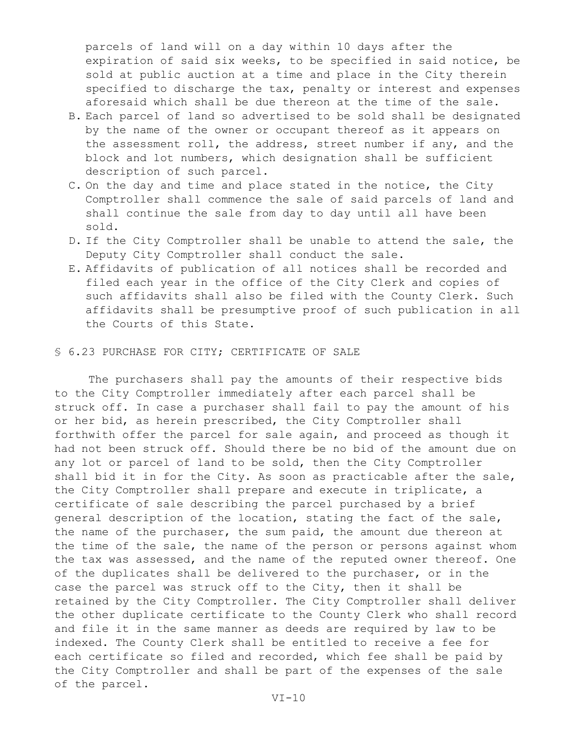parcels of land will on a day within 10 days after the expiration of said six weeks, to be specified in said notice, be sold at public auction at a time and place in the City therein specified to discharge the tax, penalty or interest and expenses aforesaid which shall be due thereon at the time of the sale.

B. Each parcel of land so advertised to be sold shall be designated by the name of the owner or occupant thereof as it appears on the assessment roll, the address, street number if any, and the block and lot numbers, which designation shall be sufficient description of such parcel.
C. On the day and time and place stated in the notice, the City Comptroller shall commence the sale of said parcels of land and shall continue the sale from day to day until all have been sold.
D. If the City Comptroller shall be unable to attend the sale, the Deputy City Comptroller shall conduct the sale.
E. Affidavits of publication of all notices shall be recorded and filed each year in the office of the City Clerk and copies of such affidavits shall also be filed with the County Clerk. Such affidavits shall be presumptive proof of such publication in all the Courts of this State.

## § 6.23 PURCHASE FOR CITY; CERTIFICATE OF SALE

The purchasers shall pay the amounts of their respective bids to the City Comptroller immediately after each parcel shall be struck off. In case a purchaser shall fail to pay the amount of his or her bid, as herein prescribed, the City Comptroller shall forthwith offer the parcel for sale again, and proceed as though it had not been struck off. Should there be no bid of the amount due on any lot or parcel of land to be sold, then the City Comptroller shall bid it in for the City. As soon as practicable after the sale, the City Comptroller shall prepare and execute in triplicate, a certificate of sale describing the parcel purchased by a brief general description of the location, stating the fact of the sale, the name of the purchaser, the sum paid, the amount due thereon at the time of the sale, the name of the person or persons against whom the tax was assessed, and the name of the reputed owner thereof. One of the duplicates shall be delivered to the purchaser, or in the case the parcel was struck off to the City, then it shall be retained by the City Comptroller. The City Comptroller shall deliver the other duplicate certificate to the County Clerk who shall record and file it in the same manner as deeds are required by law to be indexed. The County Clerk shall be entitled to receive a fee for each certificate so filed and recorded, which fee shall be paid by the City Comptroller and shall be part of the expenses of the sale of the parcel.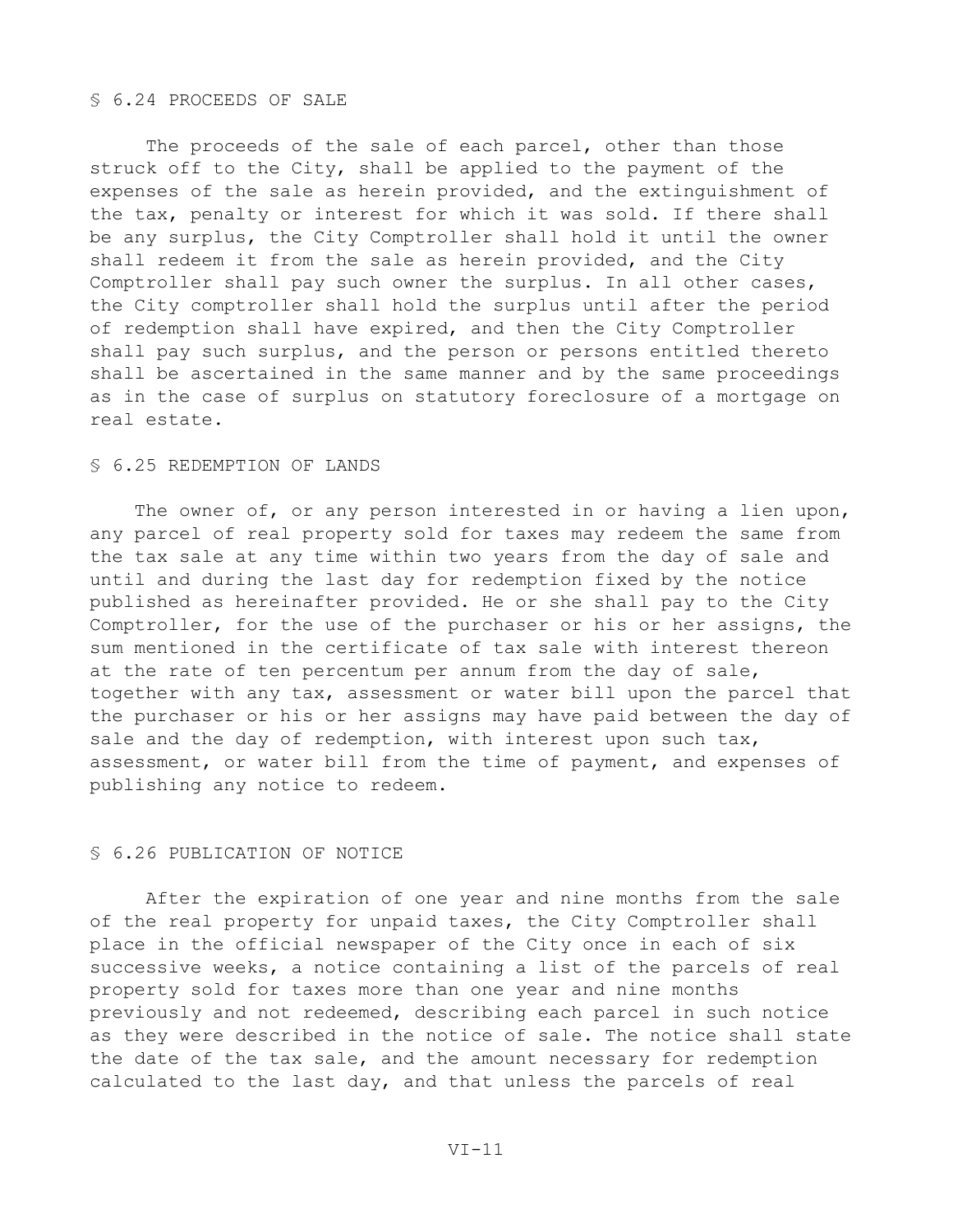## § 6.24 PROCEEDS OF SALE

The proceeds of the sale of each parcel, other than those struck off to the City, shall be applied to the payment of the expenses of the sale as herein provided, and the extinguishment of the tax, penalty or interest for which it was sold. If there shall be any surplus, the City Comptroller shall hold it until the owner shall redeem it from the sale as herein provided, and the City Comptroller shall pay such owner the surplus. In all other cases, the City comptroller shall hold the surplus until after the period of redemption shall have expired, and then the City Comptroller shall pay such surplus, and the person or persons entitled thereto shall be ascertained in the same manner and by the same proceedings as in the case of surplus on statutory foreclosure of a mortgage on real estate.

## § 6.25 REDEMPTION OF LANDS

The owner of, or any person interested in or having a lien upon, any parcel of real property sold for taxes may redeem the same from the tax sale at any time within two years from the day of sale and until and during the last day for redemption fixed by the notice published as hereinafter provided. He or she shall pay to the City Comptroller, for the use of the purchaser or his or her assigns, the sum mentioned in the certificate of tax sale with interest thereon at the rate of ten percentum per annum from the day of sale, together with any tax, assessment or water bill upon the parcel that the purchaser or his or her assigns may have paid between the day of sale and the day of redemption, with interest upon such tax, assessment, or water bill from the time of payment, and expenses of publishing any notice to redeem.

## § 6.26 PUBLICATION OF NOTICE

After the expiration of one year and nine months from the sale of the real property for unpaid taxes, the City Comptroller shall place in the official newspaper of the City once in each of six successive weeks, a notice containing a list of the parcels of real property sold for taxes more than one year and nine months previously and not redeemed, describing each parcel in such notice as they were described in the notice of sale. The notice shall state the date of the tax sale, and the amount necessary for redemption calculated to the last day, and that unless the parcels of real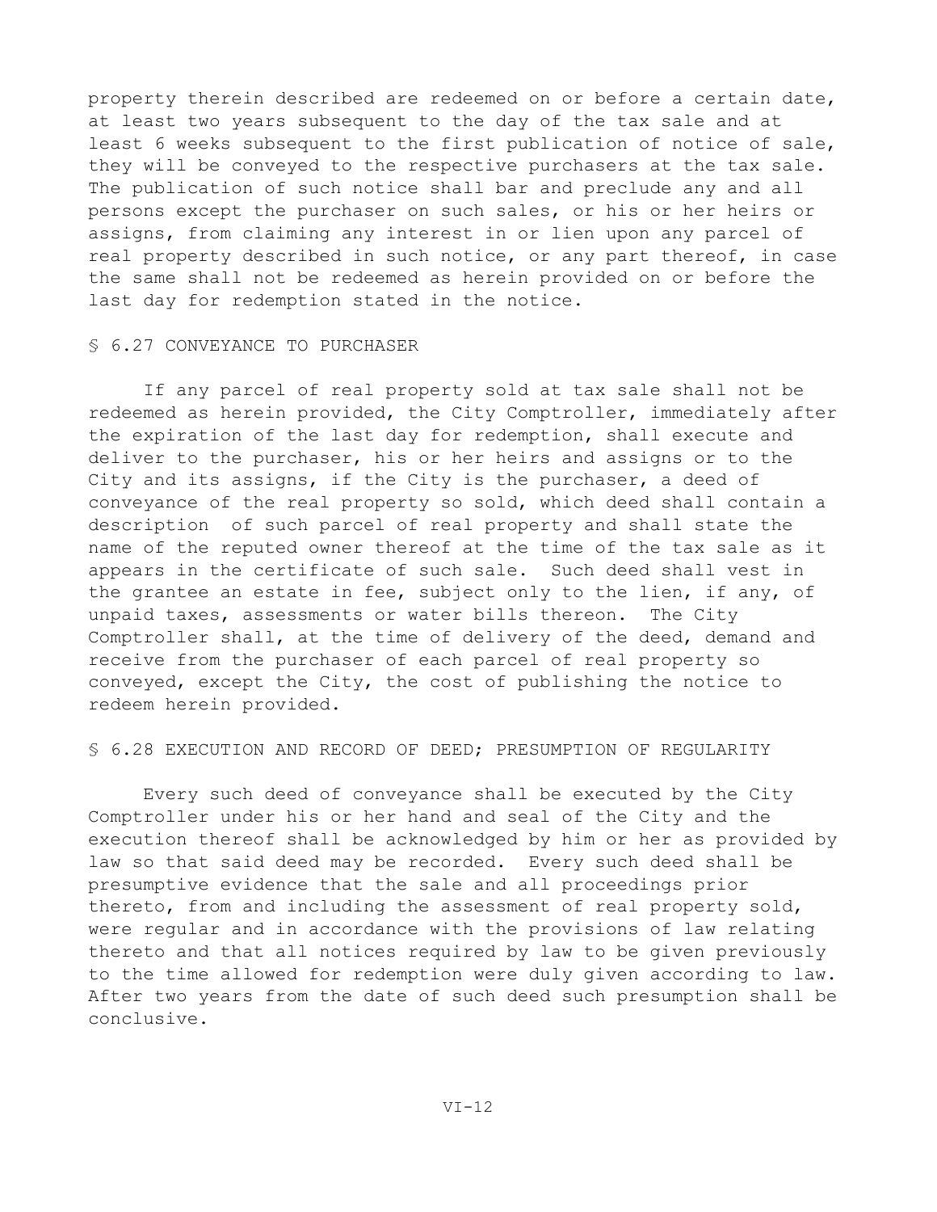property therein described are redeemed on or before a certain date, at least two years subsequent to the day of the tax sale and at least 6 weeks subsequent to the first publication of notice of sale, they will be conveyed to the respective purchasers at the tax sale. The publication of such notice shall bar and preclude any and all persons except the purchaser on such sales, or his or her heirs or assigns, from claiming any interest in or lien upon any parcel of real property described in such notice, or any part thereof, in case the same shall not be redeemed as herein provided on or before the last day for redemption stated in the notice.

## § 6.27 CONVEYANCE TO PURCHASER

If any parcel of real property sold at tax sale shall not be redeemed as herein provided, the City Comptroller, immediately after the expiration of the last day for redemption, shall execute and deliver to the purchaser, his or her heirs and assigns or to the City and its assigns, if the City is the purchaser, a deed of conveyance of the real property so sold, which deed shall contain a description of such parcel of real property and shall state the name of the reputed owner thereof at the time of the tax sale as it appears in the certificate of such sale. Such deed shall vest in the grantee an estate in fee, subject only to the lien, if any, of unpaid taxes, assessments or water bills thereon. The City Comptroller shall, at the time of delivery of the deed, demand and receive from the purchaser of each parcel of real property so conveyed, except the City, the cost of publishing the notice to redeem herein provided.

## § 6.28 EXECUTION AND RECORD OF DEED; PRESUMPTION OF REGULARITY

Every such deed of conveyance shall be executed by the City Comptroller under his or her hand and seal of the City and the execution thereof shall be acknowledged by him or her as provided by law so that said deed may be recorded. Every such deed shall be presumptive evidence that the sale and all proceedings prior thereto, from and including the assessment of real property sold, were regular and in accordance with the provisions of law relating thereto and that all notices required by law to be given previously to the time allowed for redemption were duly given according to law. After two years from the date of such deed such presumption shall be conclusive.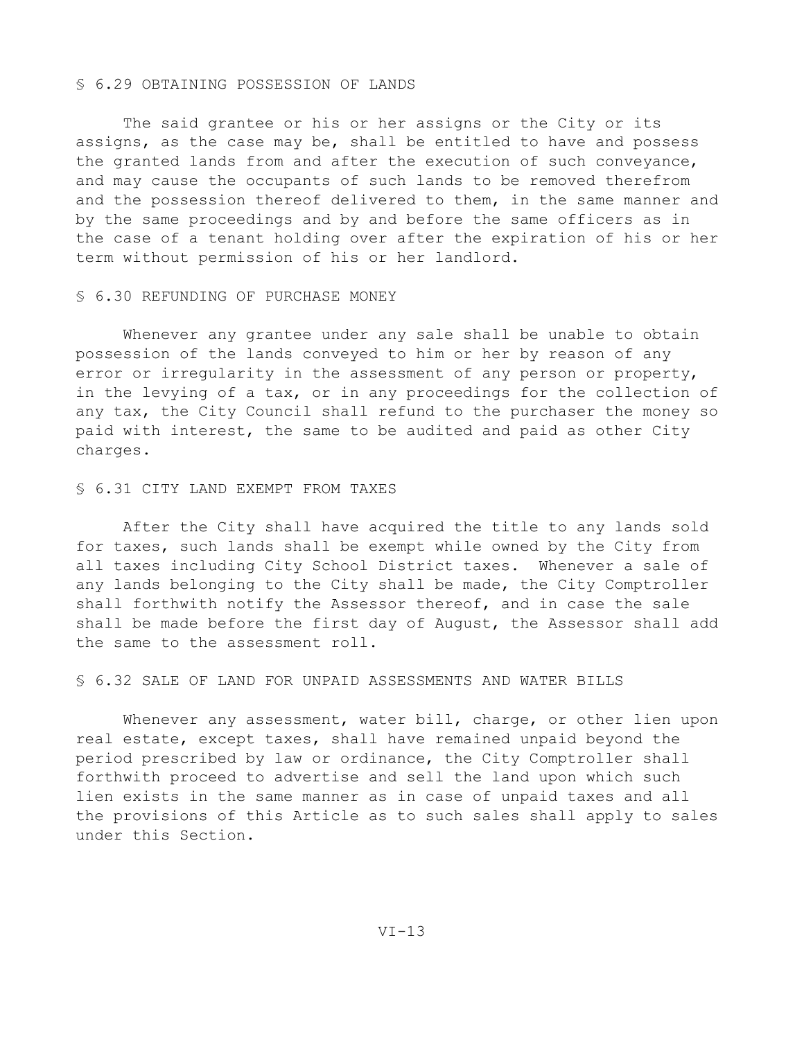## § 6.29 OBTAINING POSSESSION OF LANDS

The said grantee or his or her assigns or the City or its assigns, as the case may be, shall be entitled to have and possess the granted lands from and after the execution of such conveyance, and may cause the occupants of such lands to be removed therefrom and the possession thereof delivered to them, in the same manner and by the same proceedings and by and before the same officers as in the case of a tenant holding over after the expiration of his or her term without permission of his or her landlord.

## § 6.30 REFUNDING OF PURCHASE MONEY

Whenever any grantee under any sale shall be unable to obtain possession of the lands conveyed to him or her by reason of any error or irregularity in the assessment of any person or property, in the levying of a tax, or in any proceedings for the collection of any tax, the City Council shall refund to the purchaser the money so paid with interest, the same to be audited and paid as other City charges.

## § 6.31 CITY LAND EXEMPT FROM TAXES

After the City shall have acquired the title to any lands sold for taxes, such lands shall be exempt while owned by the City from all taxes including City School District taxes. Whenever a sale of any lands belonging to the City shall be made, the City Comptroller shall forthwith notify the Assessor thereof, and in case the sale shall be made before the first day of August, the Assessor shall add the same to the assessment roll.

## § 6.32 SALE OF LAND FOR UNPAID ASSESSMENTS AND WATER BILLS

Whenever any assessment, water bill, charge, or other lien upon real estate, except taxes, shall have remained unpaid beyond the period prescribed by law or ordinance, the City Comptroller shall forthwith proceed to advertise and sell the land upon which such lien exists in the same manner as in case of unpaid taxes and all the provisions of this Article as to such sales shall apply to sales under this Section.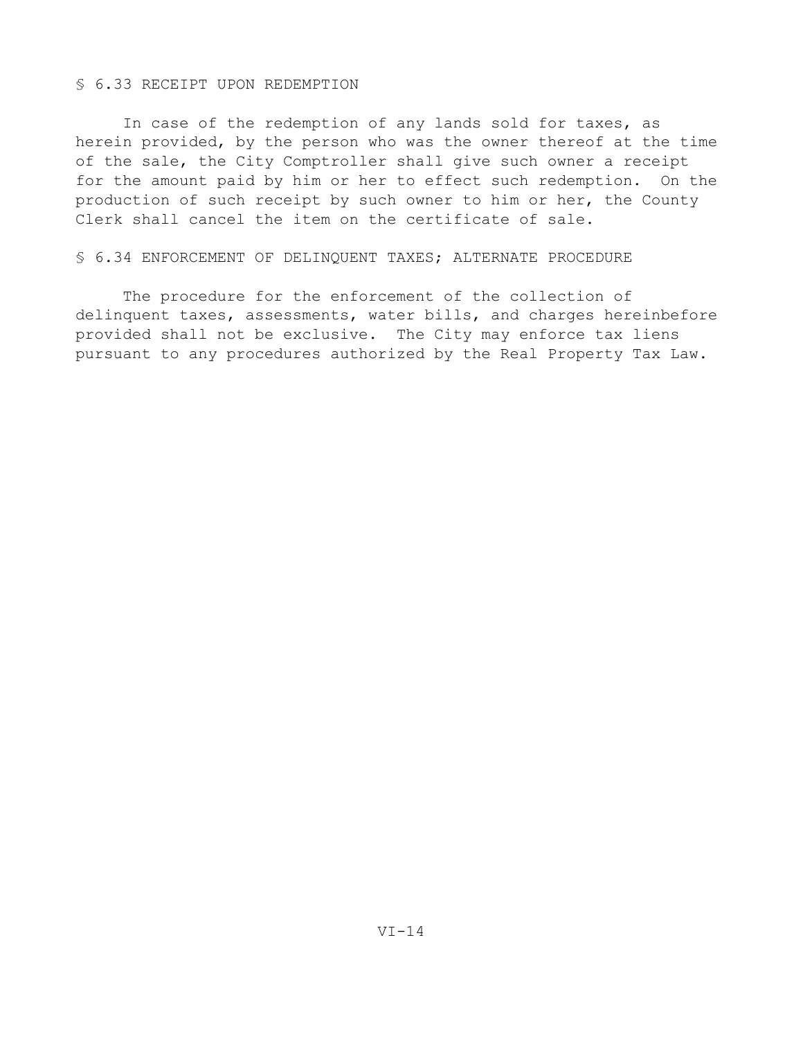### § 6.33 RECEIPT UPON REDEMPTION

In case of the redemption of any lands sold for taxes, as herein provided, by the person who was the owner thereof at the time of the sale, the City Comptroller shall give such owner a receipt for the amount paid by him or her to effect such redemption. On the production of such receipt by such owner to him or her, the County Clerk shall cancel the item on the certificate of sale.

### § 6.34 ENFORCEMENT OF DELINQUENT TAXES; ALTERNATE PROCEDURE

The procedure for the enforcement of the collection of delinquent taxes, assessments, water bills, and charges hereinbefore provided shall not be exclusive. The City may enforce tax liens pursuant to any procedures authorized by the Real Property Tax Law.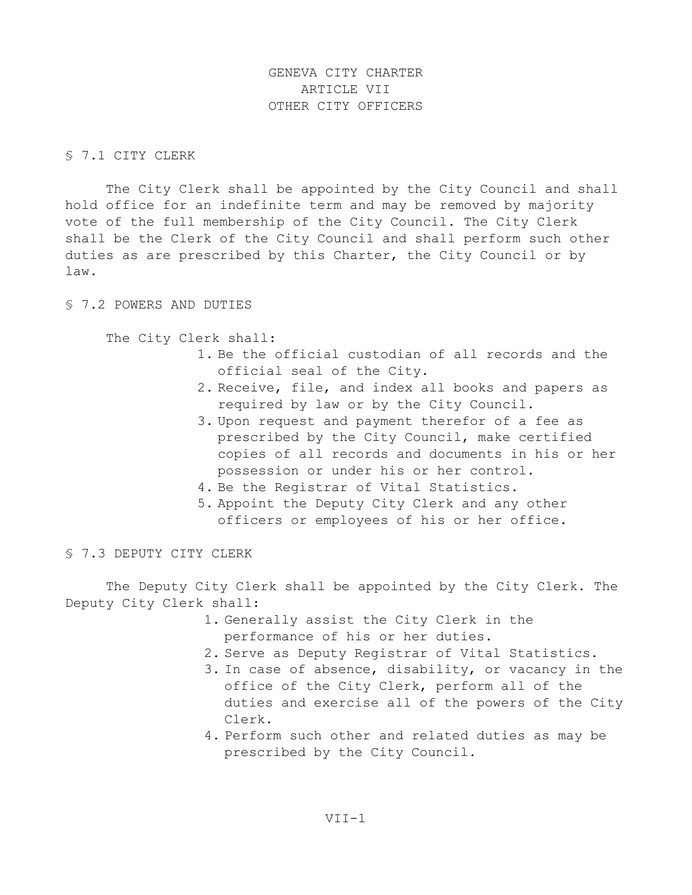# GENEVA CITY CHARTER
# ARTICLE VII
# OTHER CITY OFFICERS

## § 7.1 CITY CLERK

The City Clerk shall be appointed by the City Council and shall hold office for an indefinite term and may be removed by majority vote of the full membership of the City Council. The City Clerk shall be the Clerk of the City Council and shall perform such other duties as are prescribed by this Charter, the City Council or by law.

## § 7.2 POWERS AND DUTIES

The City Clerk shall:

1. Be the official custodian of all records and the official seal of the City.
2. Receive, file, and index all books and papers as required by law or by the City Council.
3. Upon request and payment therefor of a fee as prescribed by the City Council, make certified copies of all records and documents in his or her possession or under his or her control.
4. Be the Registrar of Vital Statistics.
5. Appoint the Deputy City Clerk and any other officers or employees of his or her office.

## § 7.3 DEPUTY CITY CLERK

The Deputy City Clerk shall be appointed by the City Clerk. The Deputy City Clerk shall:

1. Generally assist the City Clerk in the performance of his or her duties.
2. Serve as Deputy Registrar of Vital Statistics.
3. In case of absence, disability, or vacancy in the office of the City Clerk, perform all of the duties and exercise all of the powers of the City Clerk.
4. Perform such other and related duties as may be prescribed by the City Council.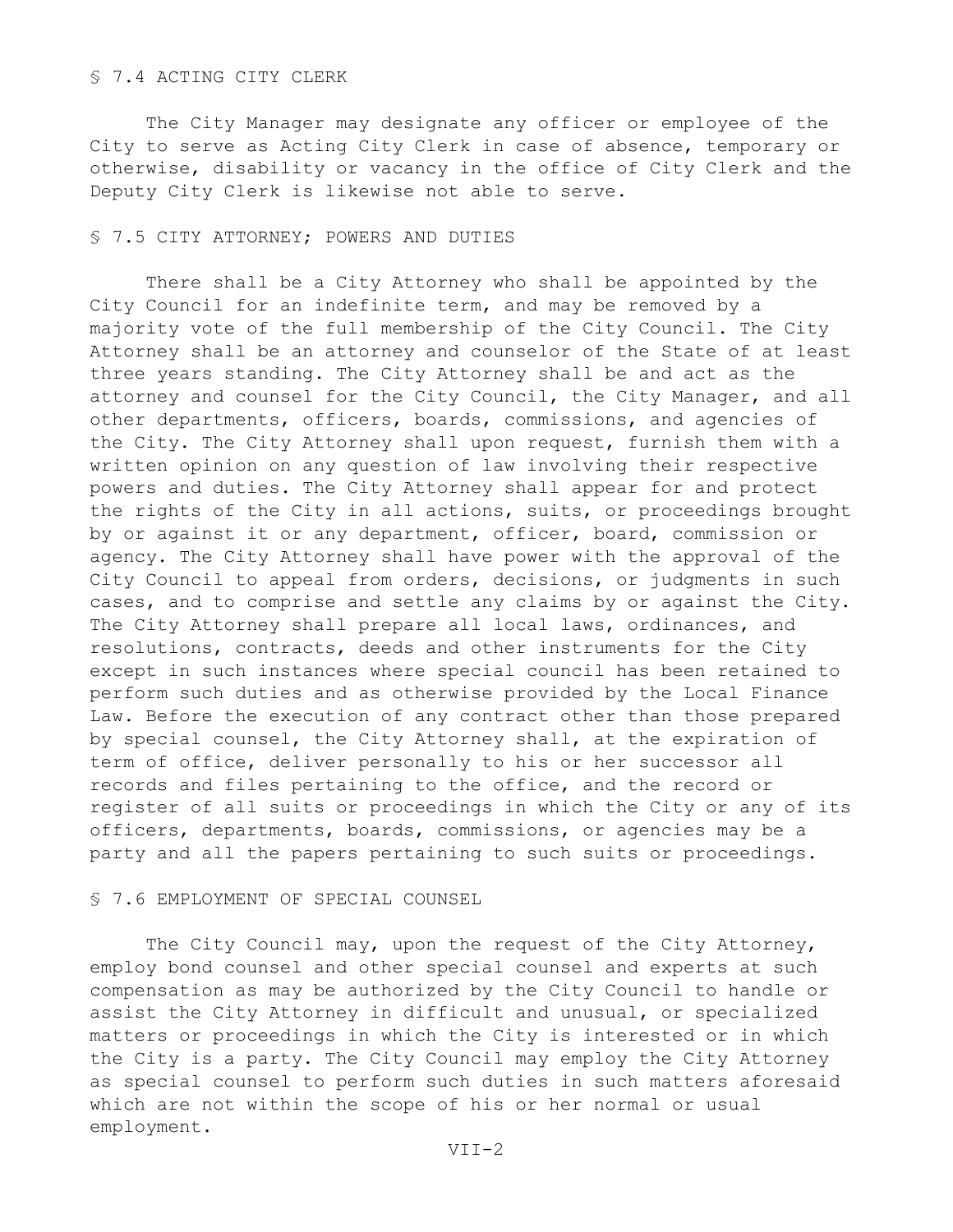## § 7.4 ACTING CITY CLERK

The City Manager may designate any officer or employee of the City to serve as Acting City Clerk in case of absence, temporary or otherwise, disability or vacancy in the office of City Clerk and the Deputy City Clerk is likewise not able to serve.

## § 7.5 CITY ATTORNEY; POWERS AND DUTIES

There shall be a City Attorney who shall be appointed by the City Council for an indefinite term, and may be removed by a majority vote of the full membership of the City Council. The City Attorney shall be an attorney and counselor of the State of at least three years standing. The City Attorney shall be and act as the attorney and counsel for the City Council, the City Manager, and all other departments, officers, boards, commissions, and agencies of the City. The City Attorney shall upon request, furnish them with a written opinion on any question of law involving their respective powers and duties. The City Attorney shall appear for and protect the rights of the City in all actions, suits, or proceedings brought by or against it or any department, officer, board, commission or agency. The City Attorney shall have power with the approval of the City Council to appeal from orders, decisions, or judgments in such cases, and to comprise and settle any claims by or against the City. The City Attorney shall prepare all local laws, ordinances, and resolutions, contracts, deeds and other instruments for the City except in such instances where special council has been retained to perform such duties and as otherwise provided by the Local Finance Law. Before the execution of any contract other than those prepared by special counsel, the City Attorney shall, at the expiration of term of office, deliver personally to his or her successor all records and files pertaining to the office, and the record or register of all suits or proceedings in which the City or any of its officers, departments, boards, commissions, or agencies may be a party and all the papers pertaining to such suits or proceedings.

## § 7.6 EMPLOYMENT OF SPECIAL COUNSEL

The City Council may, upon the request of the City Attorney, employ bond counsel and other special counsel and experts at such compensation as may be authorized by the City Council to handle or assist the City Attorney in difficult and unusual, or specialized matters or proceedings in which the City is interested or in which the City is a party. The City Council may employ the City Attorney as special counsel to perform such duties in such matters aforesaid which are not within the scope of his or her normal or usual employment.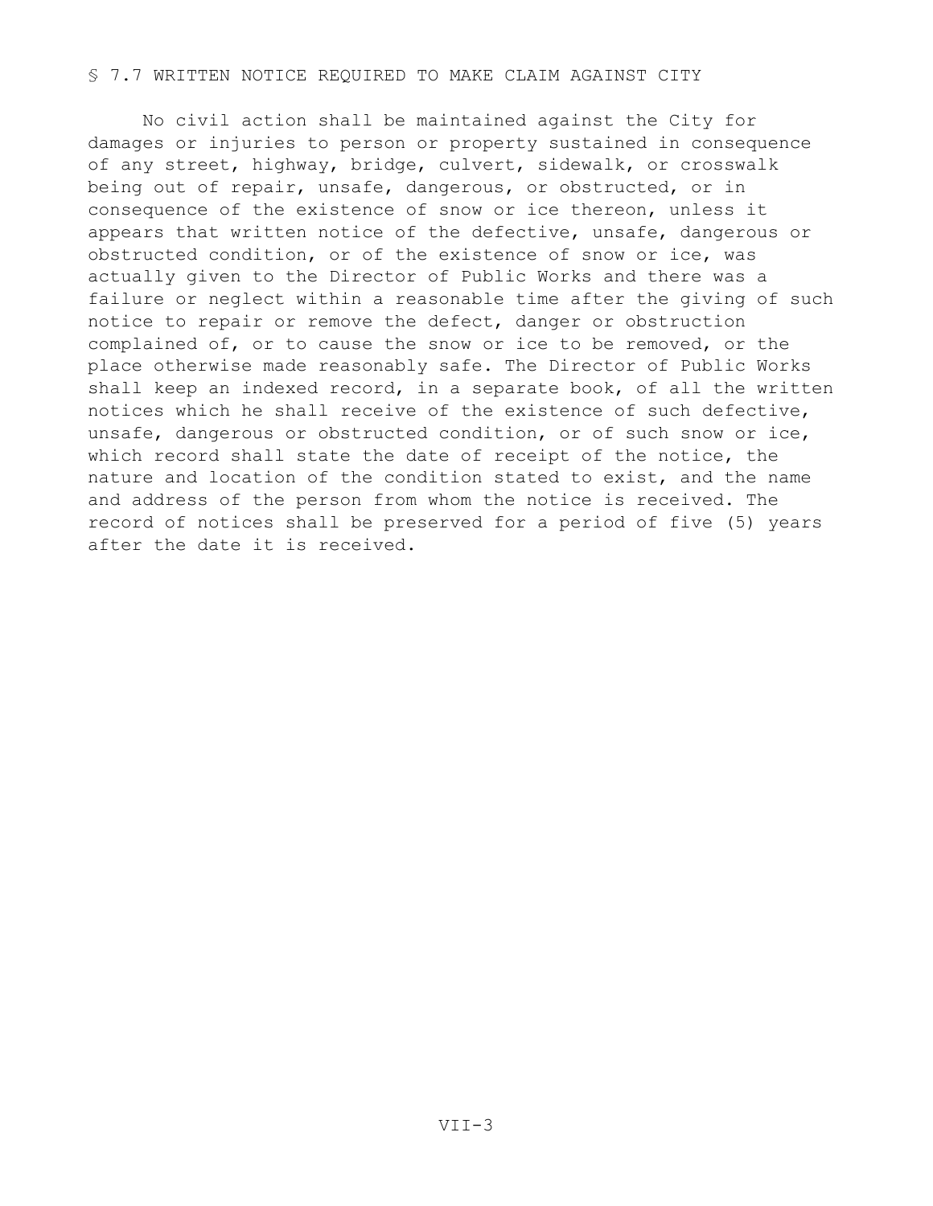## § 7.7 WRITTEN NOTICE REQUIRED TO MAKE CLAIM AGAINST CITY

No civil action shall be maintained against the City for damages or injuries to person or property sustained in consequence of any street, highway, bridge, culvert, sidewalk, or crosswalk being out of repair, unsafe, dangerous, or obstructed, or in consequence of the existence of snow or ice thereon, unless it appears that written notice of the defective, unsafe, dangerous or obstructed condition, or of the existence of snow or ice, was actually given to the Director of Public Works and there was a failure or neglect within a reasonable time after the giving of such notice to repair or remove the defect, danger or obstruction complained of, or to cause the snow or ice to be removed, or the place otherwise made reasonably safe. The Director of Public Works shall keep an indexed record, in a separate book, of all the written notices which he shall receive of the existence of such defective, unsafe, dangerous or obstructed condition, or of such snow or ice, which record shall state the date of receipt of the notice, the nature and location of the condition stated to exist, and the name and address of the person from whom the notice is received. The record of notices shall be preserved for a period of five (5) years after the date it is received.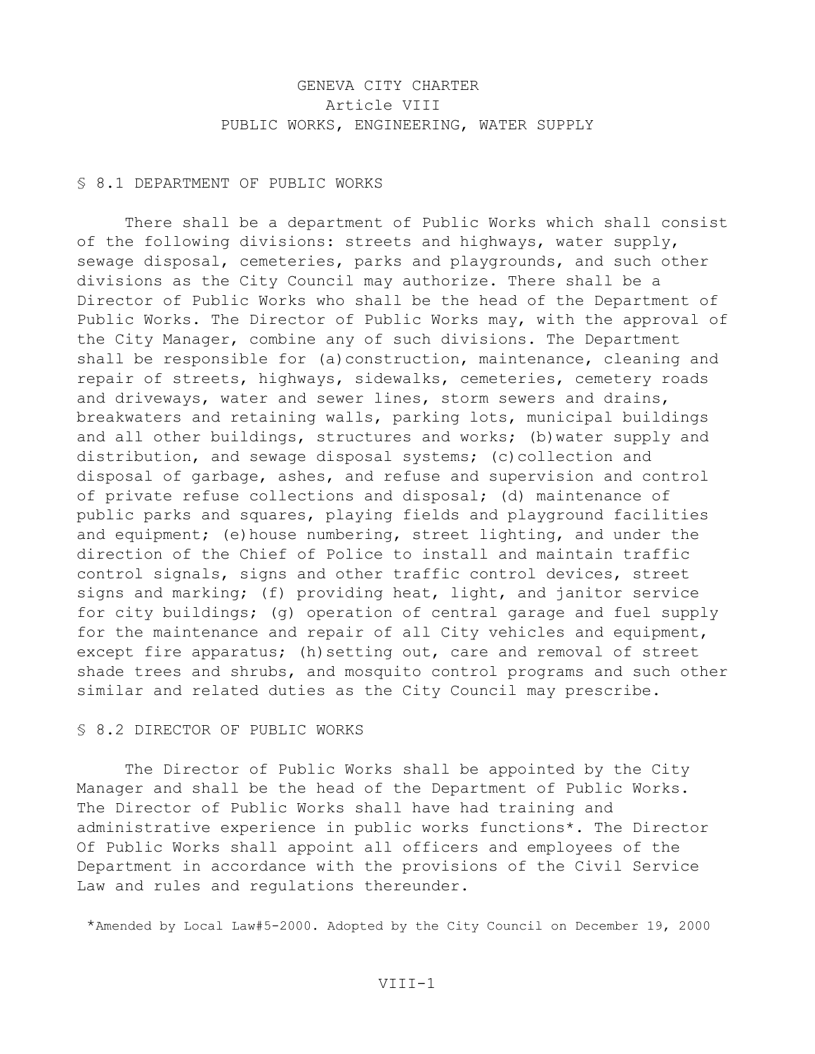# GENEVA CITY CHARTER
## Article VIII
## PUBLIC WORKS, ENGINEERING, WATER SUPPLY

### § 8.1 DEPARTMENT OF PUBLIC WORKS

There shall be a department of Public Works which shall consist of the following divisions: streets and highways, water supply, sewage disposal, cemeteries, parks and playgrounds, and such other divisions as the City Council may authorize. There shall be a Director of Public Works who shall be the head of the Department of Public Works. The Director of Public Works may, with the approval of the City Manager, combine any of such divisions. The Department shall be responsible for (a) construction, maintenance, cleaning and repair of streets, highways, sidewalks, cemeteries, cemetery roads and driveways, water and sewer lines, storm sewers and drains, breakwaters and retaining walls, parking lots, municipal buildings and all other buildings, structures and works; (b) water supply and distribution, and sewage disposal systems; (c) collection and disposal of garbage, ashes, and refuse and supervision and control of private refuse collections and disposal; (d) maintenance of public parks and squares, playing fields and playground facilities and equipment; (e) house numbering, street lighting, and under the direction of the Chief of Police to install and maintain traffic control signals, signs and other traffic control devices, street signs and marking; (f) providing heat, light, and janitor service for city buildings; (g) operation of central garage and fuel supply for the maintenance and repair of all City vehicles and equipment, except fire apparatus; (h) setting out, care and removal of street shade trees and shrubs, and mosquito control programs and such other similar and related duties as the City Council may prescribe.

### § 8.2 DIRECTOR OF PUBLIC WORKS

The Director of Public Works shall be appointed by the City Manager and shall be the head of the Department of Public Works. The Director of Public Works shall have had training and administrative experience in public works functions*. The Director Of Public Works shall appoint all officers and employees of the Department in accordance with the provisions of the Civil Service Law and rules and regulations thereunder.

*Amended by Local Law#5-2000. Adopted by the City Council on December 19, 2000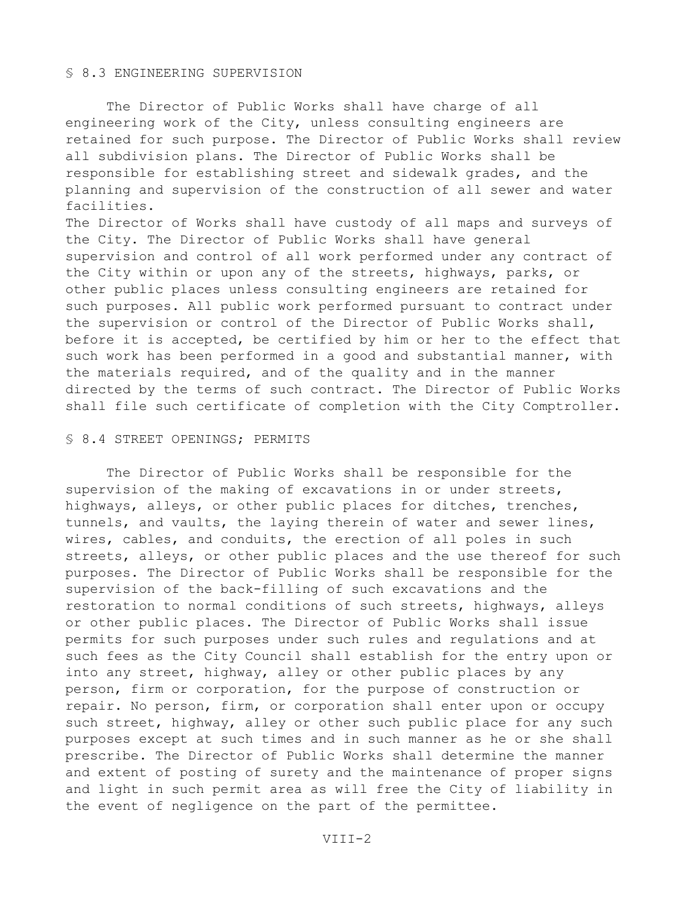## § 8.3 ENGINEERING SUPERVISION

The Director of Public Works shall have charge of all engineering work of the City, unless consulting engineers are retained for such purpose. The Director of Public Works shall review all subdivision plans. The Director of Public Works shall be responsible for establishing street and sidewalk grades, and the planning and supervision of the construction of all sewer and water facilities.

The Director of Works shall have custody of all maps and surveys of the City. The Director of Public Works shall have general supervision and control of all work performed under any contract of the City within or upon any of the streets, highways, parks, or other public places unless consulting engineers are retained for such purposes. All public work performed pursuant to contract under the supervision or control of the Director of Public Works shall, before it is accepted, be certified by him or her to the effect that such work has been performed in a good and substantial manner, with the materials required, and of the quality and in the manner directed by the terms of such contract. The Director of Public Works shall file such certificate of completion with the City Comptroller.

## § 8.4 STREET OPENINGS; PERMITS

The Director of Public Works shall be responsible for the supervision of the making of excavations in or under streets, highways, alleys, or other public places for ditches, trenches, tunnels, and vaults, the laying therein of water and sewer lines, wires, cables, and conduits, the erection of all poles in such streets, alleys, or other public places and the use thereof for such purposes. The Director of Public Works shall be responsible for the supervision of the back-filling of such excavations and the restoration to normal conditions of such streets, highways, alleys or other public places. The Director of Public Works shall issue permits for such purposes under such rules and regulations and at such fees as the City Council shall establish for the entry upon or into any street, highway, alley or other public places by any person, firm or corporation, for the purpose of construction or repair. No person, firm, or corporation shall enter upon or occupy such street, highway, alley or other such public place for any such purposes except at such times and in such manner as he or she shall prescribe. The Director of Public Works shall determine the manner and extent of posting of surety and the maintenance of proper signs and light in such permit area as will free the City of liability in the event of negligence on the part of the permittee.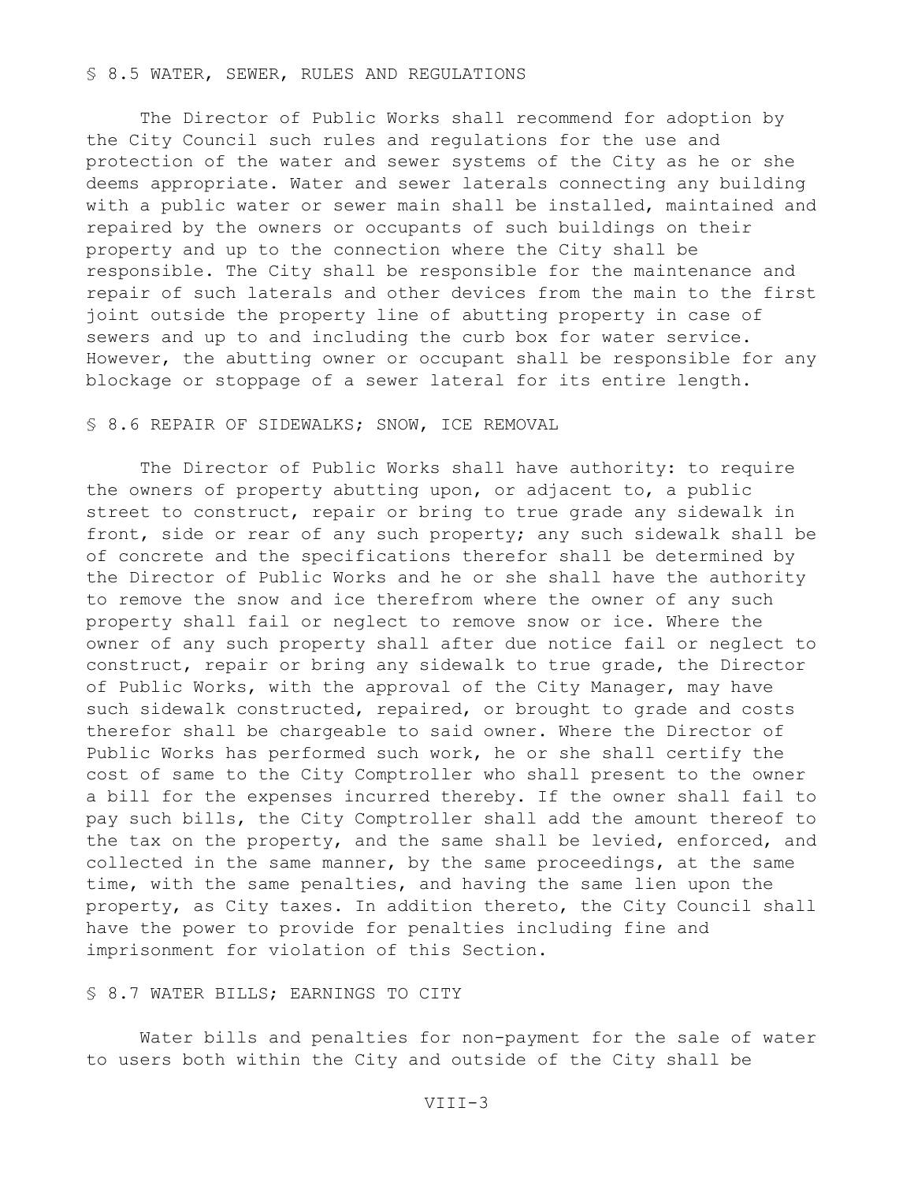## § 8.5 WATER, SEWER, RULES AND REGULATIONS

The Director of Public Works shall recommend for adoption by the City Council such rules and regulations for the use and protection of the water and sewer systems of the City as he or she deems appropriate. Water and sewer laterals connecting any building with a public water or sewer main shall be installed, maintained and repaired by the owners or occupants of such buildings on their property and up to the connection where the City shall be responsible. The City shall be responsible for the maintenance and repair of such laterals and other devices from the main to the first joint outside the property line of abutting property in case of sewers and up to and including the curb box for water service. However, the abutting owner or occupant shall be responsible for any blockage or stoppage of a sewer lateral for its entire length.

## § 8.6 REPAIR OF SIDEWALKS; SNOW, ICE REMOVAL

The Director of Public Works shall have authority: to require the owners of property abutting upon, or adjacent to, a public street to construct, repair or bring to true grade any sidewalk in front, side or rear of any such property; any such sidewalk shall be of concrete and the specifications therefor shall be determined by the Director of Public Works and he or she shall have the authority to remove the snow and ice therefrom where the owner of any such property shall fail or neglect to remove snow or ice. Where the owner of any such property shall after due notice fail or neglect to construct, repair or bring any sidewalk to true grade, the Director of Public Works, with the approval of the City Manager, may have such sidewalk constructed, repaired, or brought to grade and costs therefor shall be chargeable to said owner. Where the Director of Public Works has performed such work, he or she shall certify the cost of same to the City Comptroller who shall present to the owner a bill for the expenses incurred thereby. If the owner shall fail to pay such bills, the City Comptroller shall add the amount thereof to the tax on the property, and the same shall be levied, enforced, and collected in the same manner, by the same proceedings, at the same time, with the same penalties, and having the same lien upon the property, as City taxes. In addition thereto, the City Council shall have the power to provide for penalties including fine and imprisonment for violation of this Section.

## § 8.7 WATER BILLS; EARNINGS TO CITY

Water bills and penalties for non-payment for the sale of water to users both within the City and outside of the City shall be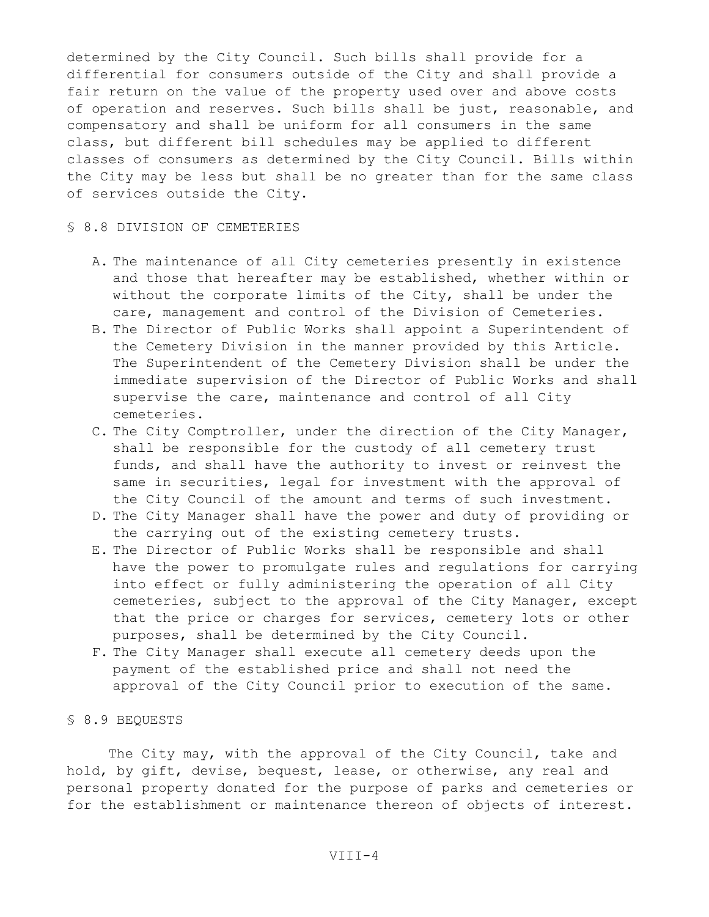determined by the City Council. Such bills shall provide for a differential for consumers outside of the City and shall provide a fair return on the value of the property used over and above costs of operation and reserves. Such bills shall be just, reasonable, and compensatory and shall be uniform for all consumers in the same class, but different bill schedules may be applied to different classes of consumers as determined by the City Council. Bills within the City may be less but shall be no greater than for the same class of services outside the City.

## § 8.8 DIVISION OF CEMETERIES

A. The maintenance of all City cemeteries presently in existence and those that hereafter may be established, whether within or without the corporate limits of the City, shall be under the care, management and control of the Division of Cemeteries.

B. The Director of Public Works shall appoint a Superintendent of the Cemetery Division in the manner provided by this Article. The Superintendent of the Cemetery Division shall be under the immediate supervision of the Director of Public Works and shall supervise the care, maintenance and control of all City cemeteries.

C. The City Comptroller, under the direction of the City Manager, shall be responsible for the custody of all cemetery trust funds, and shall have the authority to invest or reinvest the same in securities, legal for investment with the approval of the City Council of the amount and terms of such investment.

D. The City Manager shall have the power and duty of providing or the carrying out of the existing cemetery trusts.

E. The Director of Public Works shall be responsible and shall have the power to promulgate rules and regulations for carrying into effect or fully administering the operation of all City cemeteries, subject to the approval of the City Manager, except that the price or charges for services, cemetery lots or other purposes, shall be determined by the City Council.

F. The City Manager shall execute all cemetery deeds upon the payment of the established price and shall not need the approval of the City Council prior to execution of the same.

## § 8.9 BEQUESTS

The City may, with the approval of the City Council, take and hold, by gift, devise, bequest, lease, or otherwise, any real and personal property donated for the purpose of parks and cemeteries or for the establishment or maintenance thereon of objects of interest.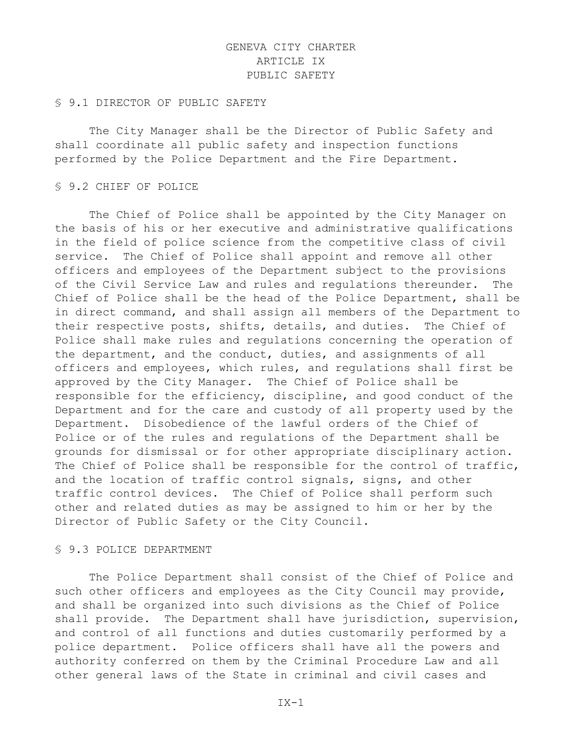# GENEVA CITY CHARTER
# ARTICLE IX
# PUBLIC SAFETY

## § 9.1 DIRECTOR OF PUBLIC SAFETY

The City Manager shall be the Director of Public Safety and shall coordinate all public safety and inspection functions performed by the Police Department and the Fire Department.

## § 9.2 CHIEF OF POLICE

The Chief of Police shall be appointed by the City Manager on the basis of his or her executive and administrative qualifications in the field of police science from the competitive class of civil service. The Chief of Police shall appoint and remove all other officers and employees of the Department subject to the provisions of the Civil Service Law and rules and regulations thereunder. The Chief of Police shall be the head of the Police Department, shall be in direct command, and shall assign all members of the Department to their respective posts, shifts, details, and duties. The Chief of Police shall make rules and regulations concerning the operation of the department, and the conduct, duties, and assignments of all officers and employees, which rules, and regulations shall first be approved by the City Manager. The Chief of Police shall be responsible for the efficiency, discipline, and good conduct of the Department and for the care and custody of all property used by the Department. Disobedience of the lawful orders of the Chief of Police or of the rules and regulations of the Department shall be grounds for dismissal or for other appropriate disciplinary action. The Chief of Police shall be responsible for the control of traffic, and the location of traffic control signals, signs, and other traffic control devices. The Chief of Police shall perform such other and related duties as may be assigned to him or her by the Director of Public Safety or the City Council.

## § 9.3 POLICE DEPARTMENT

The Police Department shall consist of the Chief of Police and such other officers and employees as the City Council may provide, and shall be organized into such divisions as the Chief of Police shall provide. The Department shall have jurisdiction, supervision, and control of all functions and duties customarily performed by a police department. Police officers shall have all the powers and authority conferred on them by the Criminal Procedure Law and all other general laws of the State in criminal and civil cases and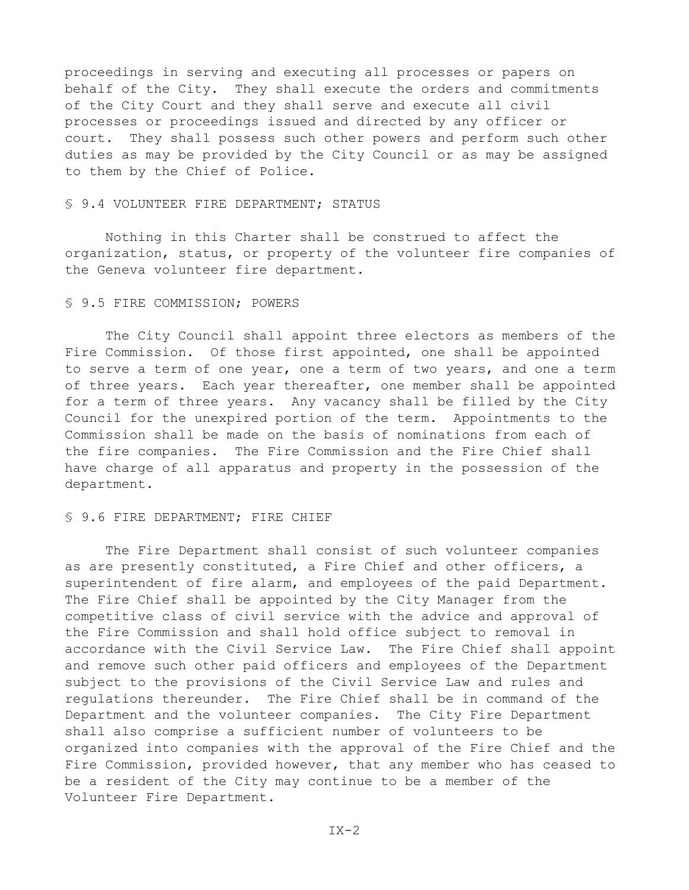proceedings in serving and executing all processes or papers on behalf of the City. They shall execute the orders and commitments of the City Court and they shall serve and execute all civil processes or proceedings issued and directed by any officer or court. They shall possess such other powers and perform such other duties as may be provided by the City Council or as may be assigned to them by the Chief of Police.

### § 9.4 VOLUNTEER FIRE DEPARTMENT; STATUS

Nothing in this Charter shall be construed to affect the organization, status, or property of the volunteer fire companies of the Geneva volunteer fire department.

### § 9.5 FIRE COMMISSION; POWERS

The City Council shall appoint three electors as members of the Fire Commission. Of those first appointed, one shall be appointed to serve a term of one year, one a term of two years, and one a term of three years. Each year thereafter, one member shall be appointed for a term of three years. Any vacancy shall be filled by the City Council for the unexpired portion of the term. Appointments to the Commission shall be made on the basis of nominations from each of the fire companies. The Fire Commission and the Fire Chief shall have charge of all apparatus and property in the possession of the department.

### § 9.6 FIRE DEPARTMENT; FIRE CHIEF

The Fire Department shall consist of such volunteer companies as are presently constituted, a Fire Chief and other officers, a superintendent of fire alarm, and employees of the paid Department. The Fire Chief shall be appointed by the City Manager from the competitive class of civil service with the advice and approval of the Fire Commission and shall hold office subject to removal in accordance with the Civil Service Law. The Fire Chief shall appoint and remove such other paid officers and employees of the Department subject to the provisions of the Civil Service Law and rules and regulations thereunder. The Fire Chief shall be in command of the Department and the volunteer companies. The City Fire Department shall also comprise a sufficient number of volunteers to be organized into companies with the approval of the Fire Chief and the Fire Commission, provided however, that any member who has ceased to be a resident of the City may continue to be a member of the Volunteer Fire Department.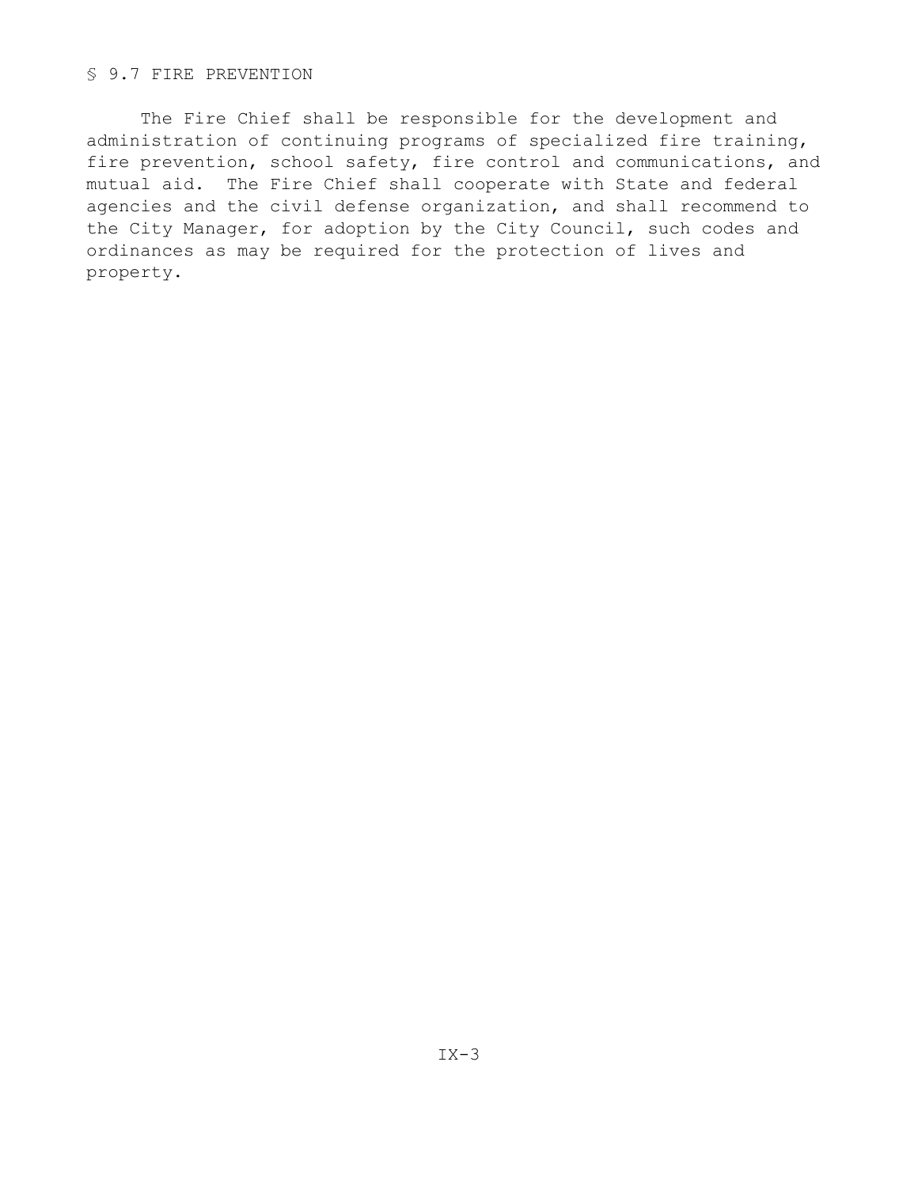## § 9.7 FIRE PREVENTION

The Fire Chief shall be responsible for the development and administration of continuing programs of specialized fire training, fire prevention, school safety, fire control and communications, and mutual aid. The Fire Chief shall cooperate with State and federal agencies and the civil defense organization, and shall recommend to the City Manager, for adoption by the City Council, such codes and ordinances as may be required for the protection of lives and property.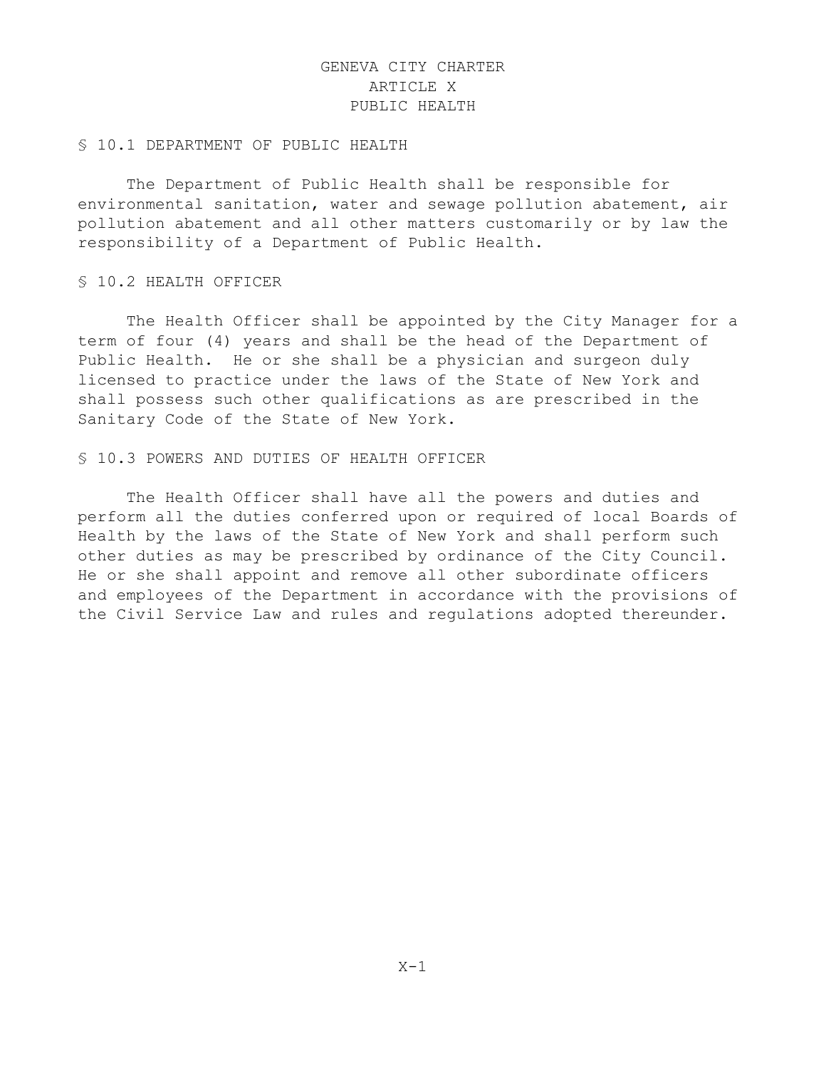# GENEVA CITY CHARTER
# ARTICLE X
# PUBLIC HEALTH

## § 10.1 DEPARTMENT OF PUBLIC HEALTH

The Department of Public Health shall be responsible for environmental sanitation, water and sewage pollution abatement, air pollution abatement and all other matters customarily or by law the responsibility of a Department of Public Health.

## § 10.2 HEALTH OFFICER

The Health Officer shall be appointed by the City Manager for a term of four (4) years and shall be the head of the Department of Public Health. He or she shall be a physician and surgeon duly licensed to practice under the laws of the State of New York and shall possess such other qualifications as are prescribed in the Sanitary Code of the State of New York.

## § 10.3 POWERS AND DUTIES OF HEALTH OFFICER

The Health Officer shall have all the powers and duties and perform all the duties conferred upon or required of local Boards of Health by the laws of the State of New York and shall perform such other duties as may be prescribed by ordinance of the City Council. He or she shall appoint and remove all other subordinate officers and employees of the Department in accordance with the provisions of the Civil Service Law and rules and regulations adopted thereunder.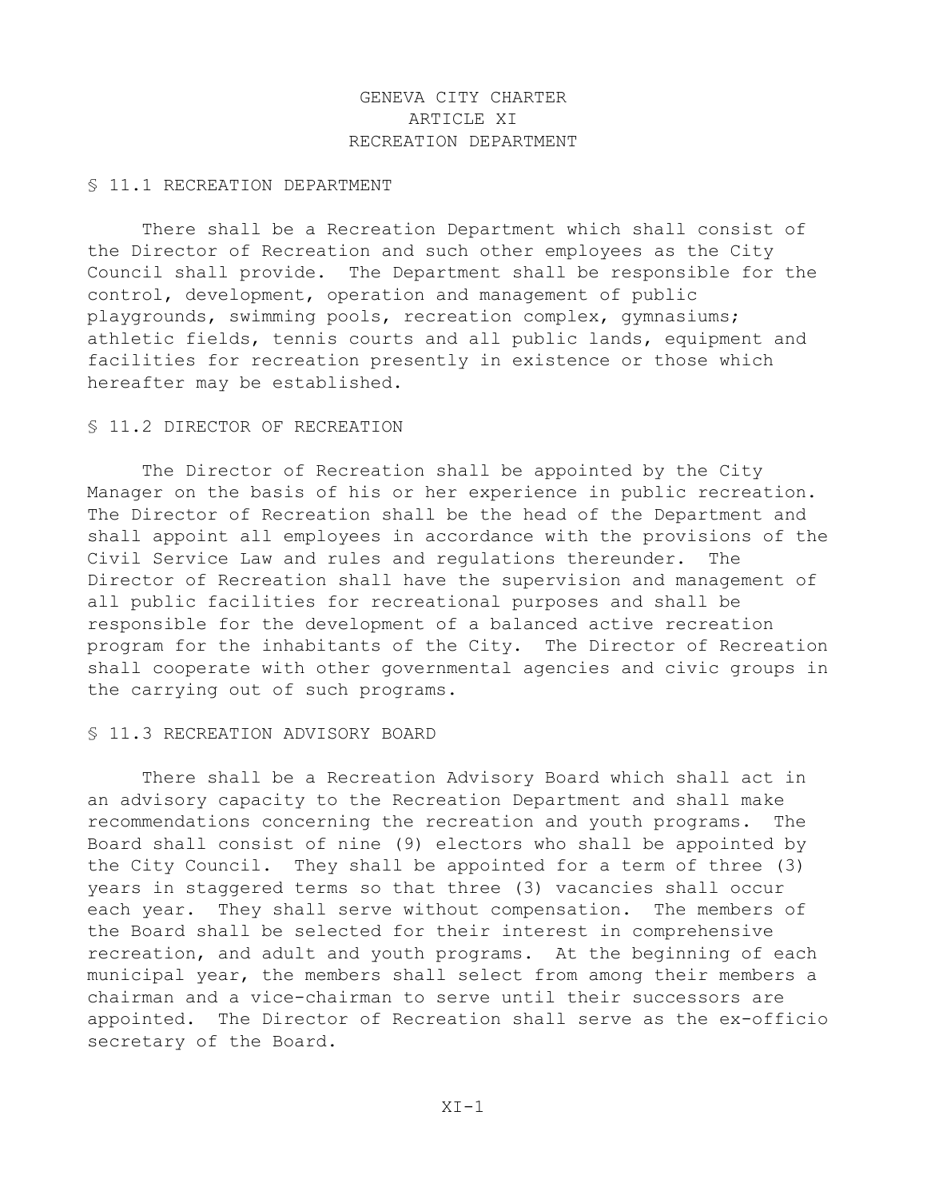# GENEVA CITY CHARTER
# ARTICLE XI
# RECREATION DEPARTMENT

## § 11.1 RECREATION DEPARTMENT

There shall be a Recreation Department which shall consist of the Director of Recreation and such other employees as the City Council shall provide. The Department shall be responsible for the control, development, operation and management of public playgrounds, swimming pools, recreation complex, gymnasiums; athletic fields, tennis courts and all public lands, equipment and facilities for recreation presently in existence or those which hereafter may be established.

## § 11.2 DIRECTOR OF RECREATION

The Director of Recreation shall be appointed by the City Manager on the basis of his or her experience in public recreation. The Director of Recreation shall be the head of the Department and shall appoint all employees in accordance with the provisions of the Civil Service Law and rules and regulations thereunder. The Director of Recreation shall have the supervision and management of all public facilities for recreational purposes and shall be responsible for the development of a balanced active recreation program for the inhabitants of the City. The Director of Recreation shall cooperate with other governmental agencies and civic groups in the carrying out of such programs.

## § 11.3 RECREATION ADVISORY BOARD

There shall be a Recreation Advisory Board which shall act in an advisory capacity to the Recreation Department and shall make recommendations concerning the recreation and youth programs. The Board shall consist of nine (9) electors who shall be appointed by the City Council. They shall be appointed for a term of three (3) years in staggered terms so that three (3) vacancies shall occur each year. They shall serve without compensation. The members of the Board shall be selected for their interest in comprehensive recreation, and adult and youth programs. At the beginning of each municipal year, the members shall select from among their members a chairman and a vice-chairman to serve until their successors are appointed. The Director of Recreation shall serve as the ex-officio secretary of the Board.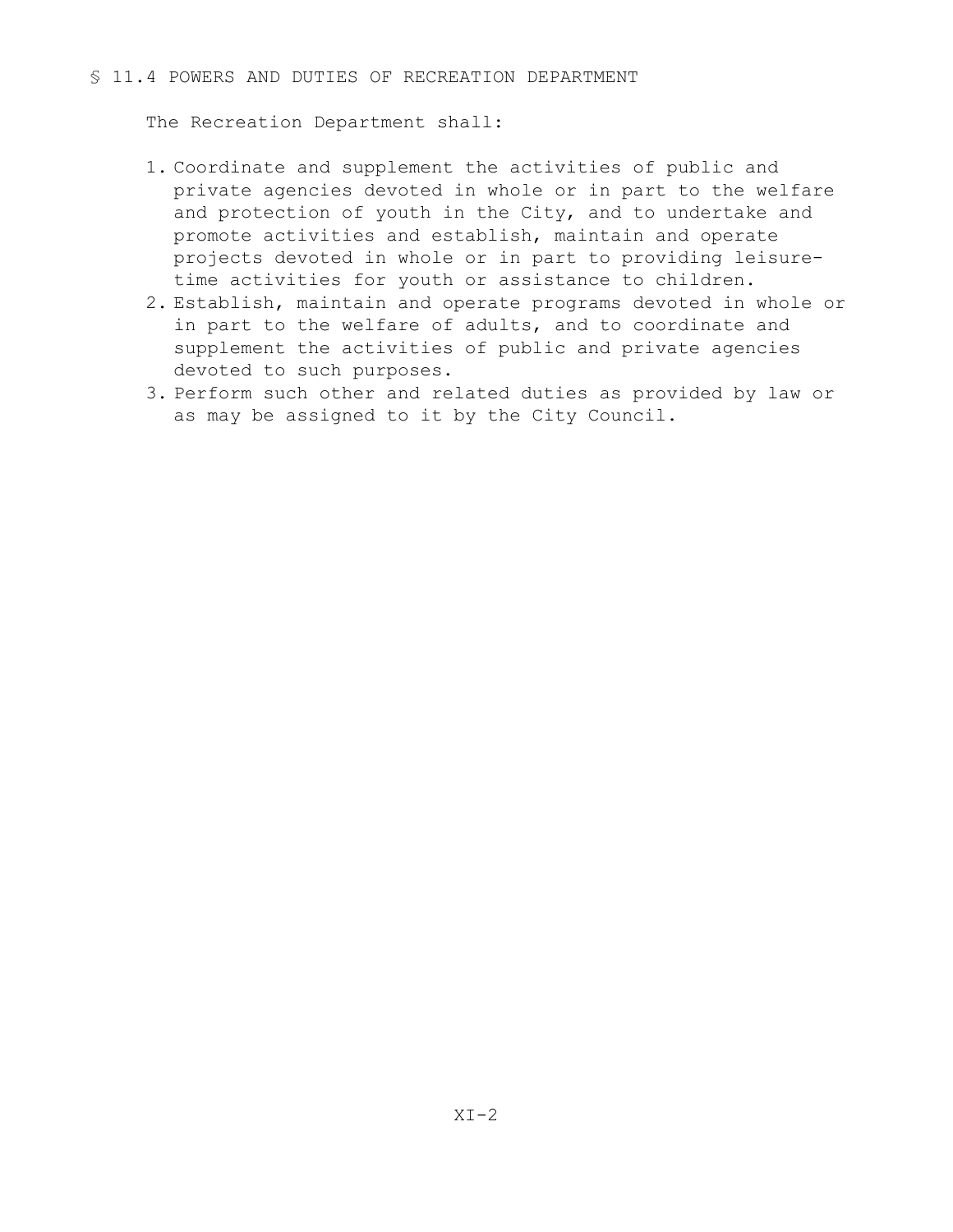## § 11.4 POWERS AND DUTIES OF RECREATION DEPARTMENT

The Recreation Department shall:

1. Coordinate and supplement the activities of public and private agencies devoted in whole or in part to the welfare and protection of youth in the City, and to undertake and promote activities and establish, maintain and operate projects devoted in whole or in part to providing leisure-time activities for youth or assistance to children.
2. Establish, maintain and operate programs devoted in whole or in part to the welfare of adults, and to coordinate and supplement the activities of public and private agencies devoted to such purposes.
3. Perform such other and related duties as provided by law or as may be assigned to it by the City Council.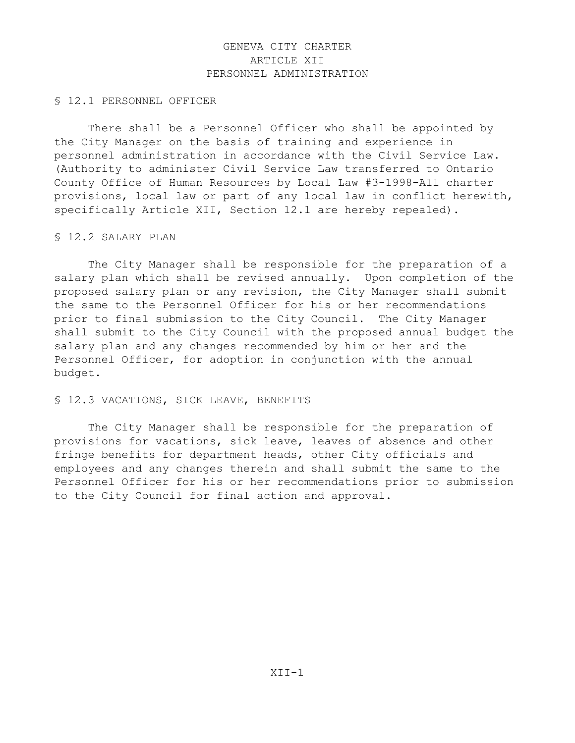# GENEVA CITY CHARTER
## ARTICLE XII
## PERSONNEL ADMINISTRATION

### § 12.1 PERSONNEL OFFICER

There shall be a Personnel Officer who shall be appointed by the City Manager on the basis of training and experience in personnel administration in accordance with the Civil Service Law. (Authority to administer Civil Service Law transferred to Ontario County Office of Human Resources by Local Law #3-1998-All charter provisions, local law or part of any local law in conflict herewith, specifically Article XII, Section 12.1 are hereby repealed).

### § 12.2 SALARY PLAN

The City Manager shall be responsible for the preparation of a salary plan which shall be revised annually. Upon completion of the proposed salary plan or any revision, the City Manager shall submit the same to the Personnel Officer for his or her recommendations prior to final submission to the City Council. The City Manager shall submit to the City Council with the proposed annual budget the salary plan and any changes recommended by him or her and the Personnel Officer, for adoption in conjunction with the annual budget.

### § 12.3 VACATIONS, SICK LEAVE, BENEFITS

The City Manager shall be responsible for the preparation of provisions for vacations, sick leave, leaves of absence and other fringe benefits for department heads, other City officials and employees and any changes therein and shall submit the same to the Personnel Officer for his or her recommendations prior to submission to the City Council for final action and approval.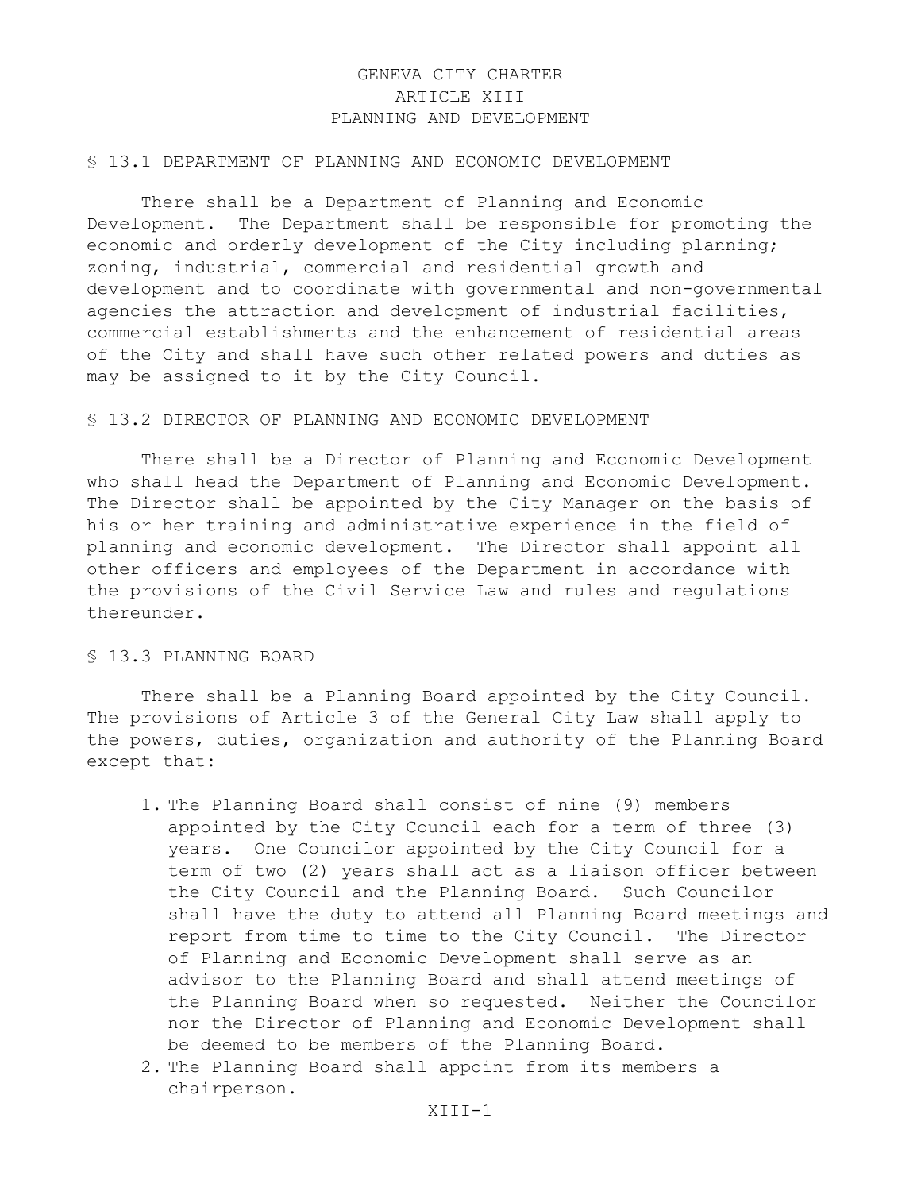# GENEVA CITY CHARTER
# ARTICLE XIII
# PLANNING AND DEVELOPMENT

## § 13.1 DEPARTMENT OF PLANNING AND ECONOMIC DEVELOPMENT

There shall be a Department of Planning and Economic Development. The Department shall be responsible for promoting the economic and orderly development of the City including planning; zoning, industrial, commercial and residential growth and development and to coordinate with governmental and non-governmental agencies the attraction and development of industrial facilities, commercial establishments and the enhancement of residential areas of the City and shall have such other related powers and duties as may be assigned to it by the City Council.

## § 13.2 DIRECTOR OF PLANNING AND ECONOMIC DEVELOPMENT

There shall be a Director of Planning and Economic Development who shall head the Department of Planning and Economic Development. The Director shall be appointed by the City Manager on the basis of his or her training and administrative experience in the field of planning and economic development. The Director shall appoint all other officers and employees of the Department in accordance with the provisions of the Civil Service Law and rules and regulations thereunder.

## § 13.3 PLANNING BOARD

There shall be a Planning Board appointed by the City Council. The provisions of Article 3 of the General City Law shall apply to the powers, duties, organization and authority of the Planning Board except that:

1. The Planning Board shall consist of nine (9) members appointed by the City Council each for a term of three (3) years. One Councilor appointed by the City Council for a term of two (2) years shall act as a liaison officer between the City Council and the Planning Board. Such Councilor shall have the duty to attend all Planning Board meetings and report from time to time to the City Council. The Director of Planning and Economic Development shall serve as an advisor to the Planning Board and shall attend meetings of the Planning Board when so requested. Neither the Councilor nor the Director of Planning and Economic Development shall be deemed to be members of the Planning Board.
2. The Planning Board shall appoint from its members a chairperson.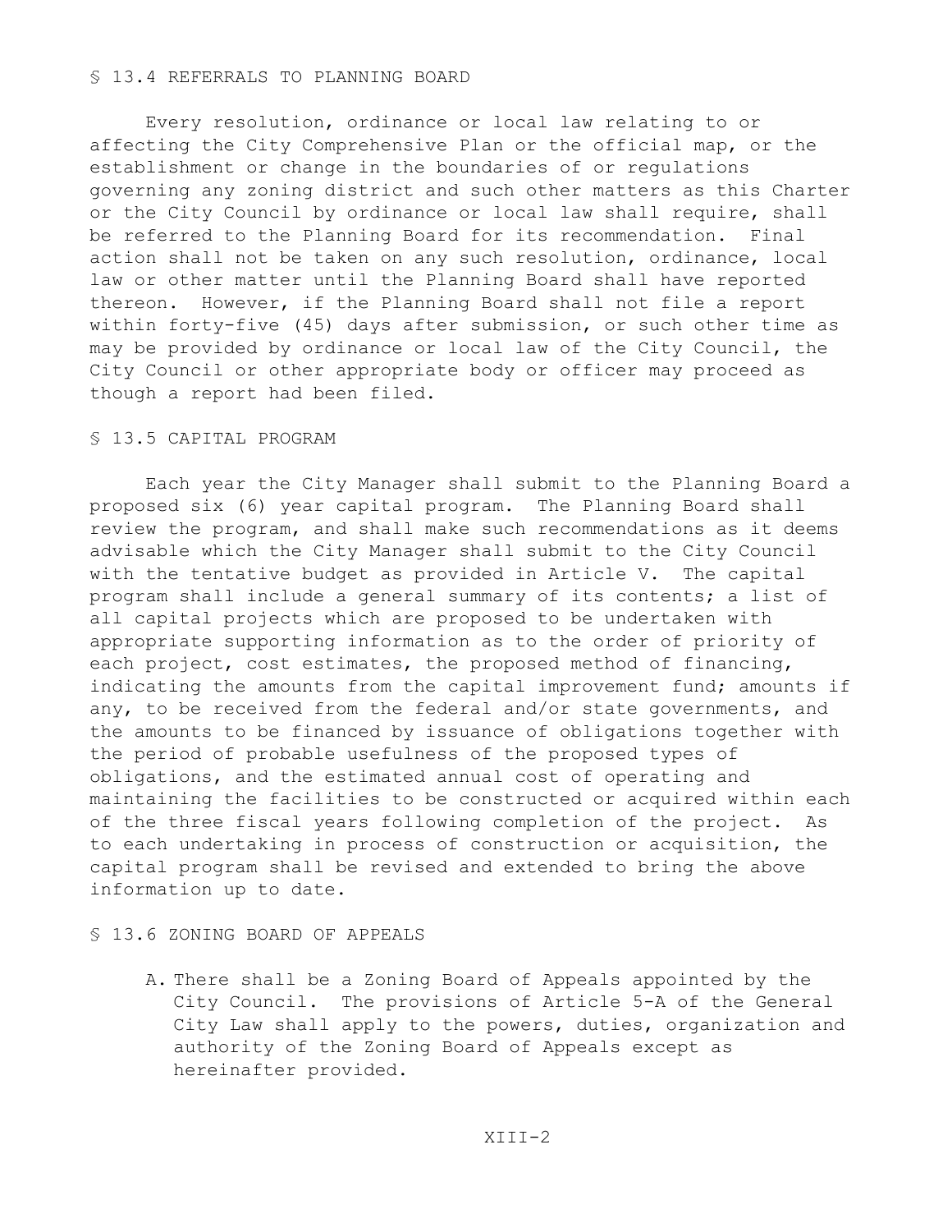## § 13.4 REFERRALS TO PLANNING BOARD

Every resolution, ordinance or local law relating to or affecting the City Comprehensive Plan or the official map, or the establishment or change in the boundaries of or regulations governing any zoning district and such other matters as this Charter or the City Council by ordinance or local law shall require, shall be referred to the Planning Board for its recommendation. Final action shall not be taken on any such resolution, ordinance, local law or other matter until the Planning Board shall have reported thereon. However, if the Planning Board shall not file a report within forty-five (45) days after submission, or such other time as may be provided by ordinance or local law of the City Council, the City Council or other appropriate body or officer may proceed as though a report had been filed.

## § 13.5 CAPITAL PROGRAM

Each year the City Manager shall submit to the Planning Board a proposed six (6) year capital program. The Planning Board shall review the program, and shall make such recommendations as it deems advisable which the City Manager shall submit to the City Council with the tentative budget as provided in Article V. The capital program shall include a general summary of its contents; a list of all capital projects which are proposed to be undertaken with appropriate supporting information as to the order of priority of each project, cost estimates, the proposed method of financing, indicating the amounts from the capital improvement fund; amounts if any, to be received from the federal and/or state governments, and the amounts to be financed by issuance of obligations together with the period of probable usefulness of the proposed types of obligations, and the estimated annual cost of operating and maintaining the facilities to be constructed or acquired within each of the three fiscal years following completion of the project. As to each undertaking in process of construction or acquisition, the capital program shall be revised and extended to bring the above information up to date.

## § 13.6 ZONING BOARD OF APPEALS

A. There shall be a Zoning Board of Appeals appointed by the City Council. The provisions of Article 5-A of the General City Law shall apply to the powers, duties, organization and authority of the Zoning Board of Appeals except as hereinafter provided.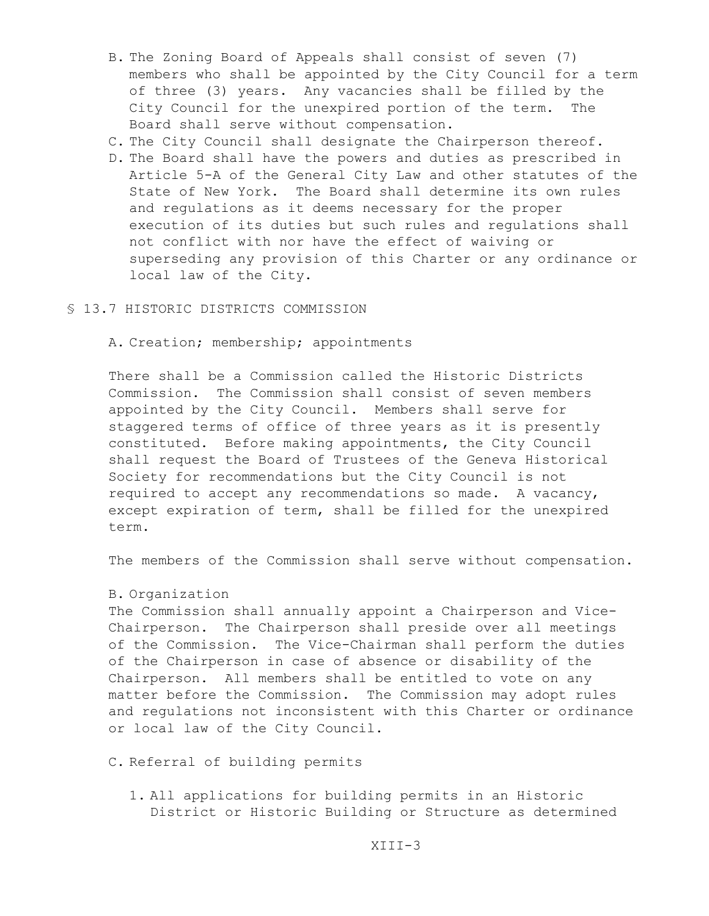B. The Zoning Board of Appeals shall consist of seven (7) members who shall be appointed by the City Council for a term of three (3) years. Any vacancies shall be filled by the City Council for the unexpired portion of the term. The Board shall serve without compensation.

C. The City Council shall designate the Chairperson thereof.

D. The Board shall have the powers and duties as prescribed in Article 5-A of the General City Law and other statutes of the State of New York. The Board shall determine its own rules and regulations as it deems necessary for the proper execution of its duties but such rules and regulations shall not conflict with nor have the effect of waiving or superseding any provision of this Charter or any ordinance or local law of the City.

## § 13.7 HISTORIC DISTRICTS COMMISSION

A. Creation; membership; appointments

There shall be a Commission called the Historic Districts Commission. The Commission shall consist of seven members appointed by the City Council. Members shall serve for staggered terms of office of three years as it is presently constituted. Before making appointments, the City Council shall request the Board of Trustees of the Geneva Historical Society for recommendations but the City Council is not required to accept any recommendations so made. A vacancy, except expiration of term, shall be filled for the unexpired term.

The members of the Commission shall serve without compensation.

B. Organization

The Commission shall annually appoint a Chairperson and Vice-Chairperson. The Chairperson shall preside over all meetings of the Commission. The Vice-Chairman shall perform the duties of the Chairperson in case of absence or disability of the Chairperson. All members shall be entitled to vote on any matter before the Commission. The Commission may adopt rules and regulations not inconsistent with this Charter or ordinance or local law of the City Council.

C. Referral of building permits

1. All applications for building permits in an Historic District or Historic Building or Structure as determined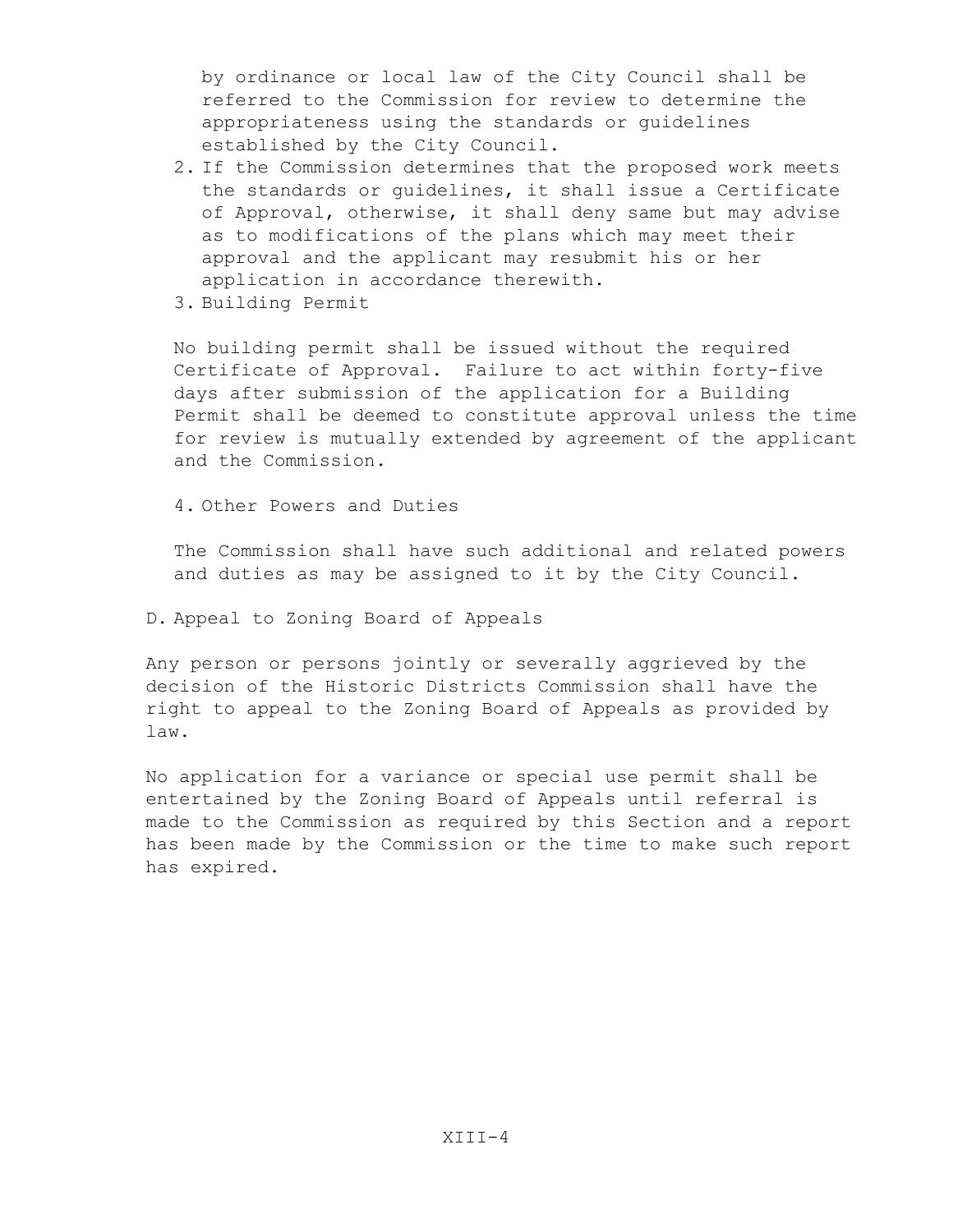by ordinance or local law of the City Council shall be referred to the Commission for review to determine the appropriateness using the standards or guidelines established by the City Council.

2. If the Commission determines that the proposed work meets the standards or guidelines, it shall issue a Certificate of Approval, otherwise, it shall deny same but may advise as to modifications of the plans which may meet their approval and the applicant may resubmit his or her application in accordance therewith.
3. Building Permit

No building permit shall be issued without the required Certificate of Approval. Failure to act within forty-five days after submission of the application for a Building Permit shall be deemed to constitute approval unless the time for review is mutually extended by agreement of the applicant and the Commission.

4. Other Powers and Duties

The Commission shall have such additional and related powers and duties as may be assigned to it by the City Council.

D. Appeal to Zoning Board of Appeals

Any person or persons jointly or severally aggrieved by the decision of the Historic Districts Commission shall have the right to appeal to the Zoning Board of Appeals as provided by law.

No application for a variance or special use permit shall be entertained by the Zoning Board of Appeals until referral is made to the Commission as required by this Section and a report has been made by the Commission or the time to make such report has expired.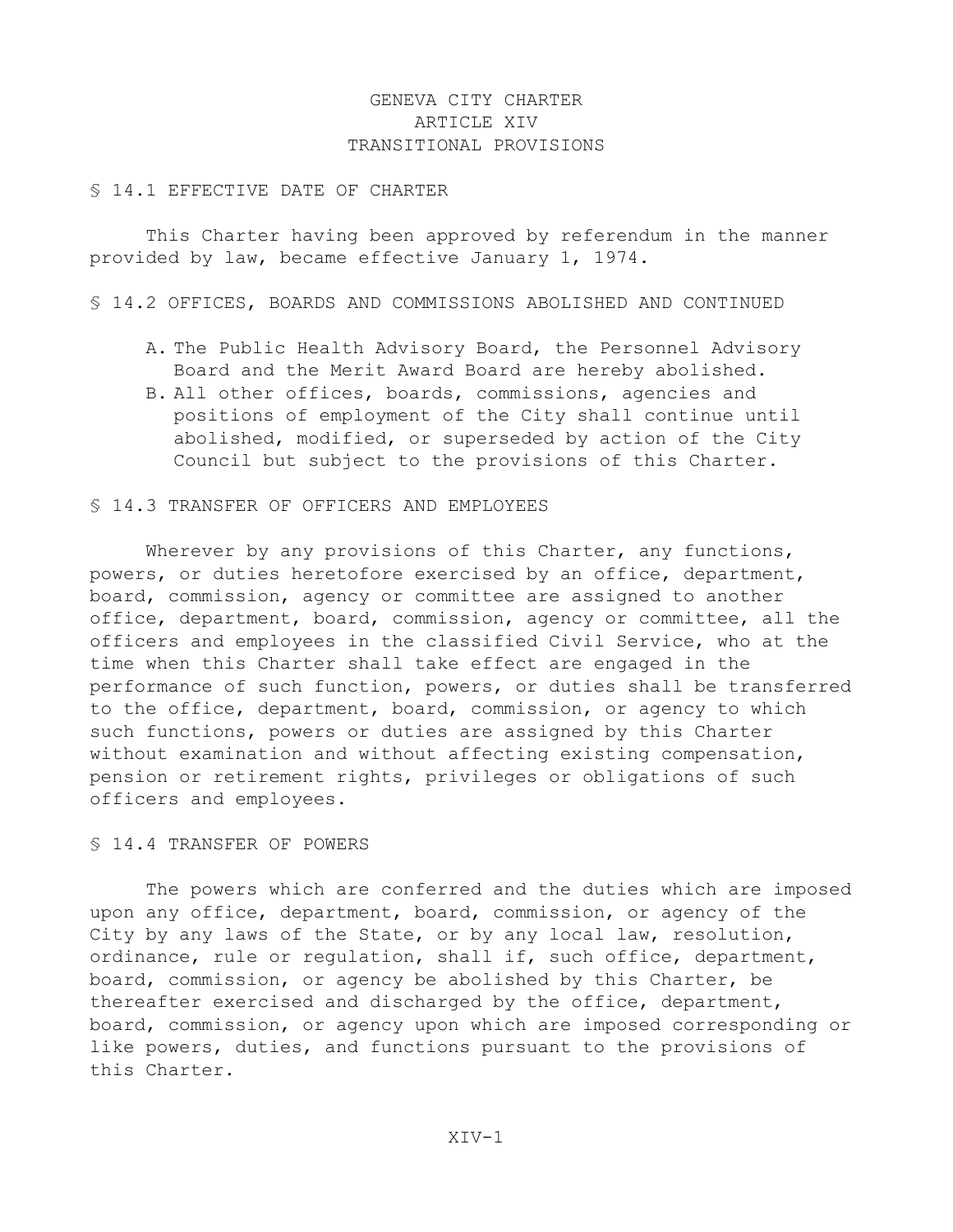# GENEVA CITY CHARTER
## ARTICLE XIV
## TRANSITIONAL PROVISIONS

### § 14.1 EFFECTIVE DATE OF CHARTER

This Charter having been approved by referendum in the manner provided by law, became effective January 1, 1974.

### § 14.2 OFFICES, BOARDS AND COMMISSIONS ABOLISHED AND CONTINUED

A. The Public Health Advisory Board, the Personnel Advisory Board and the Merit Award Board are hereby abolished.

B. All other offices, boards, commissions, agencies and positions of employment of the City shall continue until abolished, modified, or superseded by action of the City Council but subject to the provisions of this Charter.

### § 14.3 TRANSFER OF OFFICERS AND EMPLOYEES

Wherever by any provisions of this Charter, any functions, powers, or duties heretofore exercised by an office, department, board, commission, agency or committee are assigned to another office, department, board, commission, agency or committee, all the officers and employees in the classified Civil Service, who at the time when this Charter shall take effect are engaged in the performance of such function, powers, or duties shall be transferred to the office, department, board, commission, or agency to which such functions, powers or duties are assigned by this Charter without examination and without affecting existing compensation, pension or retirement rights, privileges or obligations of such officers and employees.

### § 14.4 TRANSFER OF POWERS

The powers which are conferred and the duties which are imposed upon any office, department, board, commission, or agency of the City by any laws of the State, or by any local law, resolution, ordinance, rule or regulation, shall if, such office, department, board, commission, or agency be abolished by this Charter, be thereafter exercised and discharged by the office, department, board, commission, or agency upon which are imposed corresponding or like powers, duties, and functions pursuant to the provisions of this Charter.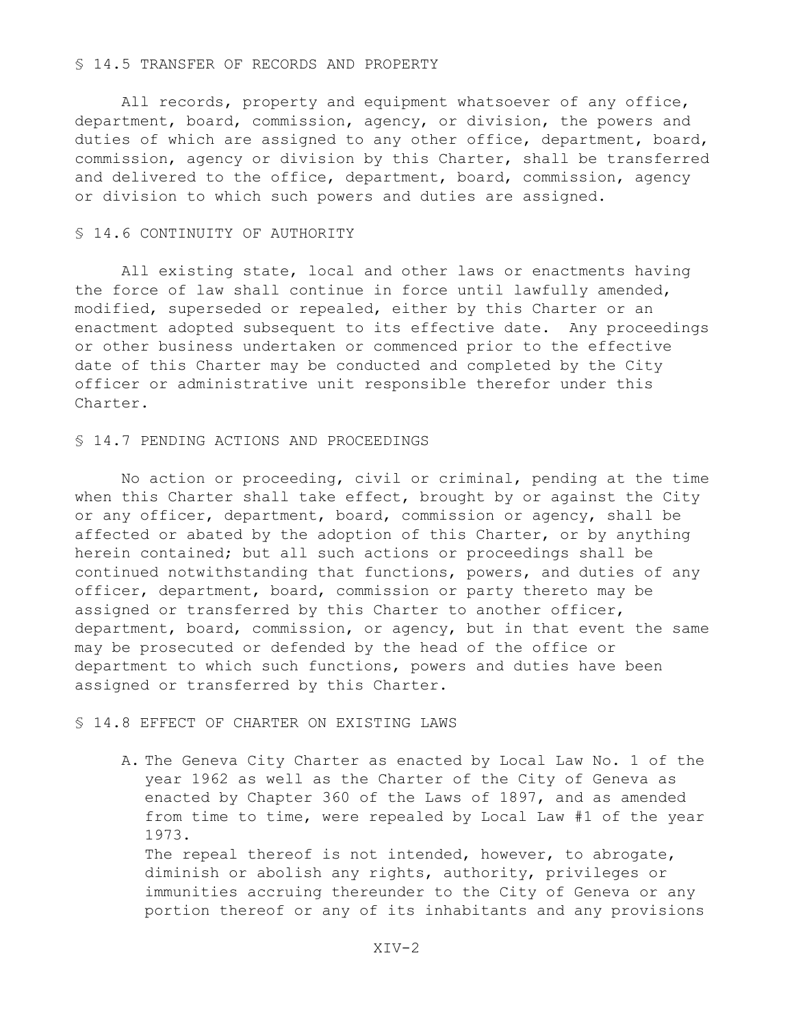## § 14.5 TRANSFER OF RECORDS AND PROPERTY

All records, property and equipment whatsoever of any office, department, board, commission, agency, or division, the powers and duties of which are assigned to any other office, department, board, commission, agency or division by this Charter, shall be transferred and delivered to the office, department, board, commission, agency or division to which such powers and duties are assigned.

## § 14.6 CONTINUITY OF AUTHORITY

All existing state, local and other laws or enactments having the force of law shall continue in force until lawfully amended, modified, superseded or repealed, either by this Charter or an enactment adopted subsequent to its effective date. Any proceedings or other business undertaken or commenced prior to the effective date of this Charter may be conducted and completed by the City officer or administrative unit responsible therefor under this Charter.

## § 14.7 PENDING ACTIONS AND PROCEEDINGS

No action or proceeding, civil or criminal, pending at the time when this Charter shall take effect, brought by or against the City or any officer, department, board, commission or agency, shall be affected or abated by the adoption of this Charter, or by anything herein contained; but all such actions or proceedings shall be continued notwithstanding that functions, powers, and duties of any officer, department, board, commission or party thereto may be assigned or transferred by this Charter to another officer, department, board, commission, or agency, but in that event the same may be prosecuted or defended by the head of the office or department to which such functions, powers and duties have been assigned or transferred by this Charter.

## § 14.8 EFFECT OF CHARTER ON EXISTING LAWS

A. The Geneva City Charter as enacted by Local Law No. 1 of the year 1962 as well as the Charter of the City of Geneva as enacted by Chapter 360 of the Laws of 1897, and as amended from time to time, were repealed by Local Law #1 of the year 1973.
   The repeal thereof is not intended, however, to abrogate, diminish or abolish any rights, authority, privileges or immunities accruing thereunder to the City of Geneva or any portion thereof or any of its inhabitants and any provisions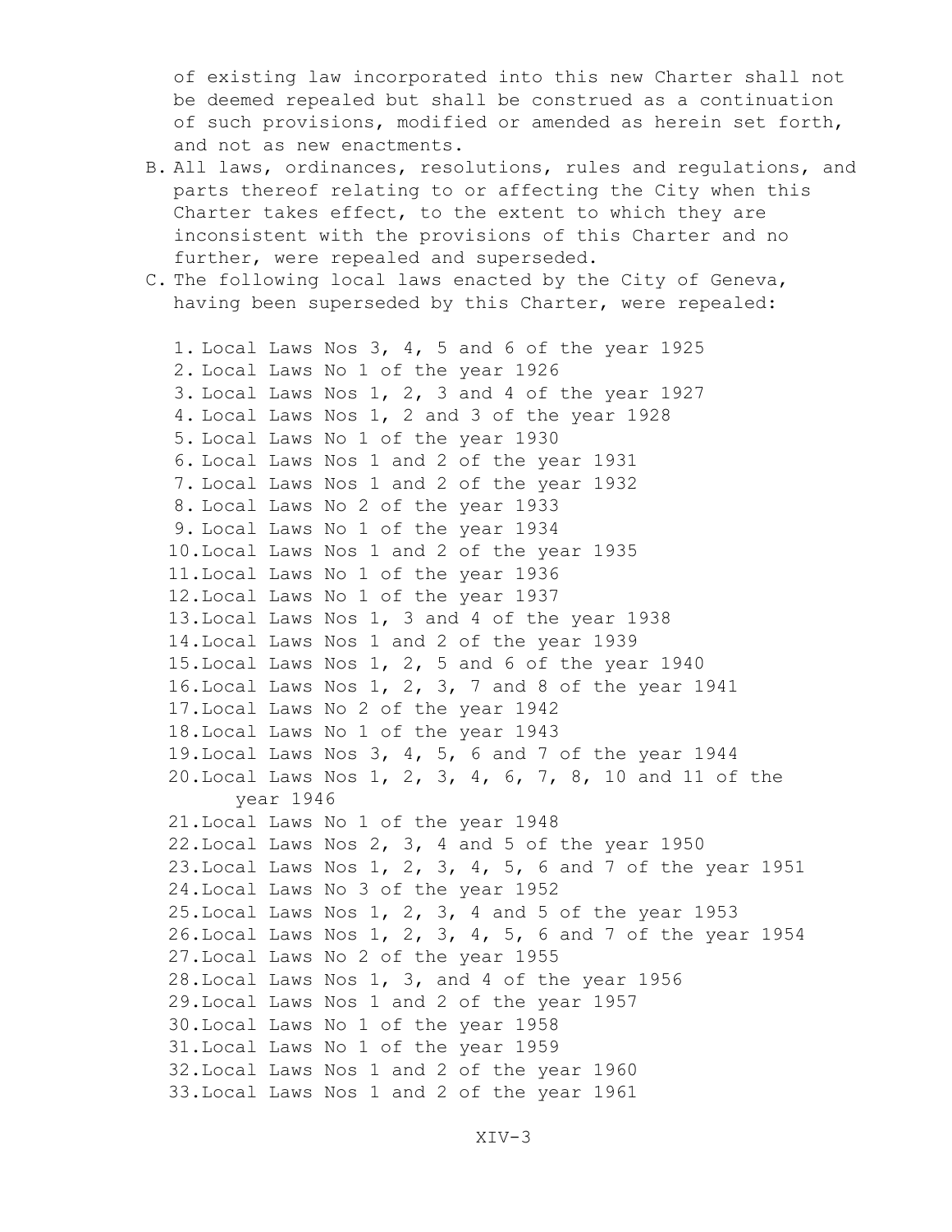of existing law incorporated into this new Charter shall not be deemed repealed but shall be construed as a continuation of such provisions, modified or amended as herein set forth, and not as new enactments.

B. All laws, ordinances, resolutions, rules and regulations, and parts thereof relating to or affecting the City when this Charter takes effect, to the extent to which they are inconsistent with the provisions of this Charter and no further, were repealed and superseded.

C. The following local laws enacted by the City of Geneva, having been superseded by this Charter, were repealed:

   1. Local Laws Nos 3, 4, 5 and 6 of the year 1925
   2. Local Laws No 1 of the year 1926
   3. Local Laws Nos 1, 2, 3 and 4 of the year 1927
   4. Local Laws Nos 1, 2 and 3 of the year 1928
   5. Local Laws No 1 of the year 1930
   6. Local Laws Nos 1 and 2 of the year 1931
   7. Local Laws Nos 1 and 2 of the year 1932
   8. Local Laws No 2 of the year 1933
   9. Local Laws No 1 of the year 1934
   10. Local Laws Nos 1 and 2 of the year 1935
   11. Local Laws No 1 of the year 1936
   12. Local Laws No 1 of the year 1937
   13. Local Laws Nos 1, 3 and 4 of the year 1938
   14. Local Laws Nos 1 and 2 of the year 1939
   15. Local Laws Nos 1, 2, 5 and 6 of the year 1940
   16. Local Laws Nos 1, 2, 3, 7 and 8 of the year 1941
   17. Local Laws No 2 of the year 1942
   18. Local Laws No 1 of the year 1943
   19. Local Laws Nos 3, 4, 5, 6 and 7 of the year 1944
   20. Local Laws Nos 1, 2, 3, 4, 6, 7, 8, 10 and 11 of the year 1946
   21. Local Laws No 1 of the year 1948
   22. Local Laws Nos 2, 3, 4 and 5 of the year 1950
   23. Local Laws Nos 1, 2, 3, 4, 5, 6 and 7 of the year 1951
   24. Local Laws No 3 of the year 1952
   25. Local Laws Nos 1, 2, 3, 4 and 5 of the year 1953
   26. Local Laws Nos 1, 2, 3, 4, 5, 6 and 7 of the year 1954
   27. Local Laws No 2 of the year 1955
   28. Local Laws Nos 1, 3, and 4 of the year 1956
   29. Local Laws Nos 1 and 2 of the year 1957
   30. Local Laws No 1 of the year 1958
   31. Local Laws No 1 of the year 1959
   32. Local Laws Nos 1 and 2 of the year 1960
   33. Local Laws Nos 1 and 2 of the year 1961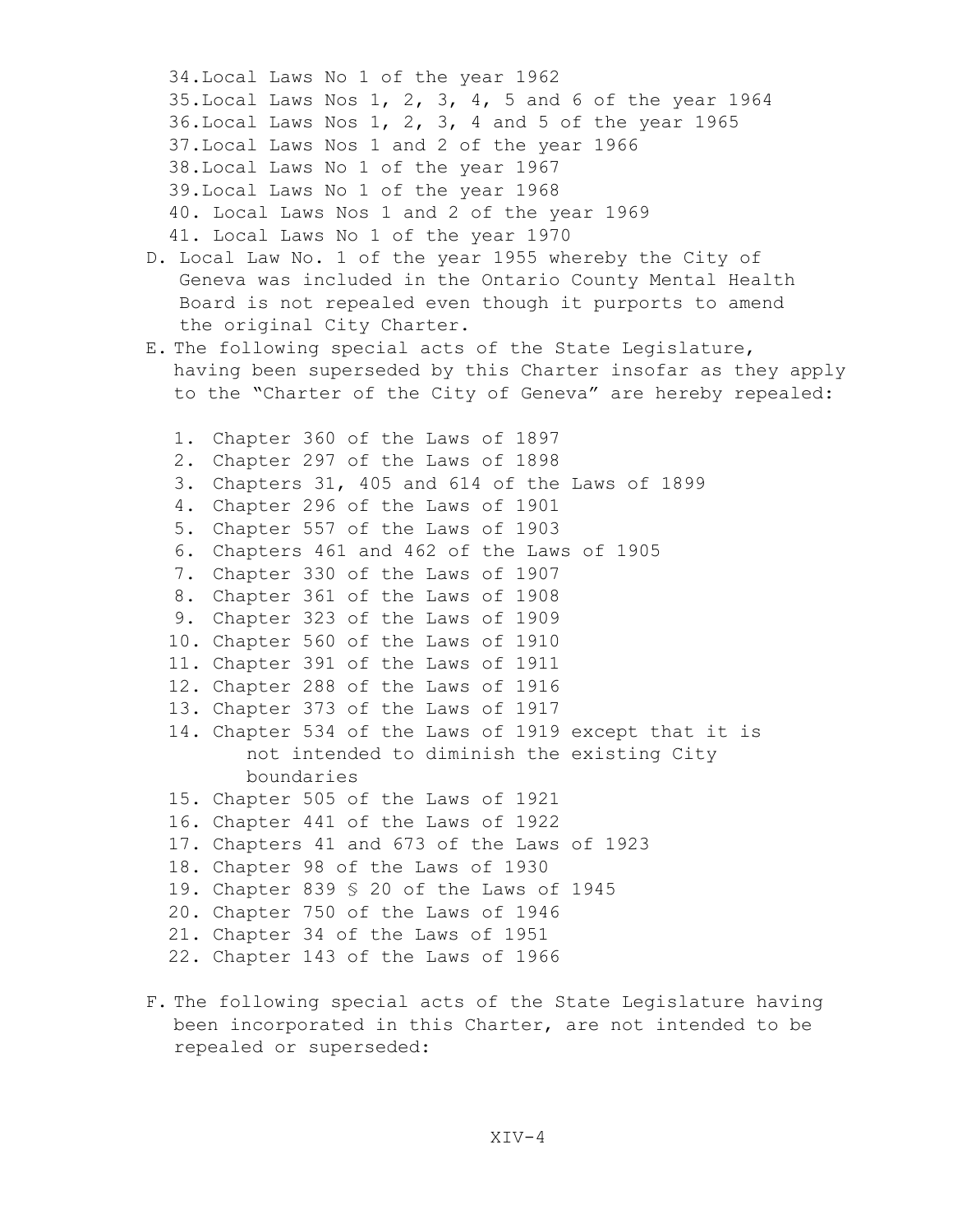34. Local Laws No 1 of the year 1962
35. Local Laws Nos 1, 2, 3, 4, 5 and 6 of the year 1964
36. Local Laws Nos 1, 2, 3, 4 and 5 of the year 1965
37. Local Laws Nos 1 and 2 of the year 1966
38. Local Laws No 1 of the year 1967
39. Local Laws No 1 of the year 1968
40. Local Laws Nos 1 and 2 of the year 1969
41. Local Laws No 1 of the year 1970

D. Local Law No. 1 of the year 1955 whereby the City of Geneva was included in the Ontario County Mental Health Board is not repealed even though it purports to amend the original City Charter.

E. The following special acts of the State Legislature, having been superseded by this Charter insofar as they apply to the "Charter of the City of Geneva" are hereby repealed:

1. Chapter 360 of the Laws of 1897
2. Chapter 297 of the Laws of 1898
3. Chapters 31, 405 and 614 of the Laws of 1899
4. Chapter 296 of the Laws of 1901
5. Chapter 557 of the Laws of 1903
6. Chapters 461 and 462 of the Laws of 1905
7. Chapter 330 of the Laws of 1907
8. Chapter 361 of the Laws of 1908
9. Chapter 323 of the Laws of 1909
10. Chapter 560 of the Laws of 1910
11. Chapter 391 of the Laws of 1911
12. Chapter 288 of the Laws of 1916
13. Chapter 373 of the Laws of 1917
14. Chapter 534 of the Laws of 1919 except that it is not intended to diminish the existing City boundaries
15. Chapter 505 of the Laws of 1921
16. Chapter 441 of the Laws of 1922
17. Chapters 41 and 673 of the Laws of 1923
18. Chapter 98 of the Laws of 1930
19. Chapter 839 § 20 of the Laws of 1945
20. Chapter 750 of the Laws of 1946
21. Chapter 34 of the Laws of 1951
22. Chapter 143 of the Laws of 1966

F. The following special acts of the State Legislature having been incorporated in this Charter, are not intended to be repealed or superseded: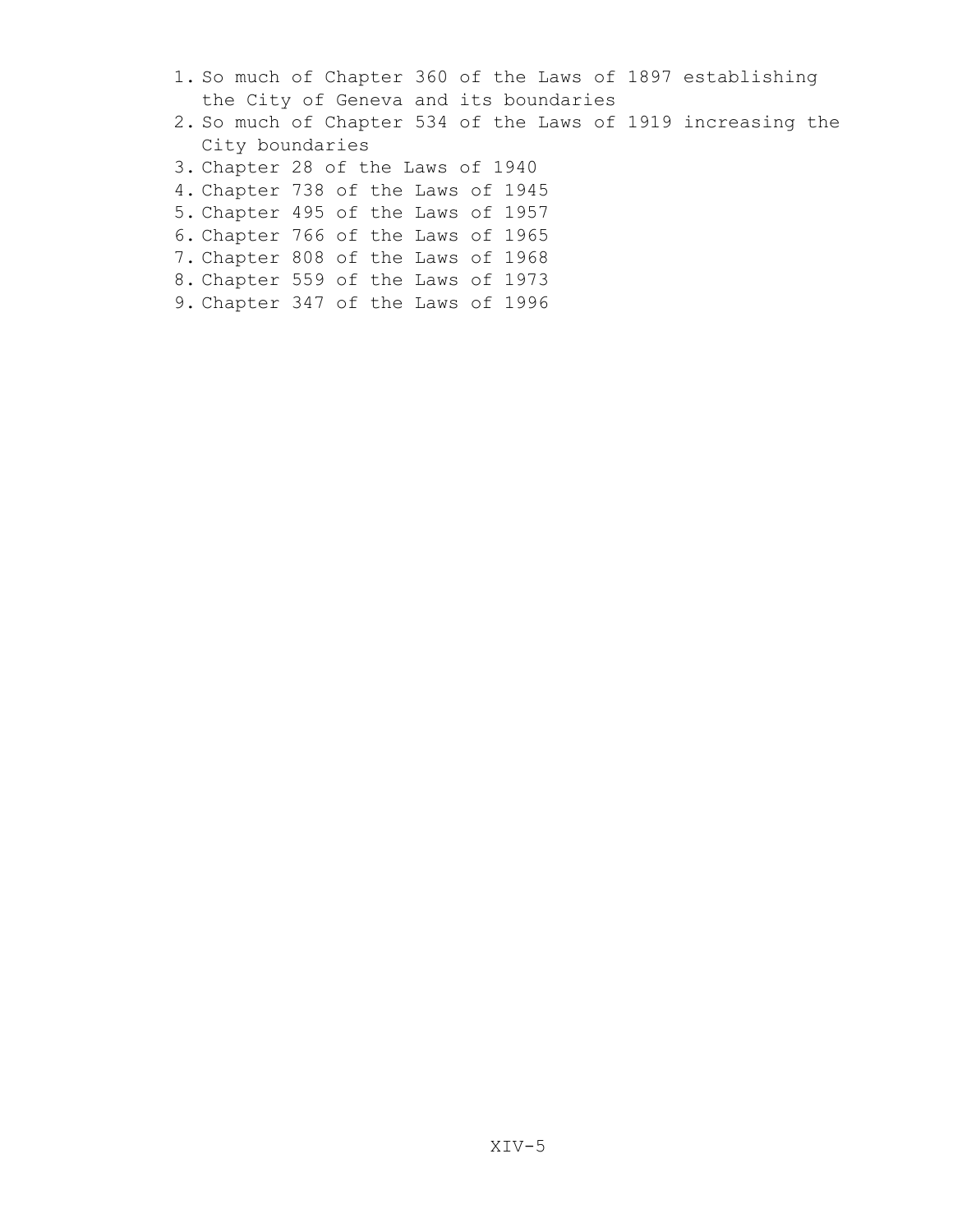1. So much of Chapter 360 of the Laws of 1897 establishing the City of Geneva and its boundaries
2. So much of Chapter 534 of the Laws of 1919 increasing the City boundaries
3. Chapter 28 of the Laws of 1940
4. Chapter 738 of the Laws of 1945
5. Chapter 495 of the Laws of 1957
6. Chapter 766 of the Laws of 1965
7. Chapter 808 of the Laws of 1968
8. Chapter 559 of the Laws of 1973
9. Chapter 347 of the Laws of 1996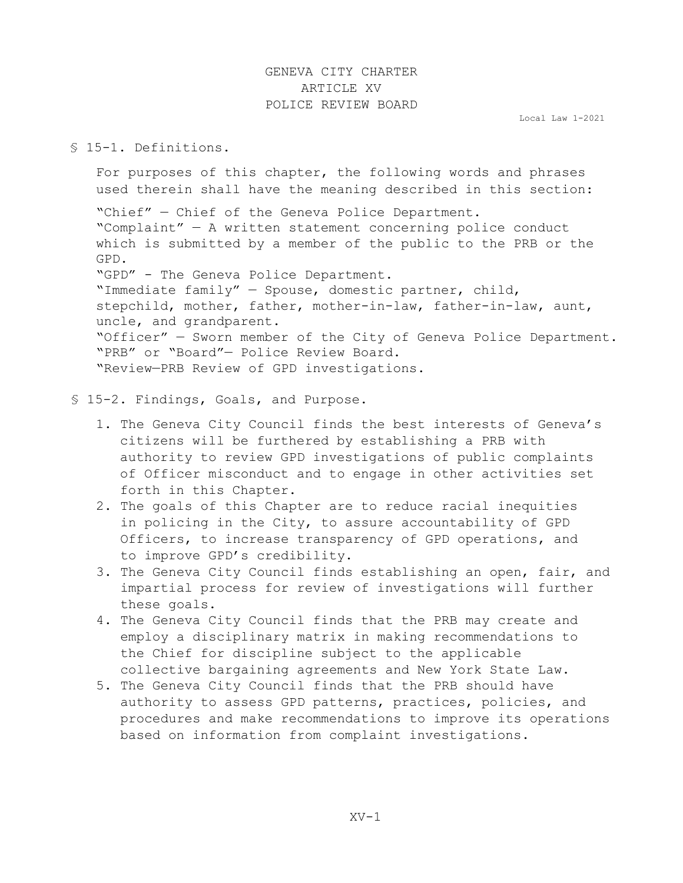# GENEVA CITY CHARTER
## ARTICLE XV
## POLICE REVIEW BOARD

Local Law 1-2021

### § 15-1. Definitions.

For purposes of this chapter, the following words and phrases used therein shall have the meaning described in this section:

"Chief" — Chief of the Geneva Police Department.
"Complaint" — A written statement concerning police conduct which is submitted by a member of the public to the PRB or the GPD.
"GPD" - The Geneva Police Department.
"Immediate family" — Spouse, domestic partner, child, stepchild, mother, father, mother-in-law, father-in-law, aunt, uncle, and grandparent.
"Officer" — Sworn member of the City of Geneva Police Department.
"PRB" or "Board"— Police Review Board.
"Review—PRB Review of GPD investigations.

### § 15-2. Findings, Goals, and Purpose.

1. The Geneva City Council finds the best interests of Geneva's citizens will be furthered by establishing a PRB with authority to review GPD investigations of public complaints of Officer misconduct and to engage in other activities set forth in this Chapter.
2. The goals of this Chapter are to reduce racial inequities in policing in the City, to assure accountability of GPD Officers, to increase transparency of GPD operations, and to improve GPD's credibility.
3. The Geneva City Council finds establishing an open, fair, and impartial process for review of investigations will further these goals.
4. The Geneva City Council finds that the PRB may create and employ a disciplinary matrix in making recommendations to the Chief for discipline subject to the applicable collective bargaining agreements and New York State Law.
5. The Geneva City Council finds that the PRB should have authority to assess GPD patterns, practices, policies, and procedures and make recommendations to improve its operations based on information from complaint investigations.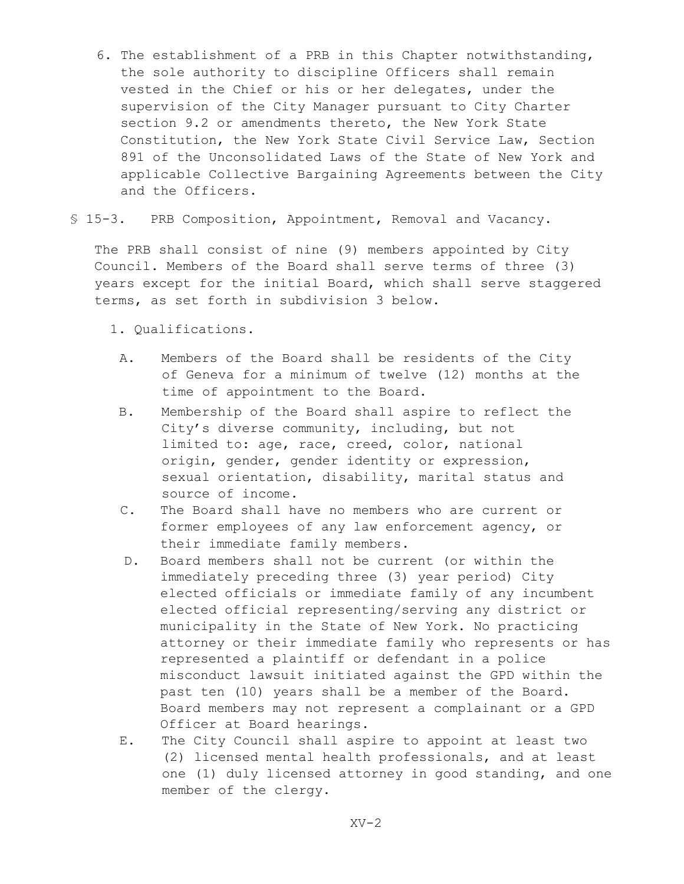6. The establishment of a PRB in this Chapter notwithstanding, the sole authority to discipline Officers shall remain vested in the Chief or his or her delegates, under the supervision of the City Manager pursuant to City Charter section 9.2 or amendments thereto, the New York State Constitution, the New York State Civil Service Law, Section 891 of the Unconsolidated Laws of the State of New York and applicable Collective Bargaining Agreements between the City and the Officers.

## § 15-3. PRB Composition, Appointment, Removal and Vacancy.

The PRB shall consist of nine (9) members appointed by City Council. Members of the Board shall serve terms of three (3) years except for the initial Board, which shall serve staggered terms, as set forth in subdivision 3 below.

1. Qualifications.

   A. Members of the Board shall be residents of the City of Geneva for a minimum of twelve (12) months at the time of appointment to the Board.

   B. Membership of the Board shall aspire to reflect the City's diverse community, including, but not limited to: age, race, creed, color, national origin, gender, gender identity or expression, sexual orientation, disability, marital status and source of income.

   C. The Board shall have no members who are current or former employees of any law enforcement agency, or their immediate family members.

   D. Board members shall not be current (or within the immediately preceding three (3) year period) City elected officials or immediate family of any incumbent elected official representing/serving any district or municipality in the State of New York. No practicing attorney or their immediate family who represents or has represented a plaintiff or defendant in a police misconduct lawsuit initiated against the GPD within the past ten (10) years shall be a member of the Board. Board members may not represent a complainant or a GPD Officer at Board hearings.

   E. The City Council shall aspire to appoint at least two (2) licensed mental health professionals, and at least one (1) duly licensed attorney in good standing, and one member of the clergy.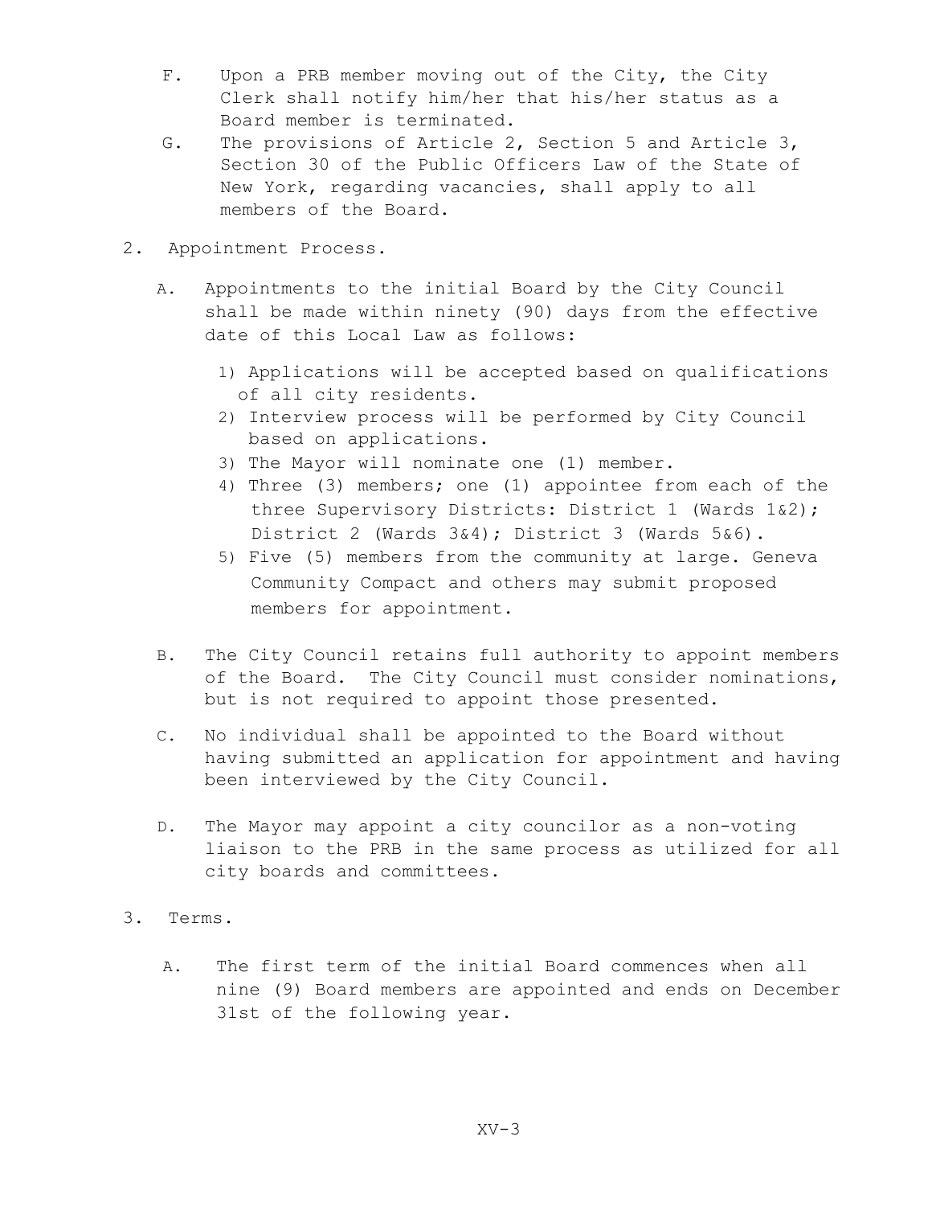F. Upon a PRB member moving out of the City, the City Clerk shall notify him/her that his/her status as a Board member is terminated.

G. The provisions of Article 2, Section 5 and Article 3, Section 30 of the Public Officers Law of the State of New York, regarding vacancies, shall apply to all members of the Board.

2. Appointment Process.

   A. Appointments to the initial Board by the City Council shall be made within ninety (90) days from the effective date of this Local Law as follows:

      1) Applications will be accepted based on qualifications of all city residents.
      2) Interview process will be performed by City Council based on applications.
      3) The Mayor will nominate one (1) member.
      4) Three (3) members; one (1) appointee from each of the three Supervisory Districts: District 1 (Wards 1&2); District 2 (Wards 3&4); District 3 (Wards 5&6).
      5) Five (5) members from the community at large. Geneva Community Compact and others may submit proposed members for appointment.

   B. The City Council retains full authority to appoint members of the Board. The City Council must consider nominations, but is not required to appoint those presented.

   C. No individual shall be appointed to the Board without having submitted an application for appointment and having been interviewed by the City Council.

   D. The Mayor may appoint a city councilor as a non-voting liaison to the PRB in the same process as utilized for all city boards and committees.

3. Terms.

   A. The first term of the initial Board commences when all nine (9) Board members are appointed and ends on December 31st of the following year.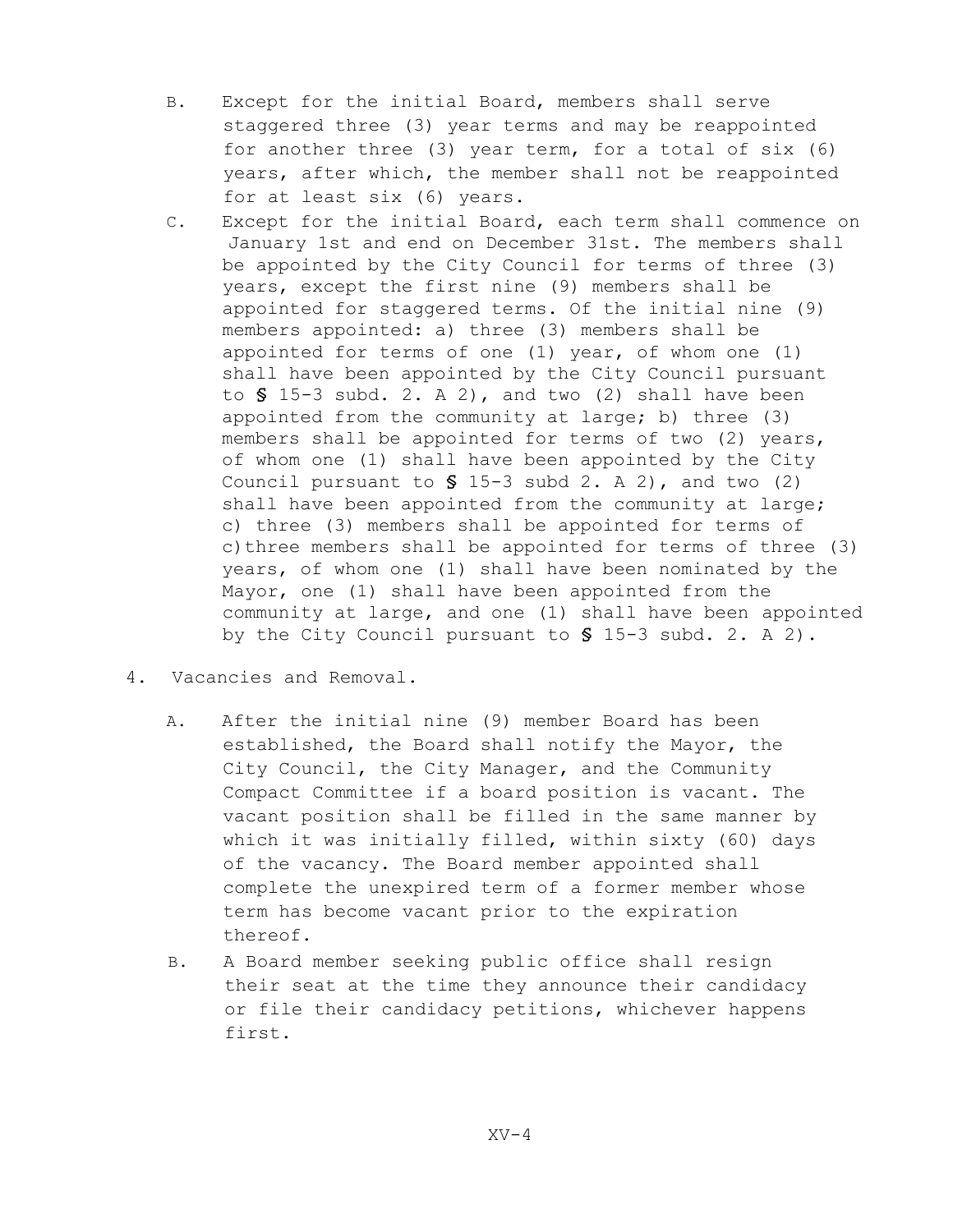B. Except for the initial Board, members shall serve staggered three (3) year terms and may be reappointed for another three (3) year term, for a total of six (6) years, after which, the member shall not be reappointed for at least six (6) years.

C. Except for the initial Board, each term shall commence on January 1st and end on December 31st. The members shall be appointed by the City Council for terms of three (3) years, except the first nine (9) members shall be appointed for staggered terms. Of the initial nine (9) members appointed: a) three (3) members shall be appointed for terms of one (1) year, of whom one (1) shall have been appointed by the City Council pursuant to § 15-3 subd. 2. A 2), and two (2) shall have been appointed from the community at large; b) three (3) members shall be appointed for terms of two (2) years, of whom one (1) shall have been appointed by the City Council pursuant to § 15-3 subd 2. A 2), and two (2) shall have been appointed from the community at large; c) three (3) members shall be appointed for terms of c)three members shall be appointed for terms of three (3) years, of whom one (1) shall have been nominated by the Mayor, one (1) shall have been appointed from the community at large, and one (1) shall have been appointed by the City Council pursuant to § 15-3 subd. 2. A 2).

4. Vacancies and Removal.

A. After the initial nine (9) member Board has been established, the Board shall notify the Mayor, the City Council, the City Manager, and the Community Compact Committee if a board position is vacant. The vacant position shall be filled in the same manner by which it was initially filled, within sixty (60) days of the vacancy. The Board member appointed shall complete the unexpired term of a former member whose term has become vacant prior to the expiration thereof.

B. A Board member seeking public office shall resign their seat at the time they announce their candidacy or file their candidacy petitions, whichever happens first.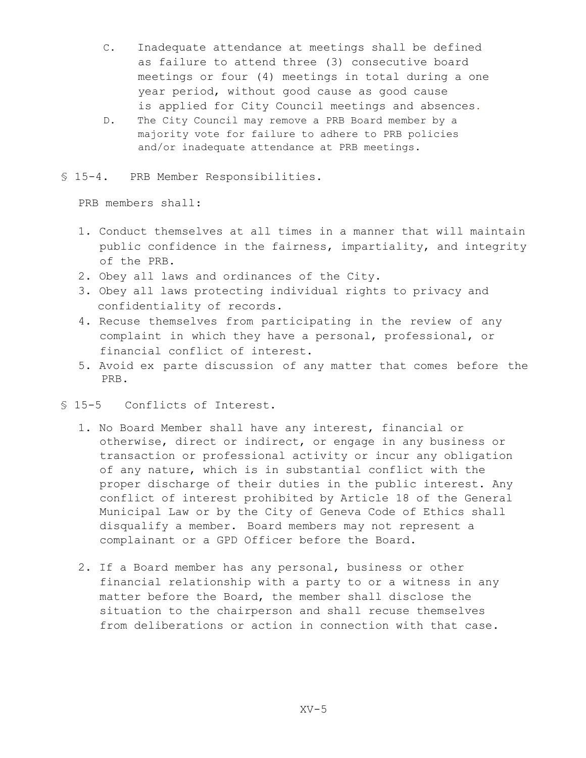C. Inadequate attendance at meetings shall be defined as failure to attend three (3) consecutive board meetings or four (4) meetings in total during a one year period, without good cause as good cause is applied for City Council meetings and absences.

D. The City Council may remove a PRB Board member by a majority vote for failure to adhere to PRB policies and/or inadequate attendance at PRB meetings.

## § 15-4. PRB Member Responsibilities.

PRB members shall:

1. Conduct themselves at all times in a manner that will maintain public confidence in the fairness, impartiality, and integrity of the PRB.
2. Obey all laws and ordinances of the City.
3. Obey all laws protecting individual rights to privacy and confidentiality of records.
4. Recuse themselves from participating in the review of any complaint in which they have a personal, professional, or financial conflict of interest.
5. Avoid ex parte discussion of any matter that comes before the PRB.

## § 15-5 Conflicts of Interest.

1. No Board Member shall have any interest, financial or otherwise, direct or indirect, or engage in any business or transaction or professional activity or incur any obligation of any nature, which is in substantial conflict with the proper discharge of their duties in the public interest. Any conflict of interest prohibited by Article 18 of the General Municipal Law or by the City of Geneva Code of Ethics shall disqualify a member. Board members may not represent a complainant or a GPD Officer before the Board.

2. If a Board member has any personal, business or other financial relationship with a party to or a witness in any matter before the Board, the member shall disclose the situation to the chairperson and shall recuse themselves from deliberations or action in connection with that case.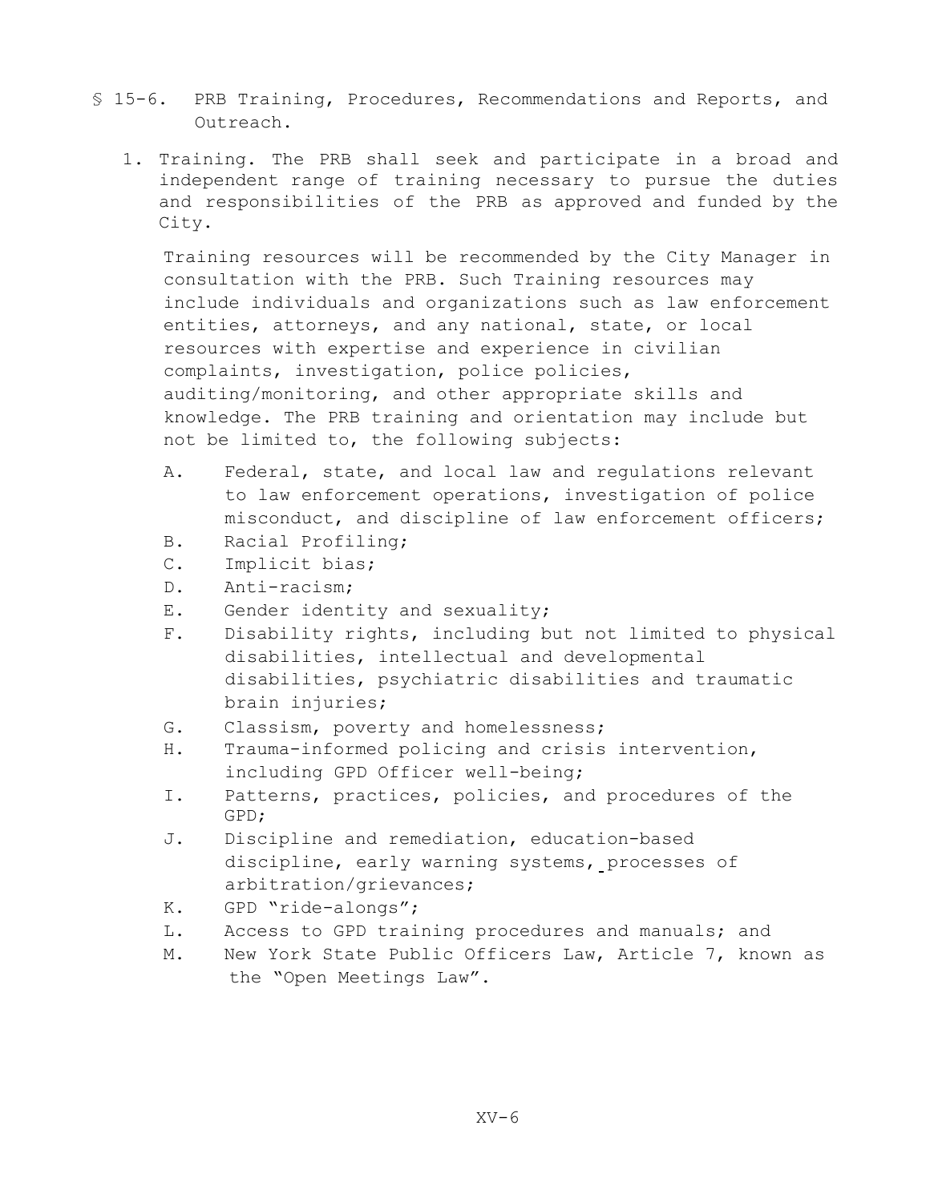## § 15-6. PRB Training, Procedures, Recommendations and Reports, and Outreach.

1. Training. The PRB shall seek and participate in a broad and independent range of training necessary to pursue the duties and responsibilities of the PRB as approved and funded by the City.

   Training resources will be recommended by the City Manager in consultation with the PRB. Such Training resources may include individuals and organizations such as law enforcement entities, attorneys, and any national, state, or local resources with expertise and experience in civilian complaints, investigation, police policies, auditing/monitoring, and other appropriate skills and knowledge. The PRB training and orientation may include but not be limited to, the following subjects:

   A. Federal, state, and local law and regulations relevant to law enforcement operations, investigation of police misconduct, and discipline of law enforcement officers;
   B. Racial Profiling;
   C. Implicit bias;
   D. Anti-racism;
   E. Gender identity and sexuality;
   F. Disability rights, including but not limited to physical disabilities, intellectual and developmental disabilities, psychiatric disabilities and traumatic brain injuries;
   G. Classism, poverty and homelessness;
   H. Trauma-informed policing and crisis intervention, including GPD Officer well-being;
   I. Patterns, practices, policies, and procedures of the GPD;
   J. Discipline and remediation, education-based discipline, early warning systems, processes of arbitration/grievances;
   K. GPD "ride-alongs";
   L. Access to GPD training procedures and manuals; and
   M. New York State Public Officers Law, Article 7, known as the "Open Meetings Law".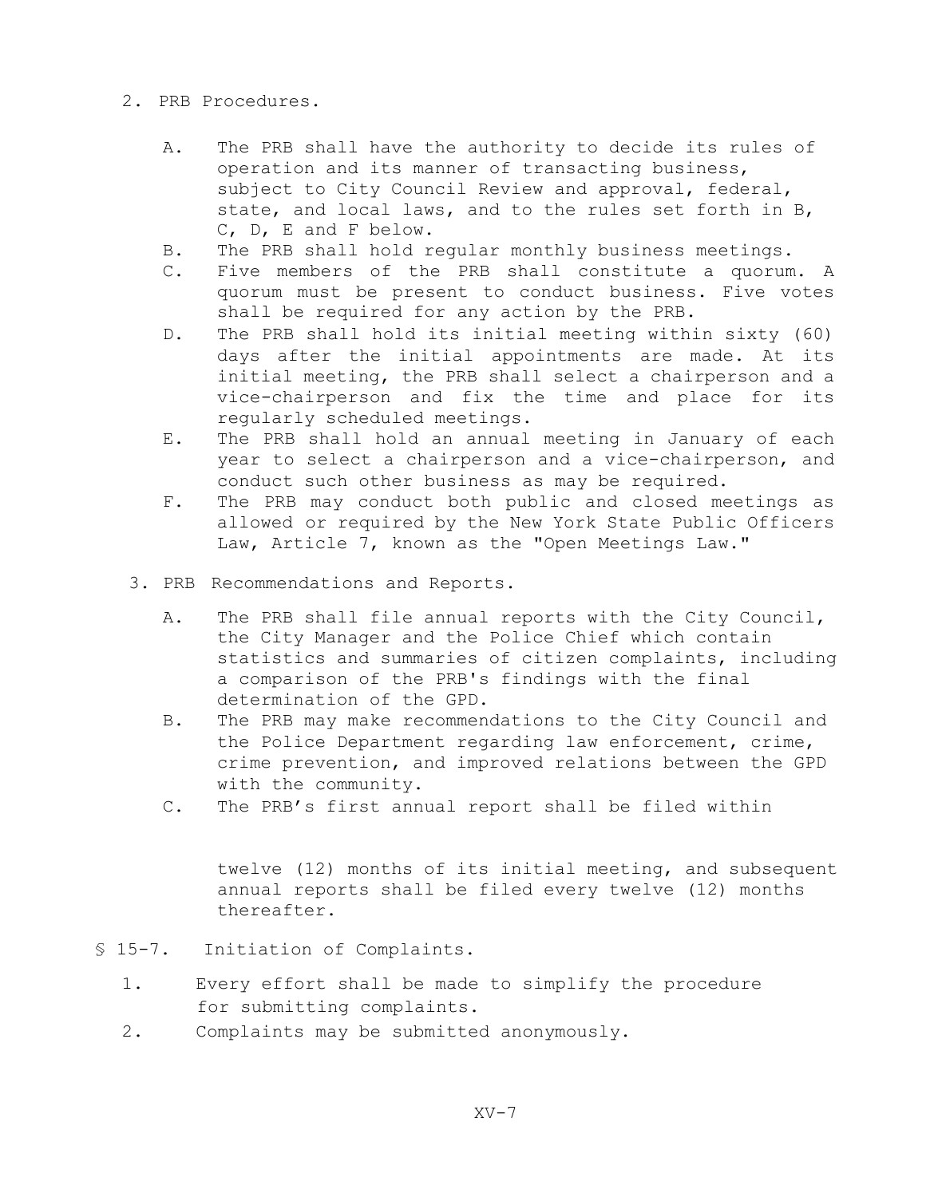2. PRB Procedures.

   A. The PRB shall have the authority to decide its rules of operation and its manner of transacting business, subject to City Council Review and approval, federal, state, and local laws, and to the rules set forth in B, C, D, E and F below.
   B. The PRB shall hold regular monthly business meetings.
   C. Five members of the PRB shall constitute a quorum. A quorum must be present to conduct business. Five votes shall be required for any action by the PRB.
   D. The PRB shall hold its initial meeting within sixty (60) days after the initial appointments are made. At its initial meeting, the PRB shall select a chairperson and a vice-chairperson and fix the time and place for its regularly scheduled meetings.
   E. The PRB shall hold an annual meeting in January of each year to select a chairperson and a vice-chairperson, and conduct such other business as may be required.
   F. The PRB may conduct both public and closed meetings as allowed or required by the New York State Public Officers Law, Article 7, known as the "Open Meetings Law."

3. PRB Recommendations and Reports.

   A. The PRB shall file annual reports with the City Council, the City Manager and the Police Chief which contain statistics and summaries of citizen complaints, including a comparison of the PRB's findings with the final determination of the GPD.
   B. The PRB may make recommendations to the City Council and the Police Department regarding law enforcement, crime, crime prevention, and improved relations between the GPD with the community.
   C. The PRB's first annual report shall be filed within twelve (12) months of its initial meeting, and subsequent annual reports shall be filed every twelve (12) months thereafter.

§ 15-7. Initiation of Complaints.

1. Every effort shall be made to simplify the procedure for submitting complaints.
2. Complaints may be submitted anonymously.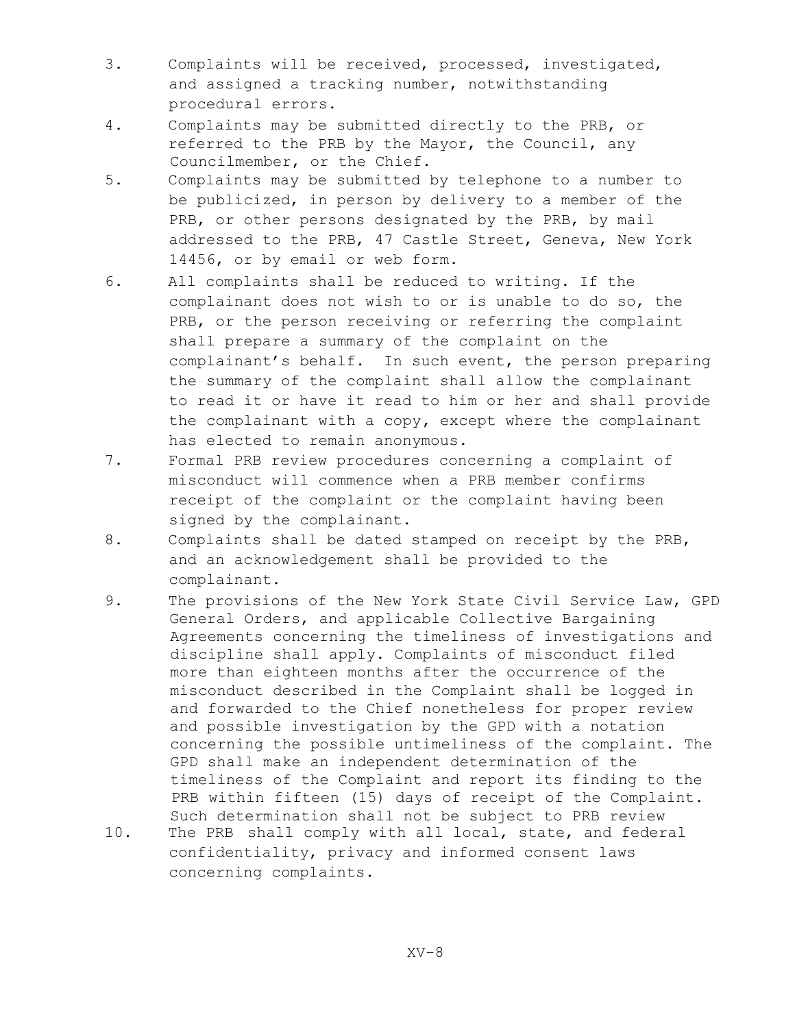3. Complaints will be received, processed, investigated, and assigned a tracking number, notwithstanding procedural errors.
4. Complaints may be submitted directly to the PRB, or referred to the PRB by the Mayor, the Council, any Councilmember, or the Chief.
5. Complaints may be submitted by telephone to a number to be publicized, in person by delivery to a member of the PRB, or other persons designated by the PRB, by mail addressed to the PRB, 47 Castle Street, Geneva, New York 14456, or by email or web form.
6. All complaints shall be reduced to writing. If the complainant does not wish to or is unable to do so, the PRB, or the person receiving or referring the complaint shall prepare a summary of the complaint on the complainant's behalf. In such event, the person preparing the summary of the complaint shall allow the complainant to read it or have it read to him or her and shall provide the complainant with a copy, except where the complainant has elected to remain anonymous.
7. Formal PRB review procedures concerning a complaint of misconduct will commence when a PRB member confirms receipt of the complaint or the complaint having been signed by the complainant.
8. Complaints shall be dated stamped on receipt by the PRB, and an acknowledgement shall be provided to the complainant.
9. The provisions of the New York State Civil Service Law, GPD General Orders, and applicable Collective Bargaining Agreements concerning the timeliness of investigations and discipline shall apply. Complaints of misconduct filed more than eighteen months after the occurrence of the misconduct described in the Complaint shall be logged in and forwarded to the Chief nonetheless for proper review and possible investigation by the GPD with a notation concerning the possible untimeliness of the complaint. The GPD shall make an independent determination of the timeliness of the Complaint and report its finding to the PRB within fifteen (15) days of receipt of the Complaint. Such determination shall not be subject to PRB review
10. The PRB shall comply with all local, state, and federal confidentiality, privacy and informed consent laws concerning complaints.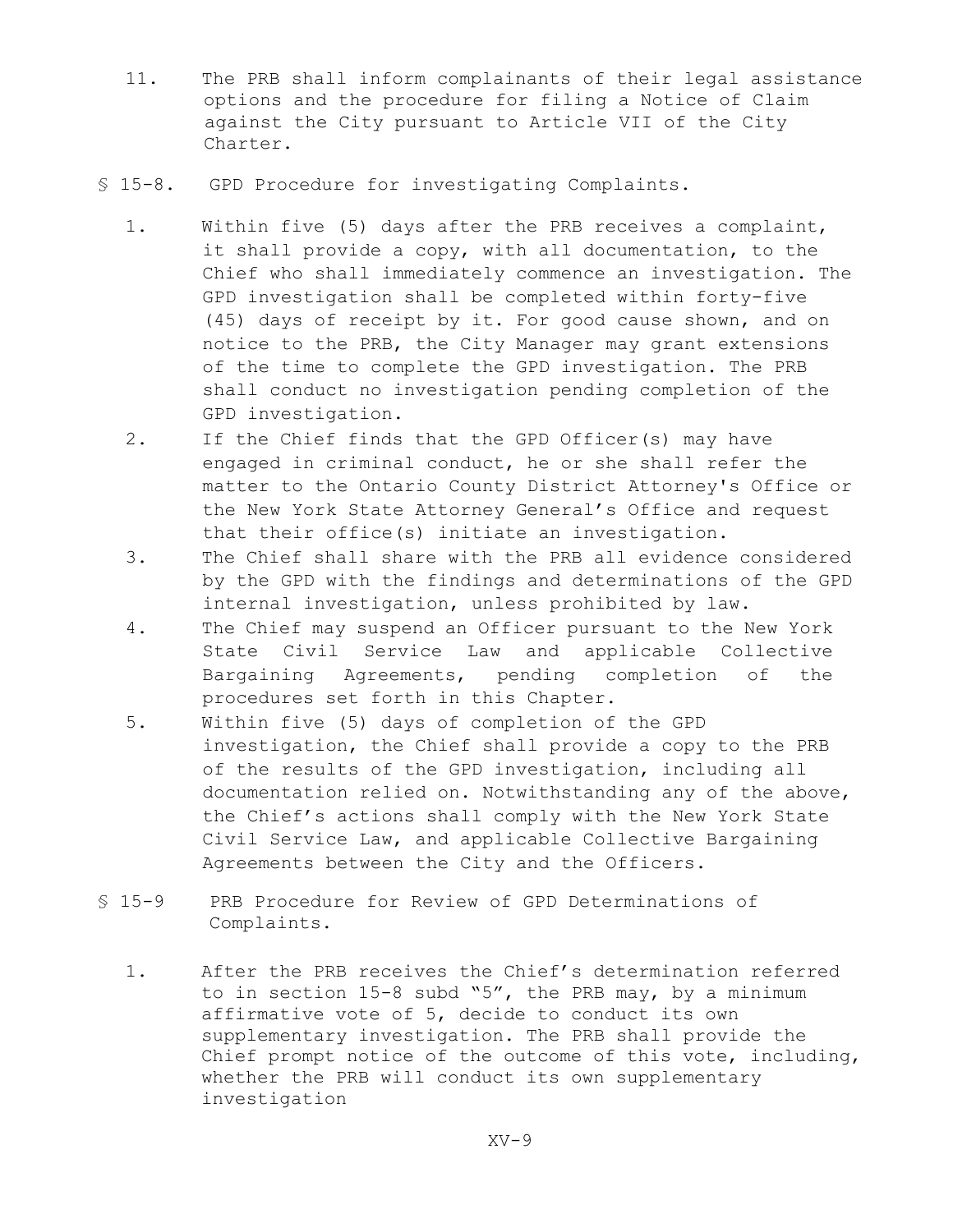11. The PRB shall inform complainants of their legal assistance options and the procedure for filing a Notice of Claim against the City pursuant to Article VII of the City Charter.

## § 15-8. GPD Procedure for investigating Complaints.

1. Within five (5) days after the PRB receives a complaint, it shall provide a copy, with all documentation, to the Chief who shall immediately commence an investigation. The GPD investigation shall be completed within forty-five (45) days of receipt by it. For good cause shown, and on notice to the PRB, the City Manager may grant extensions of the time to complete the GPD investigation. The PRB shall conduct no investigation pending completion of the GPD investigation.
2. If the Chief finds that the GPD Officer(s) may have engaged in criminal conduct, he or she shall refer the matter to the Ontario County District Attorney's Office or the New York State Attorney General's Office and request that their office(s) initiate an investigation.
3. The Chief shall share with the PRB all evidence considered by the GPD with the findings and determinations of the GPD internal investigation, unless prohibited by law.
4. The Chief may suspend an Officer pursuant to the New York State Civil Service Law and applicable Collective Bargaining Agreements, pending completion of the procedures set forth in this Chapter.
5. Within five (5) days of completion of the GPD investigation, the Chief shall provide a copy to the PRB of the results of the GPD investigation, including all documentation relied on. Notwithstanding any of the above, the Chief's actions shall comply with the New York State Civil Service Law, and applicable Collective Bargaining Agreements between the City and the Officers.

## § 15-9 PRB Procedure for Review of GPD Determinations of Complaints.

1. After the PRB receives the Chief's determination referred to in section 15-8 subd "5", the PRB may, by a minimum affirmative vote of 5, decide to conduct its own supplementary investigation. The PRB shall provide the Chief prompt notice of the outcome of this vote, including, whether the PRB will conduct its own supplementary investigation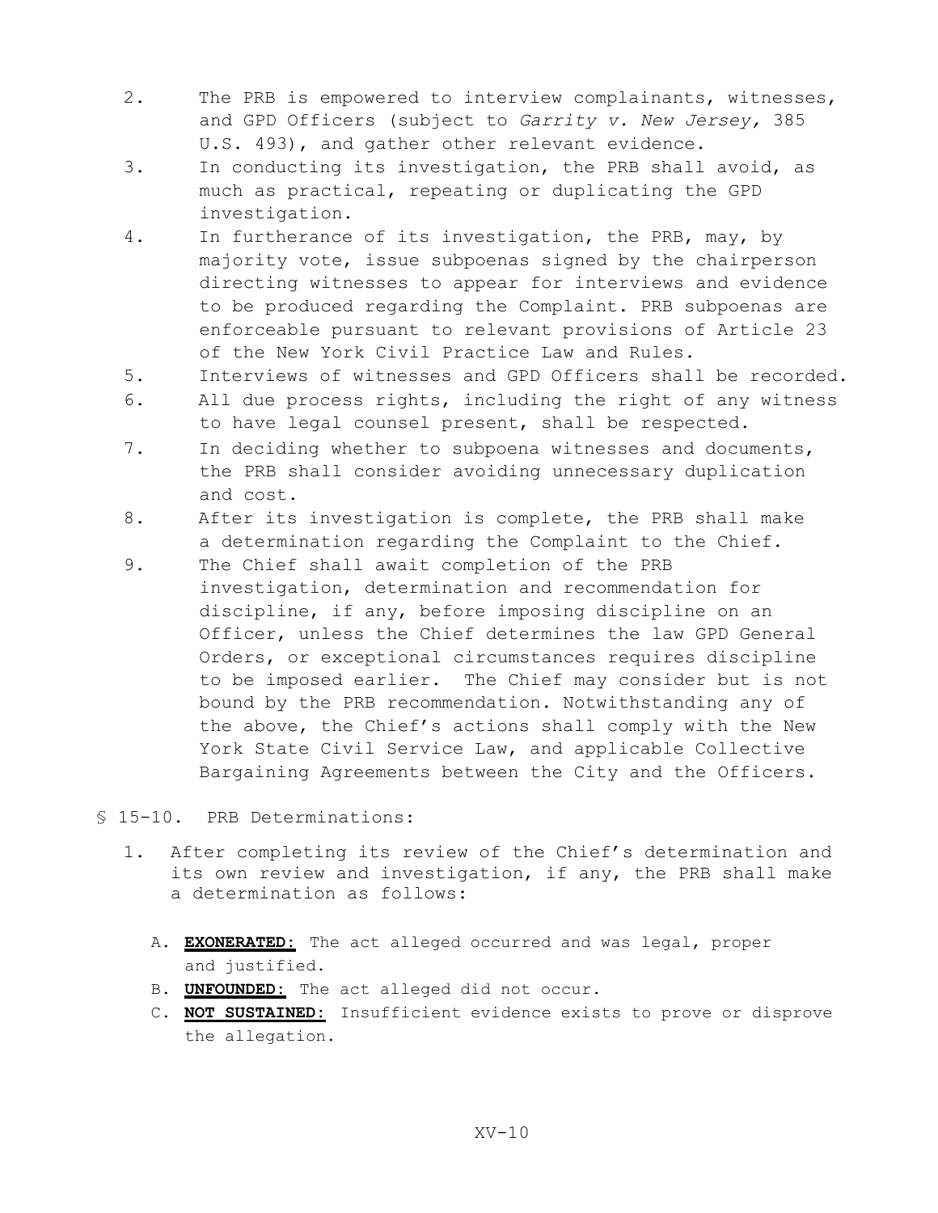2. The PRB is empowered to interview complainants, witnesses, and GPD Officers (subject to *Garrity v. New Jersey,* 385 U.S. 493), and gather other relevant evidence.
3. In conducting its investigation, the PRB shall avoid, as much as practical, repeating or duplicating the GPD investigation.
4. In furtherance of its investigation, the PRB, may, by majority vote, issue subpoenas signed by the chairperson directing witnesses to appear for interviews and evidence to be produced regarding the Complaint. PRB subpoenas are enforceable pursuant to relevant provisions of Article 23 of the New York Civil Practice Law and Rules.
5. Interviews of witnesses and GPD Officers shall be recorded.
6. All due process rights, including the right of any witness to have legal counsel present, shall be respected.
7. In deciding whether to subpoena witnesses and documents, the PRB shall consider avoiding unnecessary duplication and cost.
8. After its investigation is complete, the PRB shall make a determination regarding the Complaint to the Chief.
9. The Chief shall await completion of the PRB investigation, determination and recommendation for discipline, if any, before imposing discipline on an Officer, unless the Chief determines the law GPD General Orders, or exceptional circumstances requires discipline to be imposed earlier. The Chief may consider but is not bound by the PRB recommendation. Notwithstanding any of the above, the Chief's actions shall comply with the New York State Civil Service Law, and applicable Collective Bargaining Agreements between the City and the Officers.

§ 15-10. PRB Determinations:

1. After completing its review of the Chief's determination and its own review and investigation, if any, the PRB shall make a determination as follows:

   A. **EXONERATED:** The act alleged occurred and was legal, proper and justified.
   B. **UNFOUNDED:** The act alleged did not occur.
   C. **NOT SUSTAINED:** Insufficient evidence exists to prove or disprove the allegation.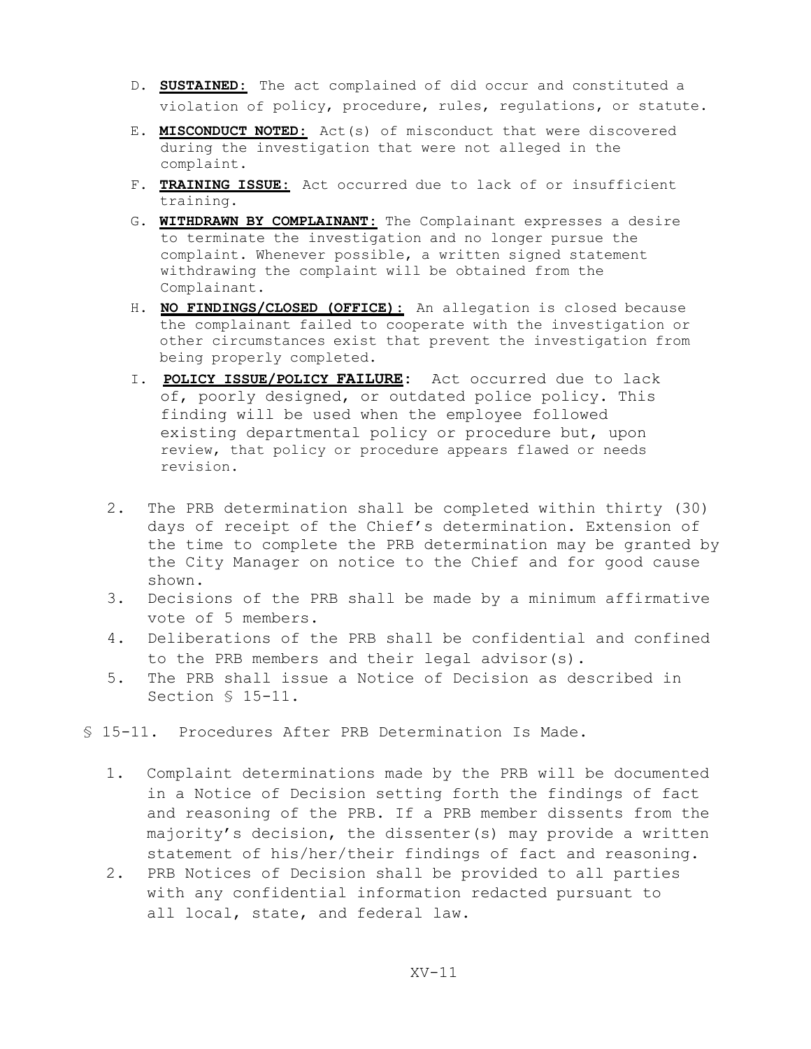D. **SUSTAINED:** The act complained of did occur and constituted a violation of policy, procedure, rules, regulations, or statute.

E. **MISCONDUCT NOTED:** Act(s) of misconduct that were discovered during the investigation that were not alleged in the complaint.

F. **TRAINING ISSUE:** Act occurred due to lack of or insufficient training.

G. **WITHDRAWN BY COMPLAINANT:** The Complainant expresses a desire to terminate the investigation and no longer pursue the complaint. Whenever possible, a written signed statement withdrawing the complaint will be obtained from the Complainant.

H. **NO FINDINGS/CLOSED (OFFICE):** An allegation is closed because the complainant failed to cooperate with the investigation or other circumstances exist that prevent the investigation from being properly completed.

I. **POLICY ISSUE/POLICY FAILURE:** Act occurred due to lack of, poorly designed, or outdated police policy. This finding will be used when the employee followed existing departmental policy or procedure but, upon review, that policy or procedure appears flawed or needs revision.

2. The PRB determination shall be completed within thirty (30) days of receipt of the Chief's determination. Extension of the time to complete the PRB determination may be granted by the City Manager on notice to the Chief and for good cause shown.
3. Decisions of the PRB shall be made by a minimum affirmative vote of 5 members.
4. Deliberations of the PRB shall be confidential and confined to the PRB members and their legal advisor(s).
5. The PRB shall issue a Notice of Decision as described in Section § 15-11.

§ 15-11. Procedures After PRB Determination Is Made.

1. Complaint determinations made by the PRB will be documented in a Notice of Decision setting forth the findings of fact and reasoning of the PRB. If a PRB member dissents from the majority's decision, the dissenter(s) may provide a written statement of his/her/their findings of fact and reasoning.
2. PRB Notices of Decision shall be provided to all parties with any confidential information redacted pursuant to all local, state, and federal law.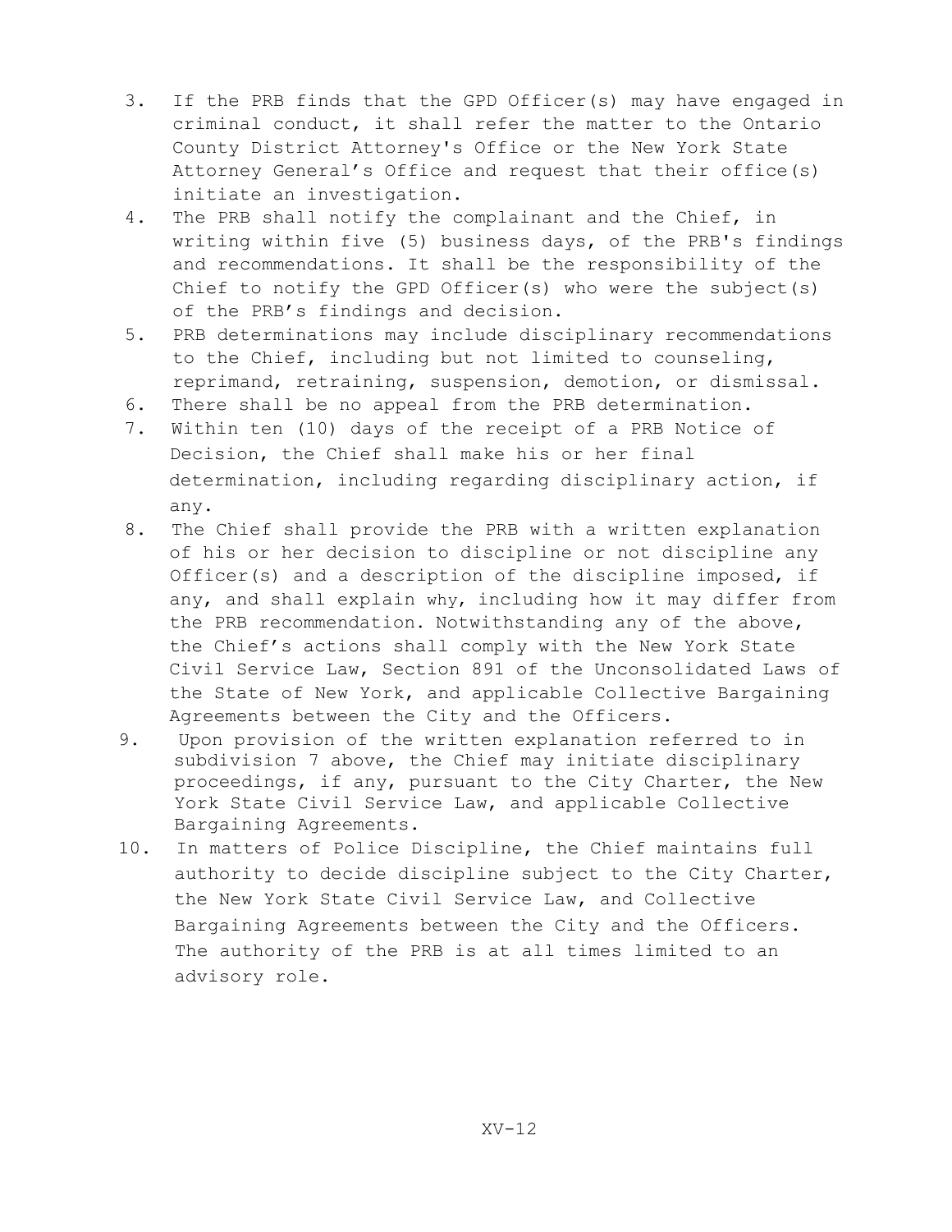3. If the PRB finds that the GPD Officer(s) may have engaged in criminal conduct, it shall refer the matter to the Ontario County District Attorney's Office or the New York State Attorney General's Office and request that their office(s) initiate an investigation.
4. The PRB shall notify the complainant and the Chief, in writing within five (5) business days, of the PRB's findings and recommendations. It shall be the responsibility of the Chief to notify the GPD Officer(s) who were the subject(s) of the PRB's findings and decision.
5. PRB determinations may include disciplinary recommendations to the Chief, including but not limited to counseling, reprimand, retraining, suspension, demotion, or dismissal.
6. There shall be no appeal from the PRB determination.
7. Within ten (10) days of the receipt of a PRB Notice of Decision, the Chief shall make his or her final determination, including regarding disciplinary action, if any.
8. The Chief shall provide the PRB with a written explanation of his or her decision to discipline or not discipline any Officer(s) and a description of the discipline imposed, if any, and shall explain why, including how it may differ from the PRB recommendation. Notwithstanding any of the above, the Chief's actions shall comply with the New York State Civil Service Law, Section 891 of the Unconsolidated Laws of the State of New York, and applicable Collective Bargaining Agreements between the City and the Officers.
9. Upon provision of the written explanation referred to in subdivision 7 above, the Chief may initiate disciplinary proceedings, if any, pursuant to the City Charter, the New York State Civil Service Law, and applicable Collective Bargaining Agreements.
10. In matters of Police Discipline, the Chief maintains full authority to decide discipline subject to the City Charter, the New York State Civil Service Law, and Collective Bargaining Agreements between the City and the Officers. The authority of the PRB is at all times limited to an advisory role.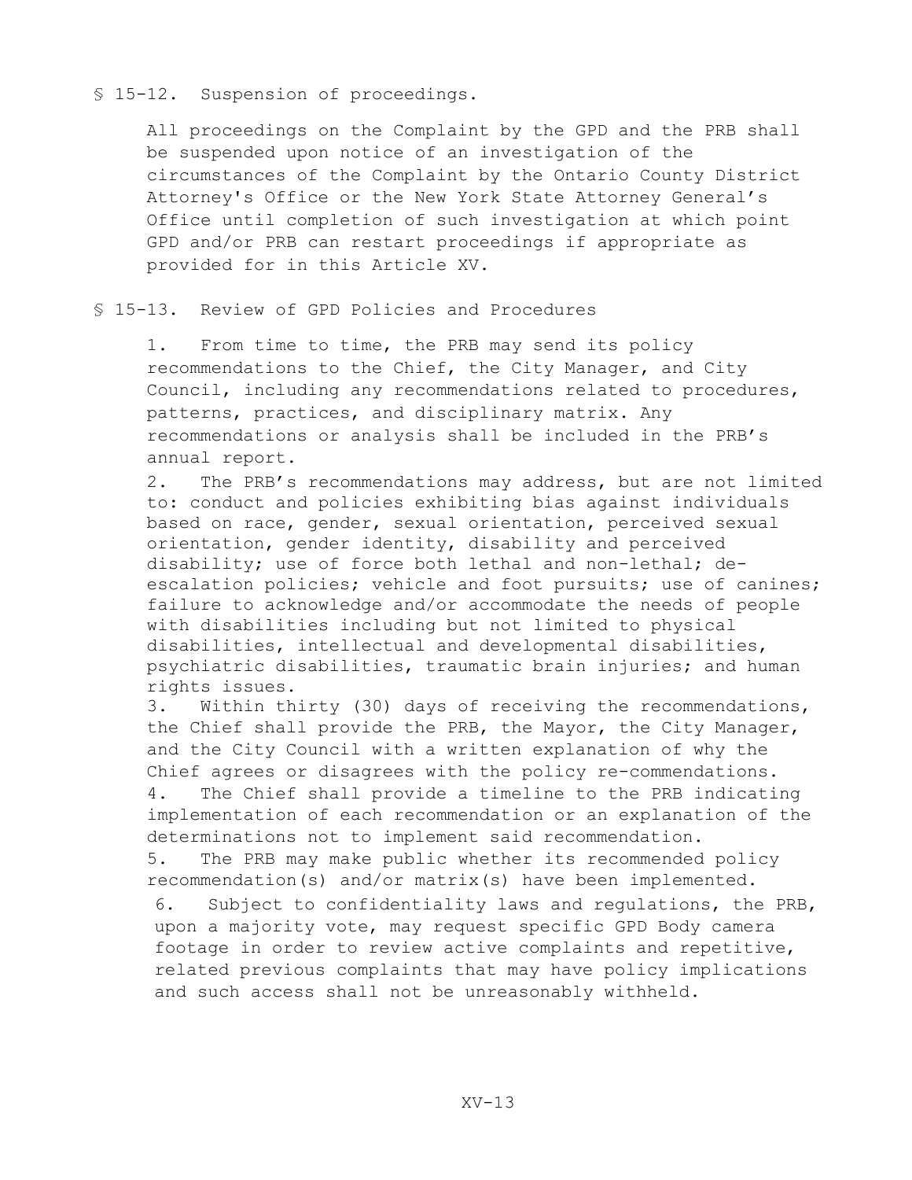## § 15-12. Suspension of proceedings.

All proceedings on the Complaint by the GPD and the PRB shall be suspended upon notice of an investigation of the circumstances of the Complaint by the Ontario County District Attorney's Office or the New York State Attorney General's Office until completion of such investigation at which point GPD and/or PRB can restart proceedings if appropriate as provided for in this Article XV.

## § 15-13. Review of GPD Policies and Procedures

1. From time to time, the PRB may send its policy recommendations to the Chief, the City Manager, and City Council, including any recommendations related to procedures, patterns, practices, and disciplinary matrix. Any recommendations or analysis shall be included in the PRB's annual report.
2. The PRB's recommendations may address, but are not limited to: conduct and policies exhibiting bias against individuals based on race, gender, sexual orientation, perceived sexual orientation, gender identity, disability and perceived disability; use of force both lethal and non-lethal; de-escalation policies; vehicle and foot pursuits; use of canines; failure to acknowledge and/or accommodate the needs of people with disabilities including but not limited to physical disabilities, intellectual and developmental disabilities, psychiatric disabilities, traumatic brain injuries; and human rights issues.
3. Within thirty (30) days of receiving the recommendations, the Chief shall provide the PRB, the Mayor, the City Manager, and the City Council with a written explanation of why the Chief agrees or disagrees with the policy re-commendations.
4. The Chief shall provide a timeline to the PRB indicating implementation of each recommendation or an explanation of the determinations not to implement said recommendation.
5. The PRB may make public whether its recommended policy recommendation(s) and/or matrix(s) have been implemented.
6. Subject to confidentiality laws and regulations, the PRB, upon a majority vote, may request specific GPD Body camera footage in order to review active complaints and repetitive, related previous complaints that may have policy implications and such access shall not be unreasonably withheld.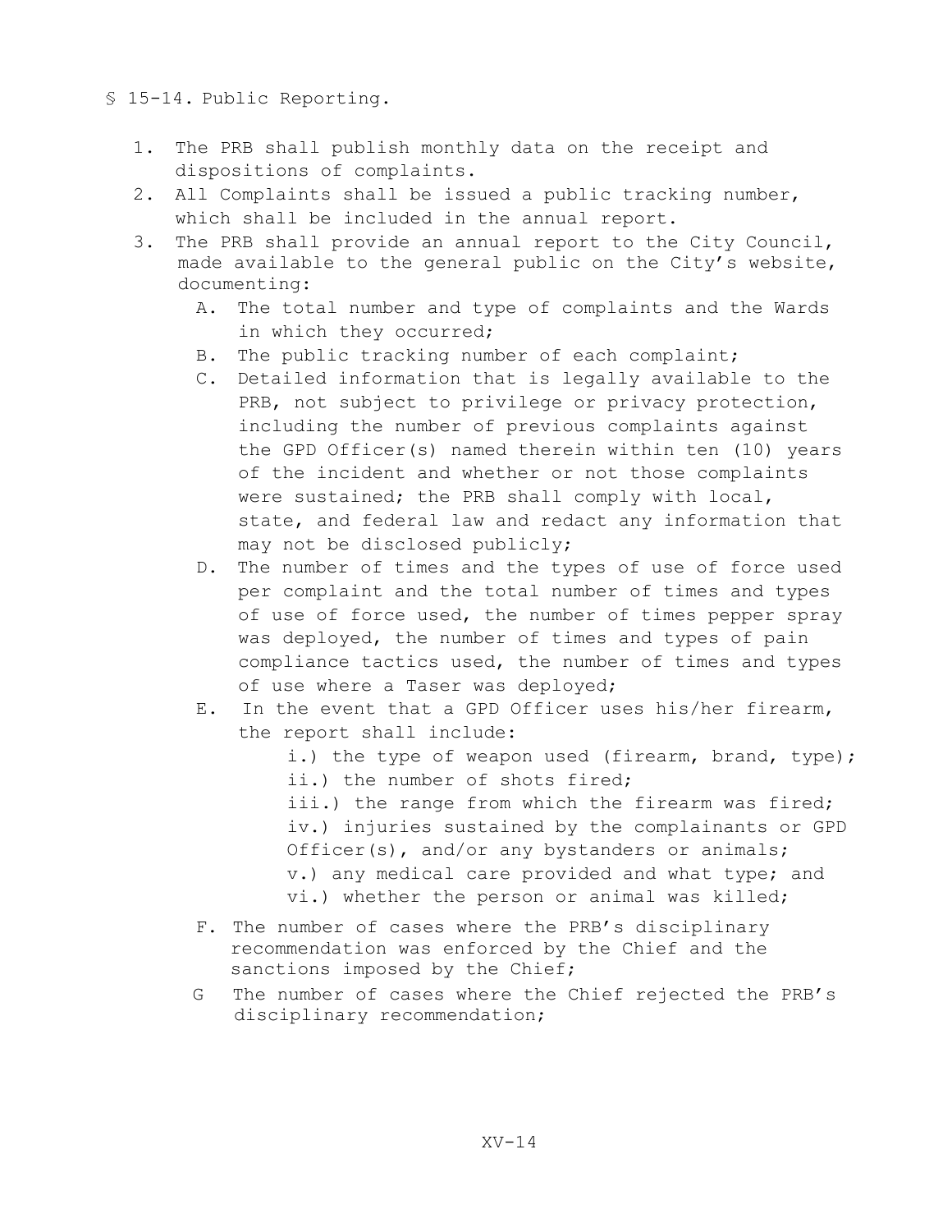§ 15-14. Public Reporting.

1. The PRB shall publish monthly data on the receipt and dispositions of complaints.
2. All Complaints shall be issued a public tracking number, which shall be included in the annual report.
3. The PRB shall provide an annual report to the City Council, made available to the general public on the City's website, documenting:
   A. The total number and type of complaints and the Wards in which they occurred;
   B. The public tracking number of each complaint;
   C. Detailed information that is legally available to the PRB, not subject to privilege or privacy protection, including the number of previous complaints against the GPD Officer(s) named therein within ten (10) years of the incident and whether or not those complaints were sustained; the PRB shall comply with local, state, and federal law and redact any information that may not be disclosed publicly;
   D. The number of times and the types of use of force used per complaint and the total number of times and types of use of force used, the number of times pepper spray was deployed, the number of times and types of pain compliance tactics used, the number of times and types of use where a Taser was deployed;
   E. In the event that a GPD Officer uses his/her firearm, the report shall include:
      i.) the type of weapon used (firearm, brand, type);
      ii.) the number of shots fired;
      iii.) the range from which the firearm was fired;
      iv.) injuries sustained by the complainants or GPD Officer(s), and/or any bystanders or animals;
      v.) any medical care provided and what type; and
      vi.) whether the person or animal was killed;
   F. The number of cases where the PRB's disciplinary recommendation was enforced by the Chief and the sanctions imposed by the Chief;
   G The number of cases where the Chief rejected the PRB's disciplinary recommendation;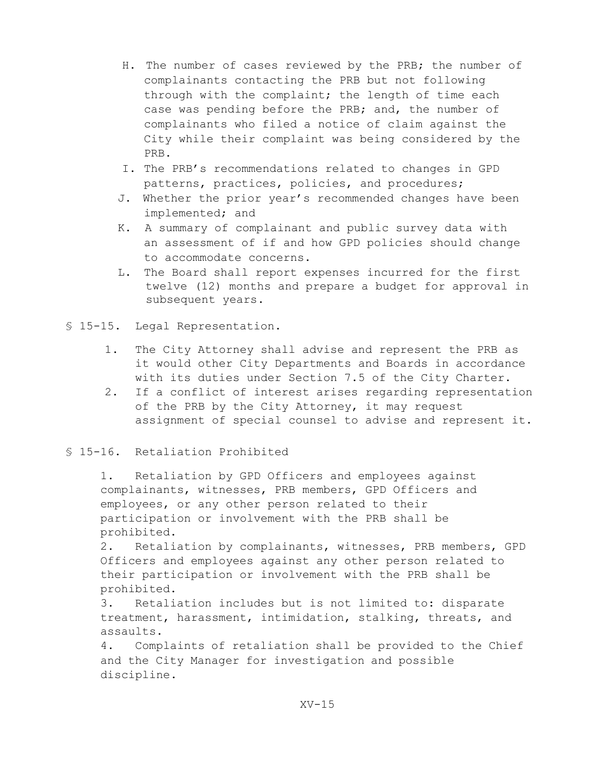H. The number of cases reviewed by the PRB; the number of complainants contacting the PRB but not following through with the complaint; the length of time each case was pending before the PRB; and, the number of complainants who filed a notice of claim against the City while their complaint was being considered by the PRB.

I. The PRB's recommendations related to changes in GPD patterns, practices, policies, and procedures;

J. Whether the prior year's recommended changes have been implemented; and

K. A summary of complainant and public survey data with an assessment of if and how GPD policies should change to accommodate concerns.

L. The Board shall report expenses incurred for the first twelve (12) months and prepare a budget for approval in subsequent years.

## § 15-15. Legal Representation.

1. The City Attorney shall advise and represent the PRB as it would other City Departments and Boards in accordance with its duties under Section 7.5 of the City Charter.
2. If a conflict of interest arises regarding representation of the PRB by the City Attorney, it may request assignment of special counsel to advise and represent it.

## § 15-16. Retaliation Prohibited

1. Retaliation by GPD Officers and employees against complainants, witnesses, PRB members, GPD Officers and employees, or any other person related to their participation or involvement with the PRB shall be prohibited.
2. Retaliation by complainants, witnesses, PRB members, GPD Officers and employees against any other person related to their participation or involvement with the PRB shall be prohibited.
3. Retaliation includes but is not limited to: disparate treatment, harassment, intimidation, stalking, threats, and assaults.
4. Complaints of retaliation shall be provided to the Chief and the City Manager for investigation and possible discipline.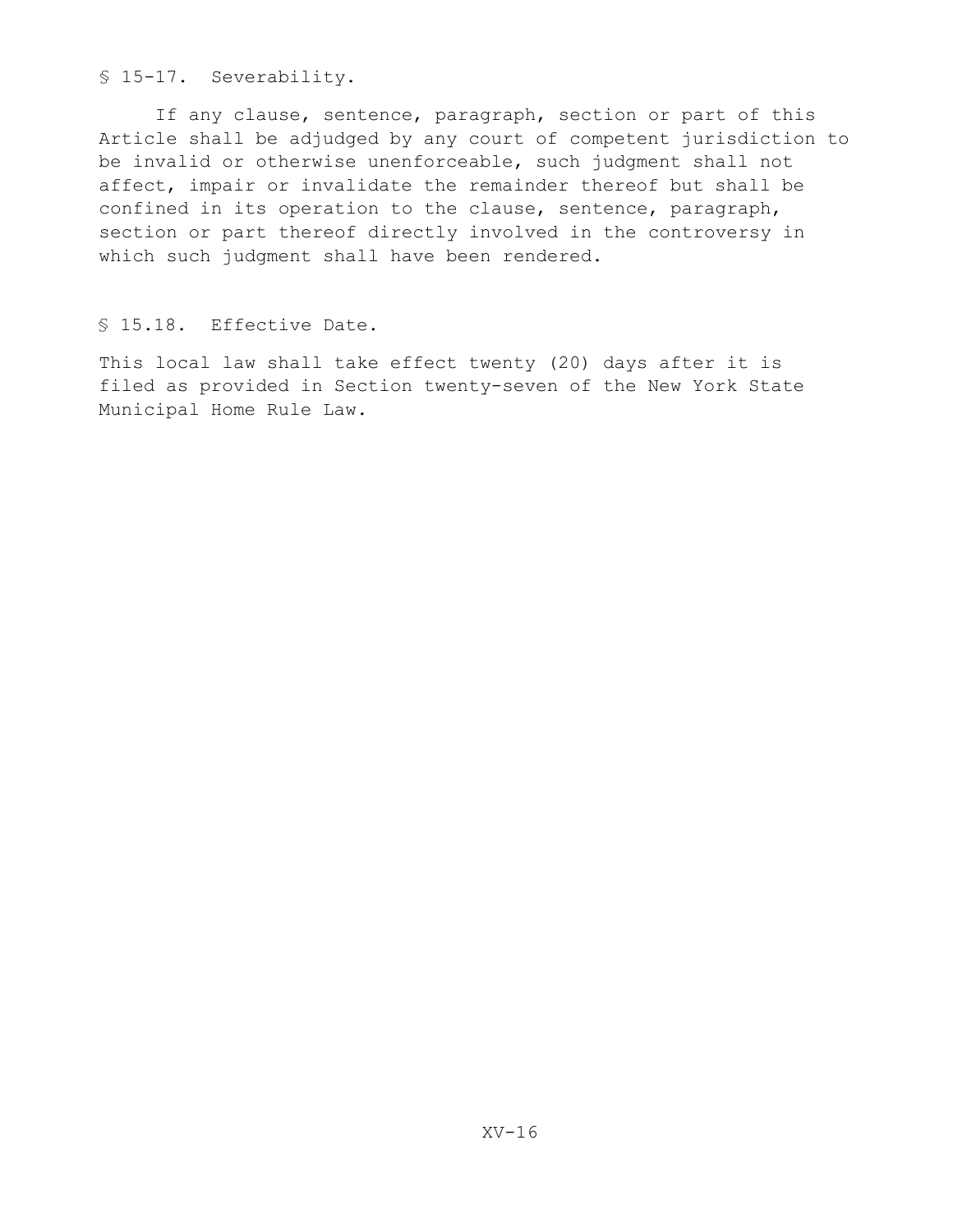§ 15-17. Severability.

If any clause, sentence, paragraph, section or part of this Article shall be adjudged by any court of competent jurisdiction to be invalid or otherwise unenforceable, such judgment shall not affect, impair or invalidate the remainder thereof but shall be confined in its operation to the clause, sentence, paragraph, section or part thereof directly involved in the controversy in which such judgment shall have been rendered.

§ 15.18. Effective Date.

This local law shall take effect twenty (20) days after it is filed as provided in Section twenty-seven of the New York State Municipal Home Rule Law.